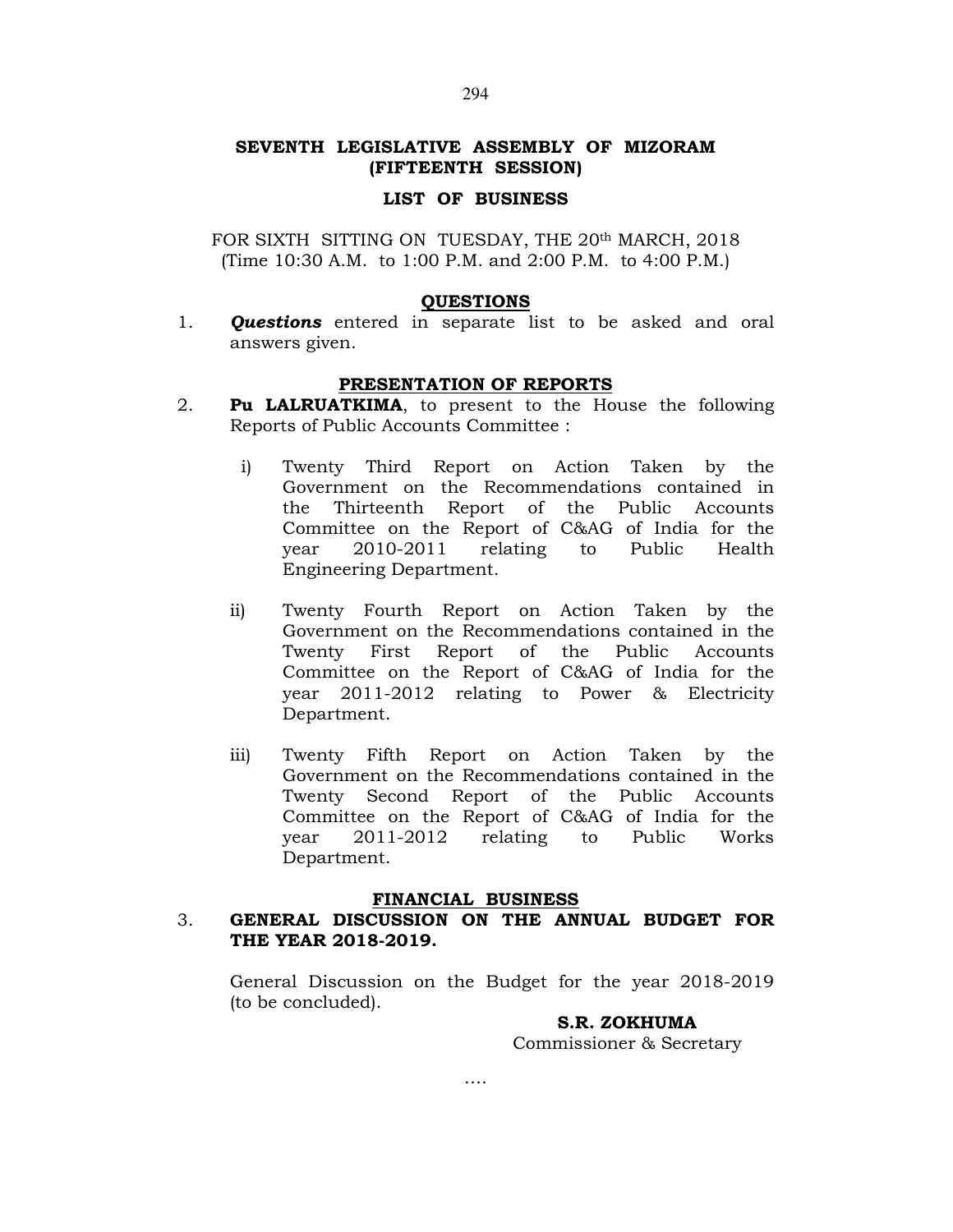# SEVENTH LEGISLATIVE ASSEMBLY OF MIZORAM
## (FIFTEENTH SESSION)

### LIST OF BUSINESS

FOR SIXTH SITTING ON TUESDAY, THE 20th MARCH, 2018
(Time 10:30 A.M. to 1:00 P.M. and 2:00 P.M. to 4:00 P.M.)

### QUESTIONS

1. ***Questions*** entered in separate list to be asked and oral answers given.

### PRESENTATION OF REPORTS

2. **Pu LALRUATKIMA**, to present to the House the following Reports of Public Accounts Committee :

   i) Twenty Third Report on Action Taken by the Government on the Recommendations contained in the Thirteenth Report of the Public Accounts Committee on the Report of C&AG of India for the year 2010-2011 relating to Public Health Engineering Department.

   ii) Twenty Fourth Report on Action Taken by the Government on the Recommendations contained in the Twenty First Report of the Public Accounts Committee on the Report of C&AG of India for the year 2011-2012 relating to Power & Electricity Department.

   iii) Twenty Fifth Report on Action Taken by the Government on the Recommendations contained in the Twenty Second Report of the Public Accounts Committee on the Report of C&AG of India for the year 2011-2012 relating to Public Works Department.

### FINANCIAL BUSINESS

3. **GENERAL DISCUSSION ON THE ANNUAL BUDGET FOR THE YEAR 2018-2019.**

   General Discussion on the Budget for the year 2018-2019 (to be concluded).

**S.R. ZOKHUMA**
Commissioner & Secretary

....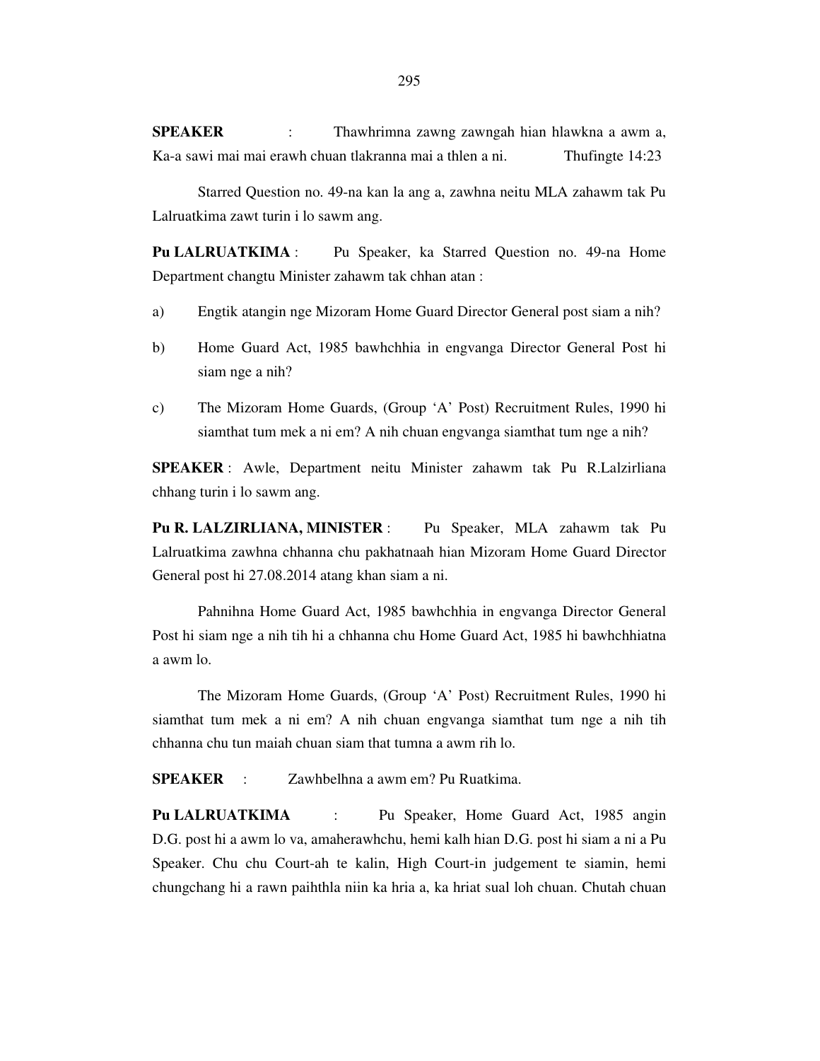**SPEAKER** : Thawhrimna zawng zawngah hian hlawkna a awm a, Ka-a sawi mai mai erawh chuan tlakranna mai a thlen a ni. Thufingte 14:23

Starred Question no. 49-na kan la ang a, zawhna neitu MLA zahawm tak Pu Lalruatkima zawt turin i lo sawm ang.

**Pu LALRUATKIMA** : Pu Speaker, ka Starred Question no. 49-na Home Department changtu Minister zahawm tak chhan atan :

a) Engtik atangin nge Mizoram Home Guard Director General post siam a nih?

b) Home Guard Act, 1985 bawhchhia in engvanga Director General Post hi siam nge a nih?

c) The Mizoram Home Guards, (Group 'A' Post) Recruitment Rules, 1990 hi siamthat tum mek a ni em? A nih chuan engvanga siamthat tum nge a nih?

**SPEAKER** : Awle, Department neitu Minister zahawm tak Pu R.Lalzirliana chhang turin i lo sawm ang.

**Pu R. LALZIRLIANA, MINISTER** : Pu Speaker, MLA zahawm tak Pu Lalruatkima zawhna chhanna chu pakhatnaah hian Mizoram Home Guard Director General post hi 27.08.2014 atang khan siam a ni.

Pahnihna Home Guard Act, 1985 bawhchhia in engvanga Director General Post hi siam nge a nih tih hi a chhanna chu Home Guard Act, 1985 hi bawhchhiatna a awm lo.

The Mizoram Home Guards, (Group 'A' Post) Recruitment Rules, 1990 hi siamthat tum mek a ni em? A nih chuan engvanga siamthat tum nge a nih tih chhanna chu tun maiah chuan siam that tumna a awm rih lo.

**SPEAKER** : Zawhbelhna a awm em? Pu Ruatkima.

**Pu LALRUATKIMA** : Pu Speaker, Home Guard Act, 1985 angin D.G. post hi a awm lo va, amaherawhchu, hemi kalh hian D.G. post hi siam a ni a Pu Speaker. Chu chu Court-ah te kalin, High Court-in judgement te siamin, hemi chungchang hi a rawn paihthla niin ka hria a, ka hriat sual loh chuan. Chutah chuan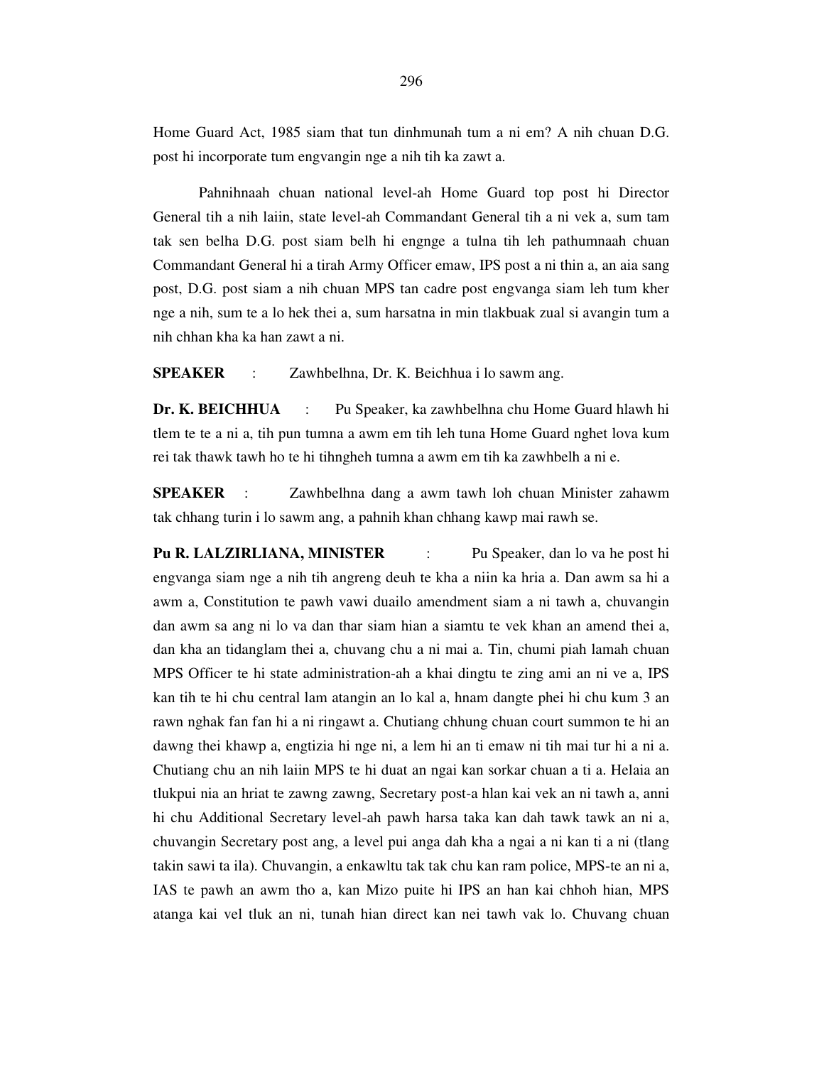Home Guard Act, 1985 siam that tun dinhmunah tum a ni em? A nih chuan D.G. post hi incorporate tum engvangin nge a nih tih ka zawt a.

Pahnihnaah chuan national level-ah Home Guard top post hi Director General tih a nih laiin, state level-ah Commandant General tih a ni vek a, sum tam tak sen belha D.G. post siam belh hi engnge a tulna tih leh pathumnaah chuan Commandant General hi a tirah Army Officer emaw, IPS post a ni thin a, an aia sang post, D.G. post siam a nih chuan MPS tan cadre post engvanga siam leh tum kher nge a nih, sum te a lo hek thei a, sum harsatna in min tlakbuak zual si avangin tum a nih chhan kha ka han zawt a ni.

**SPEAKER** : Zawhbelhna, Dr. K. Beichhua i lo sawm ang.

**Dr. K. BEICHHUA** : Pu Speaker, ka zawhbelhna chu Home Guard hlawh hi tlem te te a ni a, tih pun tumna a awm em tih leh tuna Home Guard nghet lova kum rei tak thawk tawh ho te hi tihngheh tumna a awm em tih ka zawhbelh a ni e.

**SPEAKER** : Zawhbelhna dang a awm tawh loh chuan Minister zahawm tak chhang turin i lo sawm ang, a pahnih khan chhang kawp mai rawh se.

**Pu R. LALZIRLIANA, MINISTER** : Pu Speaker, dan lo va he post hi engvanga siam nge a nih tih angreng deuh te kha a niin ka hria a. Dan awm sa hi a awm a, Constitution te pawh vawi duailo amendment siam a ni tawh a, chuvangin dan awm sa ang ni lo va dan thar siam hian a siamtu te vek khan an amend thei a, dan kha an tidanglam thei a, chuvang chu a ni mai a. Tin, chumi piah lamah chuan MPS Officer te hi state administration-ah a khai dingtu te zing ami an ni ve a, IPS kan tih te hi chu central lam atangin an lo kal a, hnam dangte phei hi chu kum 3 an rawn nghak fan fan hi a ni ringawt a. Chutiang chhung chuan court summon te hi an dawng thei khawp a, engtizia hi nge ni, a lem hi an ti emaw ni tih mai tur hi a ni a. Chutiang chu an nih laiin MPS te hi duat an ngai kan sorkar chuan a ti a. Helaia an tlukpui nia an hriat te zawng zawng, Secretary post-a hlan kai vek an ni tawh a, anni hi chu Additional Secretary level-ah pawh harsa taka kan dah tawk tawk an ni a, chuvangin Secretary post ang, a level pui anga dah kha a ngai a ni kan ti a ni (tlang takin sawi ta ila). Chuvangin, a enkawltu tak tak chu kan ram police, MPS-te an ni a, IAS te pawh an awm tho a, kan Mizo puite hi IPS an han kai chhoh hian, MPS atanga kai vel tluk an ni, tunah hian direct kan nei tawh vak lo. Chuvang chuan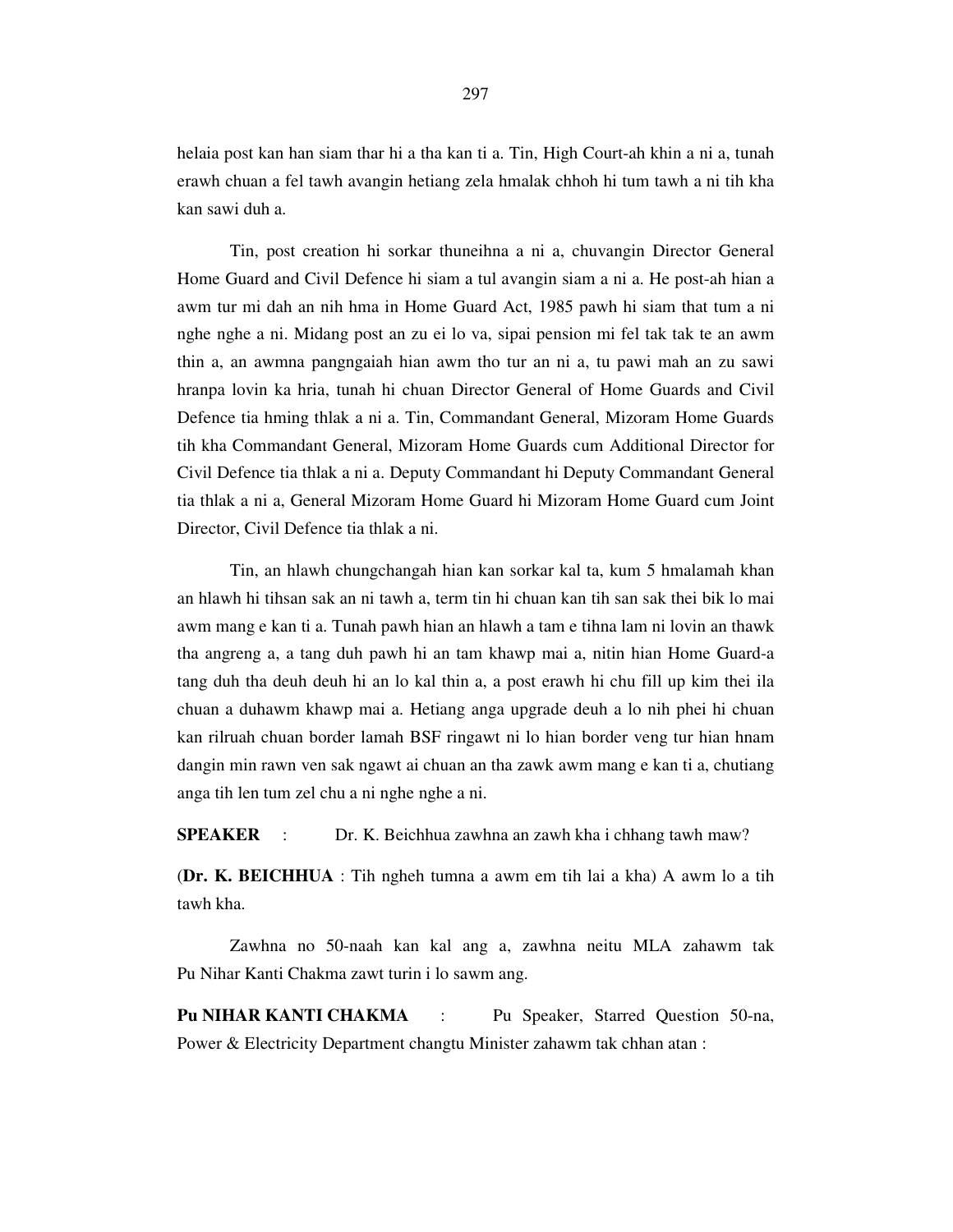helaia post kan han siam thar hi a tha kan ti a. Tin, High Court-ah khin a ni a, tunah erawh chuan a fel tawh avangin hetiang zela hmalak chhoh hi tum tawh a ni tih kha kan sawi duh a.

Tin, post creation hi sorkar thuneihna a ni a, chuvangin Director General Home Guard and Civil Defence hi siam a tul avangin siam a ni a. He post-ah hian a awm tur mi dah an nih hma in Home Guard Act, 1985 pawh hi siam that tum a ni nghe nghe a ni. Midang post an zu ei lo va, sipai pension mi fel tak tak te an awm thin a, an awmna pangngaiah hian awm tho tur an ni a, tu pawi mah an zu sawi hranpa lovin ka hria, tunah hi chuan Director General of Home Guards and Civil Defence tia hming thlak a ni a. Tin, Commandant General, Mizoram Home Guards tih kha Commandant General, Mizoram Home Guards cum Additional Director for Civil Defence tia thlak a ni a. Deputy Commandant hi Deputy Commandant General tia thlak a ni a, General Mizoram Home Guard hi Mizoram Home Guard cum Joint Director, Civil Defence tia thlak a ni.

Tin, an hlawh chungchangah hian kan sorkar kal ta, kum 5 hmalamah khan an hlawh hi tihsan sak an ni tawh a, term tin hi chuan kan tih san sak thei bik lo mai awm mang e kan ti a. Tunah pawh hian an hlawh a tam e tihna lam ni lovin an thawk tha angreng a, a tang duh pawh hi an tam khawp mai a, nitin hian Home Guard-a tang duh tha deuh deuh hi an lo kal thin a, a post erawh hi chu fill up kim thei ila chuan a duhawm khawp mai a. Hetiang anga upgrade deuh a lo nih phei hi chuan kan rilruah chuan border lamah BSF ringawt ni lo hian border veng tur hian hnam dangin min rawn ven sak ngawt ai chuan an tha zawk awm mang e kan ti a, chutiang anga tih len tum zel chu a ni nghe nghe a ni.

**SPEAKER** : Dr. K. Beichhua zawhna an zawh kha i chhang tawh maw?

(**Dr. K. BEICHHUA** : Tih ngheh tumna a awm em tih lai a kha) A awm lo a tih tawh kha.

Zawhna no 50-naah kan kal ang a, zawhna neitu MLA zahawm tak Pu Nihar Kanti Chakma zawt turin i lo sawm ang.

**Pu NIHAR KANTI CHAKMA** : Pu Speaker, Starred Question 50-na, Power & Electricity Department changtu Minister zahawm tak chhan atan :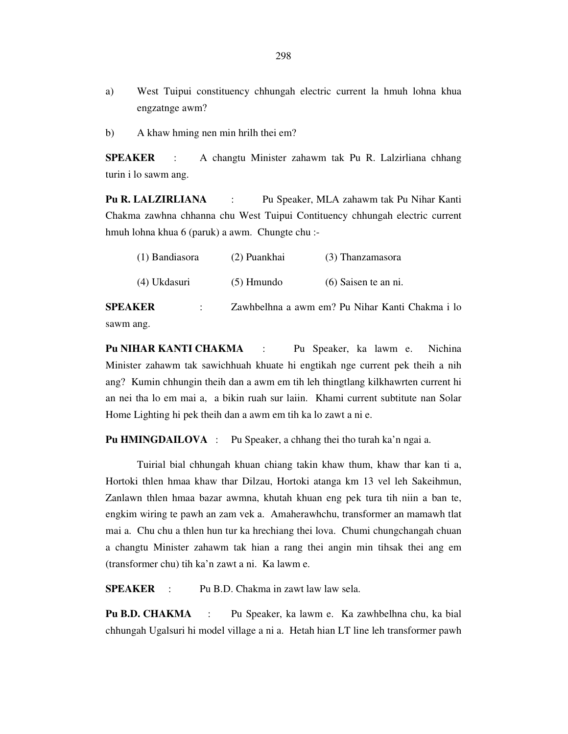a) West Tuipui constituency chhungah electric current la hmuh lohna khua engzatnge awm?

b) A khaw hming nen min hrilh thei em?

**SPEAKER** : A changtu Minister zahawm tak Pu R. Lalzirliana chhang turin i lo sawm ang.

**Pu R. LALZIRLIANA** : Pu Speaker, MLA zahawm tak Pu Nihar Kanti Chakma zawhna chhanna chu West Tuipui Contituency chhungah electric current hmuh lohna khua 6 (paruk) a awm. Chungte chu :-

| | | |
|---|---|---|
| (1) Bandiasora | (2) Puankhai | (3) Thanzamasora |
| (4) Ukdasuri | (5) Hmundo | (6) Saisen te an ni. |

**SPEAKER** : Zawhbelhna a awm em? Pu Nihar Kanti Chakma i lo sawm ang.

**Pu NIHAR KANTI CHAKMA** : Pu Speaker, ka lawm e. Nichina Minister zahawm tak sawichhuah khuate hi engtikah nge current pek theih a nih ang? Kumin chhungin theih dan a awm em tih leh thingtlang kilkhawrten current hi an nei tha lo em mai a, a bikin ruah sur laiin. Khami current subtitute nan Solar Home Lighting hi pek theih dan a awm em tih ka lo zawt a ni e.

**Pu HMINGDAILOVA** : Pu Speaker, a chhang thei tho turah ka'n ngai a.

Tuirial bial chhungah khuan chiang takin khaw thum, khaw thar kan ti a, Hortoki thlen hmaa khaw thar Dilzau, Hortoki atanga km 13 vel leh Sakeihmun, Zanlawn thlen hmaa bazar awmna, khutah khuan eng pek tura tih niin a ban te, engkim wiring te pawh an zam vek a. Amaherawhchu, transformer an mamawh tlat mai a. Chu chu a thlen hun tur ka hrechiang thei lova. Chumi chungchangah chuan a changtu Minister zahawm tak hian a rang thei angin min tihsak thei ang em (transformer chu) tih ka'n zawt a ni. Ka lawm e.

**SPEAKER** : Pu B.D. Chakma in zawt law law sela.

**Pu B.D. CHAKMA** : Pu Speaker, ka lawm e. Ka zawhbelhna chu, ka bial chhungah Ugalsuri hi model village a ni a. Hetah hian LT line leh transformer pawh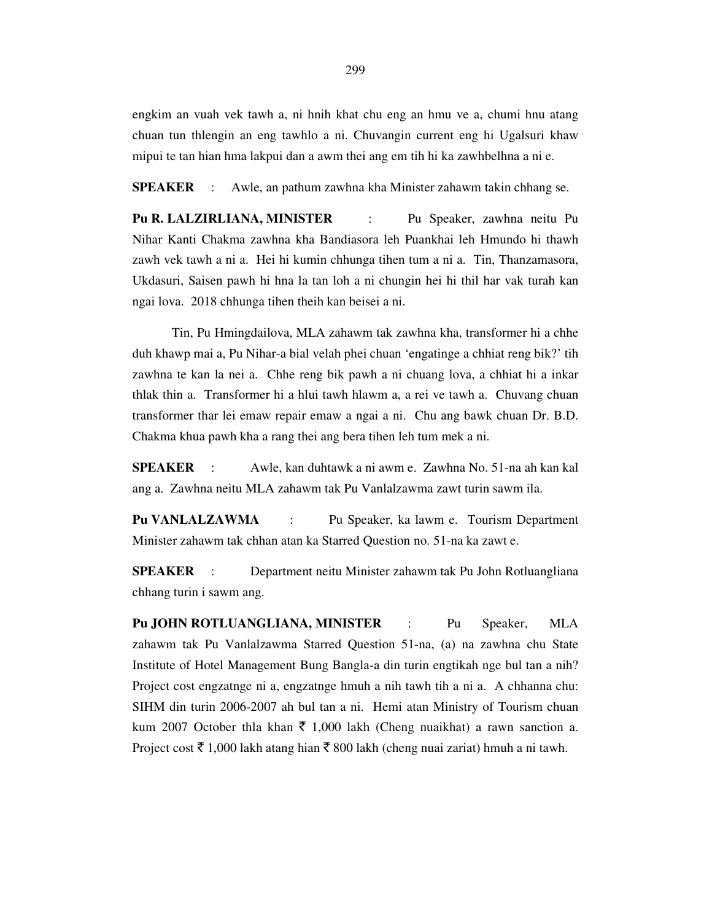engkim an vuah vek tawh a, ni hnih khat chu eng an hmu ve a, chumi hnu atang chuan tun thlengin an eng tawhlo a ni. Chuvangin current eng hi Ugalsuri khaw mipui te tan hian hma lakpui dan a awm thei ang em tih hi ka zawhbelhna a ni e.

**SPEAKER** : Awle, an pathum zawhna kha Minister zahawm takin chhang se.

**Pu R. LALZIRLIANA, MINISTER** : Pu Speaker, zawhna neitu Pu Nihar Kanti Chakma zawhna kha Bandiasora leh Puankhai leh Hmundo hi thawh zawh vek tawh a ni a. Hei hi kumin chhunga tihen tum a ni a. Tin, Thanzamasora, Ukdasuri, Saisen pawh hi hna la tan loh a ni chungin hei hi thil har vak turah kan ngai lova. 2018 chhunga tihen theih kan beisei a ni.

Tin, Pu Hmingdailova, MLA zahawm tak zawhna kha, transformer hi a chhe duh khawp mai a, Pu Nihar-a bial velah phei chuan 'engatinge a chhiat reng bik?' tih zawhna te kan la nei a. Chhe reng bik pawh a ni chuang lova, a chhiat hi a inkar thlak thin a. Transformer hi a hlui tawh hlawm a, a rei ve tawh a. Chuvang chuan transformer thar lei emaw repair emaw a ngai a ni. Chu ang bawk chuan Dr. B.D. Chakma khua pawh kha a rang thei ang bera tihen leh tum mek a ni.

**SPEAKER** : Awle, kan duhtawk a ni awm e. Zawhna No. 51-na ah kan kal ang a. Zawhna neitu MLA zahawm tak Pu Vanlalzawma zawt turin sawm ila.

**Pu VANLALZAWMA** : Pu Speaker, ka lawm e. Tourism Department Minister zahawm tak chhan atan ka Starred Question no. 51-na ka zawt e.

**SPEAKER** : Department neitu Minister zahawm tak Pu John Rotluangliana chhang turin i sawm ang.

**Pu JOHN ROTLUANGLIANA, MINISTER** : Pu Speaker, MLA zahawm tak Pu Vanlalzawma Starred Question 51-na, (a) na zawhna chu State Institute of Hotel Management Bung Bangla-a din turin engtikah nge bul tan a nih? Project cost engzatnge ni a, engzatnge hmuh a nih tawh tih a ni a. A chhanna chu: SIHM din turin 2006-2007 ah bul tan a ni. Hemi atan Ministry of Tourism chuan kum 2007 October thla khan ₹ 1,000 lakh (Cheng nuaikhat) a rawn sanction a. Project cost ₹ 1,000 lakh atang hian ₹ 800 lakh (cheng nuai zariat) hmuh a ni tawh.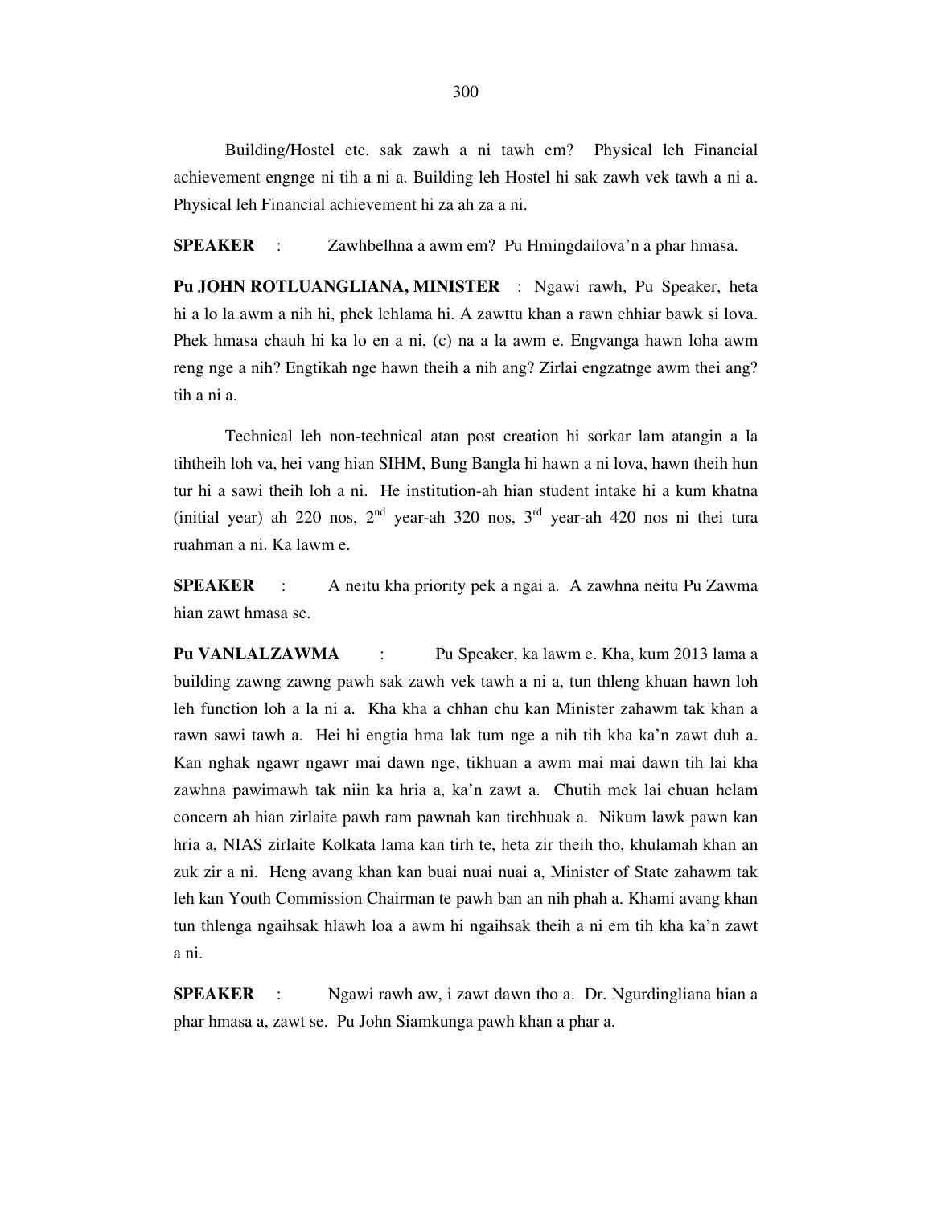Building/Hostel etc. sak zawh a ni tawh em? Physical leh Financial achievement engnge ni tih a ni a. Building leh Hostel hi sak zawh vek tawh a ni a. Physical leh Financial achievement hi za ah za a ni.

**SPEAKER** : Zawhbelhna a awm em? Pu Hmingdailova'n a phar hmasa.

**Pu JOHN ROTLUANGLIANA, MINISTER** : Ngawi rawh, Pu Speaker, heta hi a lo la awm a nih hi, phek lehlama hi. A zawttu khan a rawn chhiar bawk si lova. Phek hmasa chauh hi ka lo en a ni, (c) na a la awm e. Engvanga hawn loha awm reng nge a nih? Engtikah nge hawn theih a nih ang? Zirlai engzatnge awm thei ang? tih a ni a.

Technical leh non-technical atan post creation hi sorkar lam atangin a la tihtheih loh va, hei vang hian SIHM, Bung Bangla hi hawn a ni lova, hawn theih hun tur hi a sawi theih loh a ni. He institution-ah hian student intake hi a kum khatna (initial year) ah 220 nos, 2nd year-ah 320 nos, 3rd year-ah 420 nos ni thei tura ruahman a ni. Ka lawm e.

**SPEAKER** : A neitu kha priority pek a ngai a. A zawhna neitu Pu Zawma hian zawt hmasa se.

**Pu VANLALZAWMA** : Pu Speaker, ka lawm e. Kha, kum 2013 lama a building zawng zawng pawh sak zawh vek tawh a ni a, tun thleng khuan hawn loh leh function loh a la ni a. Kha kha a chhan chu kan Minister zahawm tak khan a rawn sawi tawh a. Hei hi engtia hma lak tum nge a nih tih kha ka'n zawt duh a. Kan nghak ngawr ngawr mai dawn nge, tikhuan a awm mai mai dawn tih lai kha zawhna pawimawh tak niin ka hria a, ka'n zawt a. Chutih mek lai chuan helam concern ah hian zirlaite pawh ram pawnah kan tirchhuak a. Nikum lawk pawn kan hria a, NIAS zirlaite Kolkata lama kan tirh te, heta zir theih tho, khulamah khan an zuk zir a ni. Heng avang khan kan buai nuai nuai a, Minister of State zahawm tak leh kan Youth Commission Chairman te pawh ban an nih phah a. Khami avang khan tun thlenga ngaihsak hlawh loa a awm hi ngaihsak theih a ni em tih kha ka'n zawt a ni.

**SPEAKER** : Ngawi rawh aw, i zawt dawn tho a. Dr. Ngurdingliana hian a phar hmasa a, zawt se. Pu John Siamkunga pawh khan a phar a.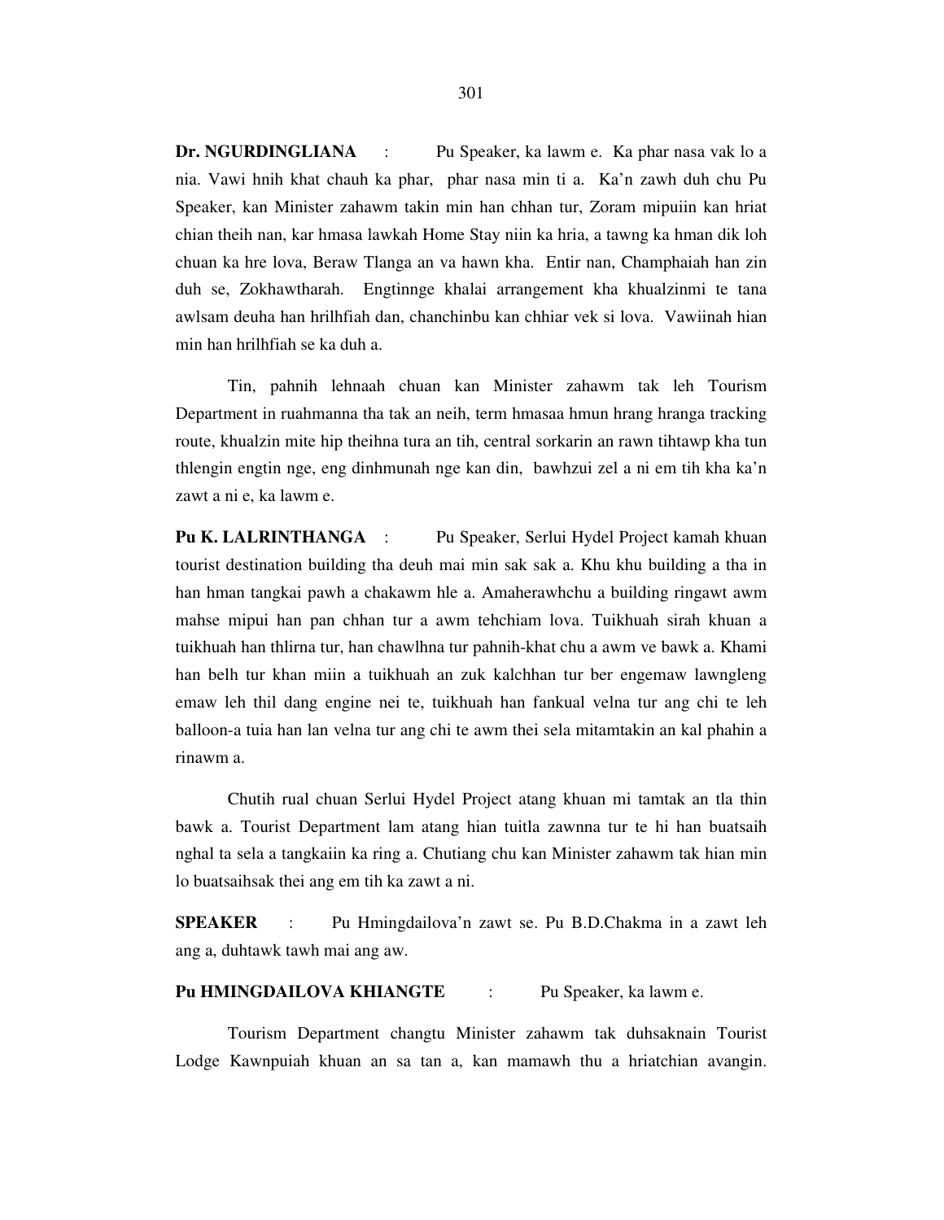**Dr. NGURDINGLIANA** : Pu Speaker, ka lawm e. Ka phar nasa vak lo a nia. Vawi hnih khat chauh ka phar, phar nasa min ti a. Ka'n zawh duh chu Pu Speaker, kan Minister zahawm takin min han chhan tur, Zoram mipuiin kan hriat chian theih nan, kar hmasa lawkah Home Stay niin ka hria, a tawng ka hman dik loh chuan ka hre lova, Beraw Tlanga an va hawn kha. Entir nan, Champhaiah han zin duh se, Zokhawtharah. Engtinnge khalai arrangement kha khualzinmi te tana awlsam deuha han hrilhfiah dan, chanchinbu kan chhiar vek si lova. Vawiinah hian min han hrilhfiah se ka duh a.

Tin, pahnih lehnaah chuan kan Minister zahawm tak leh Tourism Department in ruahmanna tha tak an neih, term hmasaa hmun hrang hranga tracking route, khualzin mite hip theihna tura an tih, central sorkarin an rawn tihtawp kha tun thlengin engtin nge, eng dinhmunah nge kan din, bawhzui zel a ni em tih kha ka'n zawt a ni e, ka lawm e.

**Pu K. LALRINTHANGA** : Pu Speaker, Serlui Hydel Project kamah khuan tourist destination building tha deuh mai min sak sak a. Khu khu building a tha in han hman tangkai pawh a chakawm hle a. Amaherawhchu a building ringawt awm mahse mipui han pan chhan tur a awm tehchiam lova. Tuikhuah sirah khuan a tuikhuah han thlirna tur, han chawlhna tur pahnih-khat chu a awm ve bawk a. Khami han belh tur khan miin a tuikhuah an zuk kalchhan tur ber engemaw lawngleng emaw leh thil dang engine nei te, tuikhuah han fankual velna tur ang chi te leh balloon-a tuia han lan velna tur ang chi te awm thei sela mitamtakin an kal phahin a rinawm a.

Chutih rual chuan Serlui Hydel Project atang khuan mi tamtak an tla thin bawk a. Tourist Department lam atang hian tuitla zawnna tur te hi han buatsaih nghal ta sela a tangkaiin ka ring a. Chutiang chu kan Minister zahawm tak hian min lo buatsaihsak thei ang em tih ka zawt a ni.

**SPEAKER** : Pu Hmingdailova'n zawt se. Pu B.D.Chakma in a zawt leh ang a, duhtawk tawh mai ang aw.

**Pu HMINGDAILOVA KHIANGTE** : Pu Speaker, ka lawm e.

Tourism Department changtu Minister zahawm tak duhsaknain Tourist Lodge Kawnpuiah khuan an sa tan a, kan mamawh thu a hriatchian avangin.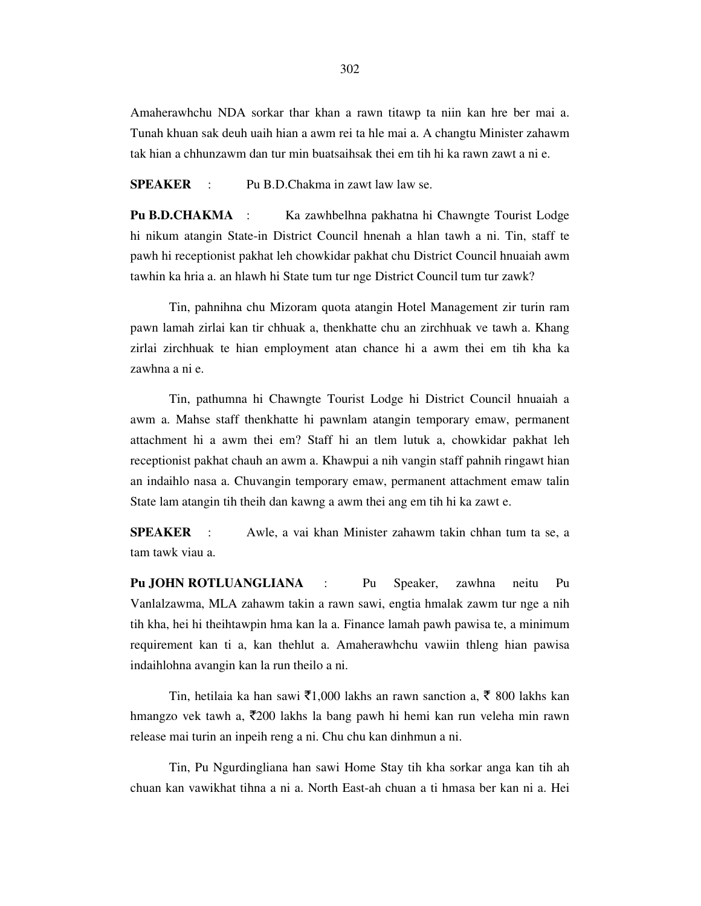Amaherawhchu NDA sorkar thar khan a rawn titawp ta niin kan hre ber mai a. Tunah khuan sak deuh uaih hian a awm rei ta hle mai a. A changtu Minister zahawm tak hian a chhunzawm dan tur min buatsaihsak thei em tih hi ka rawn zawt a ni e.

**SPEAKER** : Pu B.D.Chakma in zawt law law se.

**Pu B.D.CHAKMA** : Ka zawhbelhna pakhatna hi Chawngte Tourist Lodge hi nikum atangin State-in District Council hnenah a hlan tawh a ni. Tin, staff te pawh hi receptionist pakhat leh chowkidar pakhat chu District Council hnuaiah awm tawhin ka hria a. an hlawh hi State tum tur nge District Council tum tur zawk?

Tin, pahnihna chu Mizoram quota atangin Hotel Management zir turin ram pawn lamah zirlai kan tir chhuak a, thenkhatte chu an zirchhuak ve tawh a. Khang zirlai zirchhuak te hian employment atan chance hi a awm thei em tih kha ka zawhna a ni e.

Tin, pathumna hi Chawngte Tourist Lodge hi District Council hnuaiah a awm a. Mahse staff thenkhatte hi pawnlam atangin temporary emaw, permanent attachment hi a awm thei em? Staff hi an tlem lutuk a, chowkidar pakhat leh receptionist pakhat chauh an awm a. Khawpui a nih vangin staff pahnih ringawt hian an indaihlo nasa a. Chuvangin temporary emaw, permanent attachment emaw talin State lam atangin tih theih dan kawng a awm thei ang em tih hi ka zawt e.

**SPEAKER** : Awle, a vai khan Minister zahawm takin chhan tum ta se, a tam tawk viau a.

**Pu JOHN ROTLUANGLIANA** : Pu Speaker, zawhna neitu Pu Vanlalzawma, MLA zahawm takin a rawn sawi, engtia hmalak zawm tur nge a nih tih kha, hei hi theihtawpin hma kan la a. Finance lamah pawh pawisa te, a minimum requirement kan ti a, kan thehlut a. Amaherawhchu vawiin thleng hian pawisa indaihlohna avangin kan la run theilo a ni.

Tin, hetilaia ka han sawi ₹1,000 lakhs an rawn sanction a, ₹ 800 lakhs kan hmangzo vek tawh a, ₹200 lakhs la bang pawh hi hemi kan run veleha min rawn release mai turin an inpeih reng a ni. Chu chu kan dinhmun a ni.

Tin, Pu Ngurdingliana han sawi Home Stay tih kha sorkar anga kan tih ah chuan kan vawikhat tihna a ni a. North East-ah chuan a ti hmasa ber kan ni a. Hei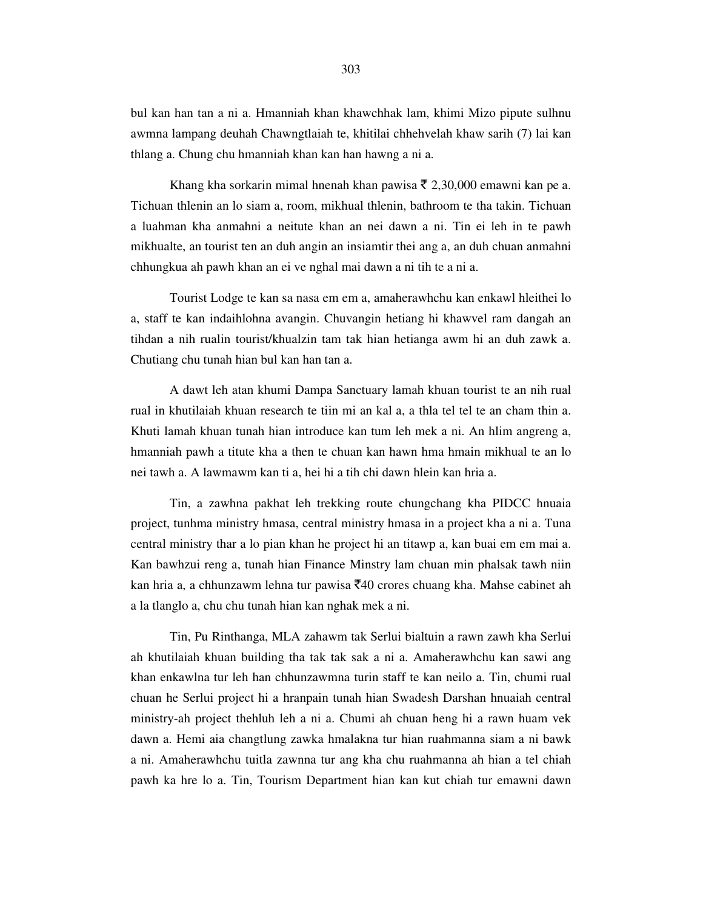bul kan han tan a ni a. Hmanniah khan khawchhak lam, khimi Mizo pipute sulhnu awmna lampang deuhah Chawngtlaiah te, khitilai chhehvelah khaw sarih (7) lai kan thlang a. Chung chu hmanniah khan kan han hawng a ni a.

Khang kha sorkarin mimal hnenah khan pawisa ₹ 2,30,000 emawni kan pe a. Tichuan thlenin an lo siam a, room, mikhual thlenin, bathroom te tha takin. Tichuan a luahman kha anmahni a neitute khan an nei dawn a ni. Tin ei leh in te pawh mikhualte, an tourist ten an duh angin an insiamtir thei ang a, an duh chuan anmahni chhungkua ah pawh khan an ei ve nghal mai dawn a ni tih te a ni a.

Tourist Lodge te kan sa nasa em em a, amaherawhchu kan enkawl hleithei lo a, staff te kan indaihlohna avangin. Chuvangin hetiang hi khawvel ram dangah an tihdan a nih rualin tourist/khualzin tam tak hian hetianga awm hi an duh zawk a. Chutiang chu tunah hian bul kan han tan a.

A dawt leh atan khumi Dampa Sanctuary lamah khuan tourist te an nih rual rual in khutilaiah khuan research te tiin mi an kal a, a thla tel tel te an cham thin a. Khuti lamah khuan tunah hian introduce kan tum leh mek a ni. An hlim angreng a, hmanniah pawh a titute kha a then te chuan kan hawn hma hmain mikhual te an lo nei tawh a. A lawmawm kan ti a, hei hi a tih chi dawn hlein kan hria a.

Tin, a zawhna pakhat leh trekking route chungchang kha PIDCC hnuaia project, tunhma ministry hmasa, central ministry hmasa in a project kha a ni a. Tuna central ministry thar a lo pian khan he project hi an titawp a, kan buai em em mai a. Kan bawhzui reng a, tunah hian Finance Minstry lam chuan min phalsak tawh niin kan hria a, a chhunzawm lehna tur pawisa ₹40 crores chuang kha. Mahse cabinet ah a la tlanglo a, chu chu tunah hian kan nghak mek a ni.

Tin, Pu Rinthanga, MLA zahawm tak Serlui bialtuin a rawn zawh kha Serlui ah khutilaiah khuan building tha tak tak sak a ni a. Amaherawhchu kan sawi ang khan enkawlna tur leh han chhunzawmna turin staff te kan neilo a. Tin, chumi rual chuan he Serlui project hi a hranpain tunah hian Swadesh Darshan hnuaiah central ministry-ah project thehluh leh a ni a. Chumi ah chuan heng hi a rawn huam vek dawn a. Hemi aia changtlung zawka hmalakna tur hian ruahmanna siam a ni bawk a ni. Amaherawhchu tuitla zawnna tur ang kha chu ruahmanna ah hian a tel chiah pawh ka hre lo a. Tin, Tourism Department hian kan kut chiah tur emawni dawn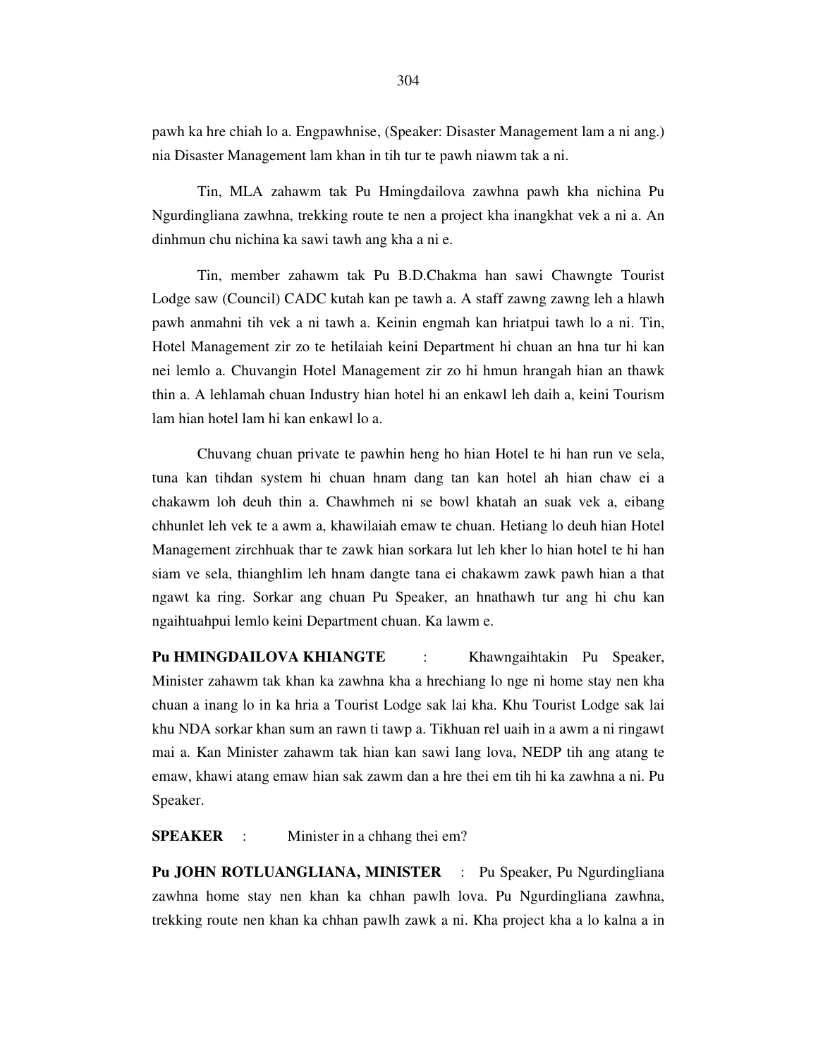pawh ka hre chiah lo a. Engpawhnise, (Speaker: Disaster Management lam a ni ang.) nia Disaster Management lam khan in tih tur te pawh niawm tak a ni.

Tin, MLA zahawm tak Pu Hmingdailova zawhna pawh kha nichina Pu Ngurdingliana zawhna, trekking route te nen a project kha inangkhat vek a ni a. An dinhmun chu nichina ka sawi tawh ang kha a ni e.

Tin, member zahawm tak Pu B.D.Chakma han sawi Chawngte Tourist Lodge saw (Council) CADC kutah kan pe tawh a. A staff zawng zawng leh a hlawh pawh anmahni tih vek a ni tawh a. Keinin engmah kan hriatpui tawh lo a ni. Tin, Hotel Management zir zo te hetilaiah keini Department hi chuan an hna tur hi kan nei lemlo a. Chuvangin Hotel Management zir zo hi hmun hrangah hian an thawk thin a. A lehlamah chuan Industry hian hotel hi an enkawl leh daih a, keini Tourism lam hian hotel lam hi kan enkawl lo a.

Chuvang chuan private te pawhin heng ho hian Hotel te hi han run ve sela, tuna kan tihdan system hi chuan hnam dang tan kan hotel ah hian chaw ei a chakawm loh deuh thin a. Chawhmeh ni se bowl khatah an suak vek a, eibang chhunlet leh vek te a awm a, khawilaiah emaw te chuan. Hetiang lo deuh hian Hotel Management zirchhuak thar te zawk hian sorkara lut leh kher lo hian hotel te hi han siam ve sela, thianghlim leh hnam dangte tana ei chakawm zawk pawh hian a that ngawt ka ring. Sorkar ang chuan Pu Speaker, an hnathawh tur ang hi chu kan ngaihtuahpui lemlo keini Department chuan. Ka lawm e.

**Pu HMINGDAILOVA KHIANGTE** : Khawngaihtakin Pu Speaker, Minister zahawm tak khan ka zawhna kha a hrechiang lo nge ni home stay nen kha chuan a inang lo in ka hria a Tourist Lodge sak lai kha. Khu Tourist Lodge sak lai khu NDA sorkar khan sum an rawn ti tawp a. Tikhuan rel uaih in a awm a ni ringawt mai a. Kan Minister zahawm tak hian kan sawi lang lova, NEDP tih ang atang te emaw, khawi atang emaw hian sak zawm dan a hre thei em tih hi ka zawhna a ni. Pu Speaker.

**SPEAKER** : Minister in a chhang thei em?

**Pu JOHN ROTLUANGLIANA, MINISTER** : Pu Speaker, Pu Ngurdingliana zawhna home stay nen khan ka chhan pawlh lova. Pu Ngurdingliana zawhna, trekking route nen khan ka chhan pawlh zawk a ni. Kha project kha a lo kalna a in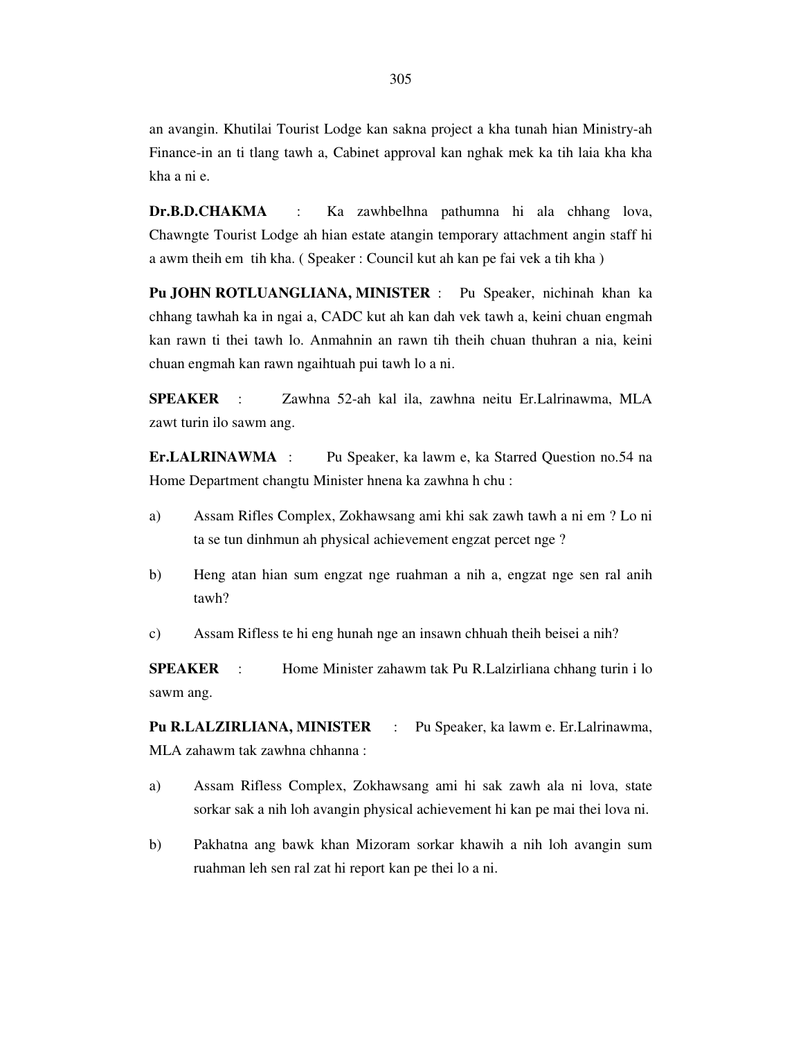an avangin. Khutilai Tourist Lodge kan sakna project a kha tunah hian Ministry-ah Finance-in an ti tlang tawh a, Cabinet approval kan nghak mek ka tih laia kha kha kha a ni e.

**Dr.B.D.CHAKMA** : Ka zawhbelhna pathumna hi ala chhang lova, Chawngte Tourist Lodge ah hian estate atangin temporary attachment angin staff hi a awm theih em tih kha. ( Speaker : Council kut ah kan pe fai vek a tih kha )

**Pu JOHN ROTLUANGLIANA, MINISTER** : Pu Speaker, nichinah khan ka chhang tawhah ka in ngai a, CADC kut ah kan dah vek tawh a, keini chuan engmah kan rawn ti thei tawh lo. Anmahnin an rawn tih theih chuan thuhran a nia, keini chuan engmah kan rawn ngaihtuah pui tawh lo a ni.

**SPEAKER** : Zawhna 52-ah kal ila, zawhna neitu Er.Lalrinawma, MLA zawt turin ilo sawm ang.

**Er.LALRINAWMA** : Pu Speaker, ka lawm e, ka Starred Question no.54 na Home Department changtu Minister hnena ka zawhna h chu :

a) Assam Rifles Complex, Zokhawsang ami khi sak zawh tawh a ni em ? Lo ni ta se tun dinhmun ah physical achievement engzat percet nge ?

b) Heng atan hian sum engzat nge ruahman a nih a, engzat nge sen ral anih tawh?

c) Assam Rifless te hi eng hunah nge an insawn chhuah theih beisei a nih?

**SPEAKER** : Home Minister zahawm tak Pu R.Lalzirliana chhang turin i lo sawm ang.

**Pu R.LALZIRLIANA, MINISTER** : Pu Speaker, ka lawm e. Er.Lalrinawma, MLA zahawm tak zawhna chhanna :

a) Assam Rifless Complex, Zokhawsang ami hi sak zawh ala ni lova, state sorkar sak a nih loh avangin physical achievement hi kan pe mai thei lova ni.

b) Pakhatna ang bawk khan Mizoram sorkar khawih a nih loh avangin sum ruahman leh sen ral zat hi report kan pe thei lo a ni.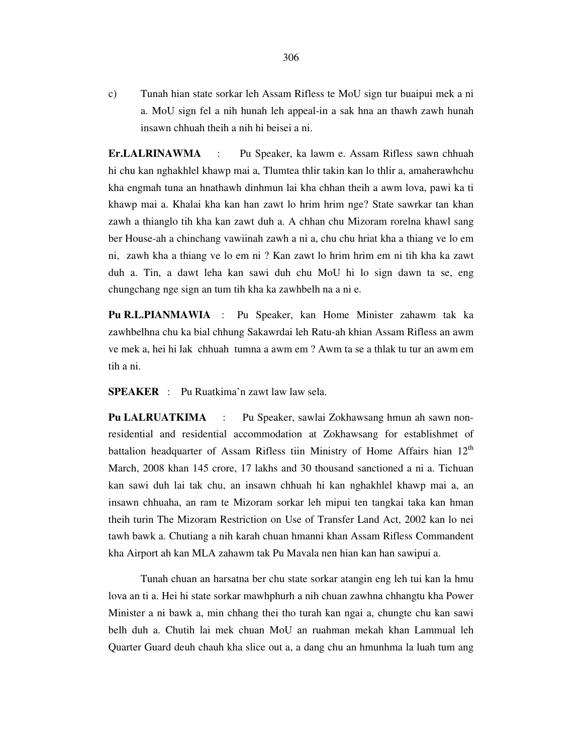c) Tunah hian state sorkar leh Assam Rifless te MoU sign tur buaipui mek a ni a. MoU sign fel a nih hunah leh appeal-in a sak hna an thawh zawh hunah insawn chhuah theih a nih hi beisei a ni.

**Er.LALRINAWMA** : Pu Speaker, ka lawm e. Assam Rifless sawn chhuah hi chu kan nghakhlel khawp mai a, Tlumtea thlir takin kan lo thlir a, amaherawhchu kha engmah tuna an hnathawh dinhmun lai kha chhan theih a awm lova, pawi ka ti khawp mai a. Khalai kha kan han zawt lo hrim hrim nge? State sawrkar tan khan zawh a thianglo tih kha kan zawt duh a. A chhan chu Mizoram rorelna khawl sang ber House-ah a chinchang vawiinah zawh a ni a, chu chu hriat kha a thiang ve lo em ni, zawh kha a thiang ve lo em ni ? Kan zawt lo hrim hrim em ni tih kha ka zawt duh a. Tin, a dawt leha kan sawi duh chu MoU hi lo sign dawn ta se, eng chungchang nge sign an tum tih kha ka zawhbelh na a ni e.

**Pu R.L.PIANMAWIA** : Pu Speaker, kan Home Minister zahawm tak ka zawhbelhna chu ka bial chhung Sakawrdai leh Ratu-ah khian Assam Rifless an awm ve mek a, hei hi lak chhuah tumna a awm em ? Awm ta se a thlak tu tur an awm em tih a ni.

**SPEAKER** : Pu Ruatkima'n zawt law law sela.

**Pu LALRUATKIMA** : Pu Speaker, sawlai Zokhawsang hmun ah sawn non-residential and residential accommodation at Zokhawsang for establishmet of battalion headquarter of Assam Rifless tiin Ministry of Home Affairs hian 12th March, 2008 khan 145 crore, 17 lakhs and 30 thousand sanctioned a ni a. Tichuan kan sawi duh lai tak chu, an insawn chhuah hi kan nghakhlel khawp mai a, an insawn chhuaha, an ram te Mizoram sorkar leh mipui ten tangkai taka kan hman theih turin The Mizoram Restriction on Use of Transfer Land Act, 2002 kan lo nei tawh bawk a. Chutiang a nih karah chuan hmanni khan Assam Rifless Commandent kha Airport ah kan MLA zahawm tak Pu Mavala nen hian kan han sawipui a.

Tunah chuan an harsatna ber chu state sorkar atangin eng leh tui kan la hmu lova an ti a. Hei hi state sorkar mawhphurh a nih chuan zawhna chhangtu kha Power Minister a ni bawk a, min chhang thei tho turah kan ngai a, chungte chu kan sawi belh duh a. Chutih lai mek chuan MoU an ruahman mekah khan Lammual leh Quarter Guard deuh chauh kha slice out a, a dang chu an hmunhma la luah tum ang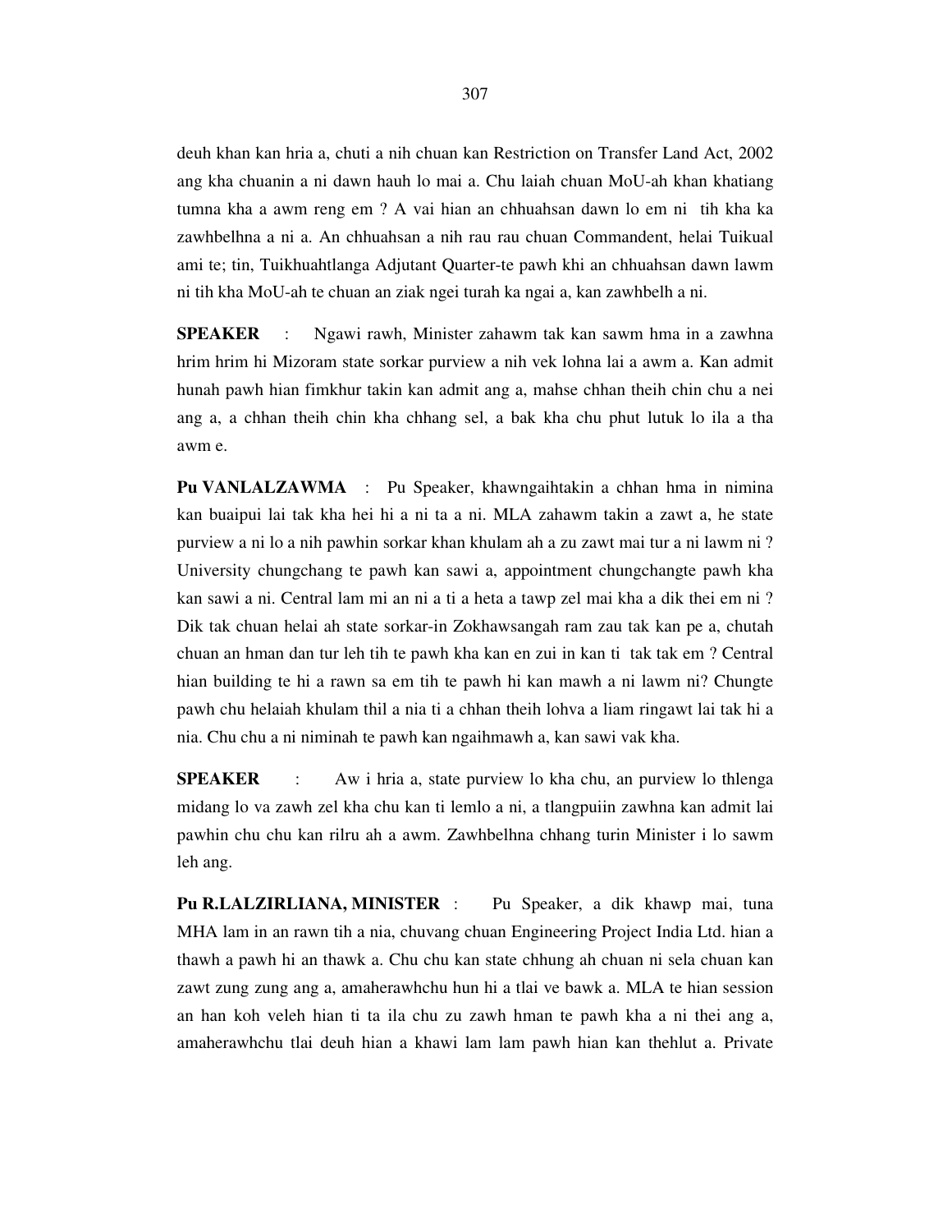deuh khan kan hria a, chuti a nih chuan kan Restriction on Transfer Land Act, 2002 ang kha chuanin a ni dawn hauh lo mai a. Chu laiah chuan MoU-ah khan khatiang tumna kha a awm reng em ? A vai hian an chhuahsan dawn lo em ni tih kha ka zawhbelhna a ni a. An chhuahsan a nih rau rau chuan Commandent, helai Tuikual ami te; tin, Tuikhuahtlanga Adjutant Quarter-te pawh khi an chhuahsan dawn lawm ni tih kha MoU-ah te chuan an ziak ngei turah ka ngai a, kan zawhbelh a ni.

**SPEAKER** : Ngawi rawh, Minister zahawm tak kan sawm hma in a zawhna hrim hrim hi Mizoram state sorkar purview a nih vek lohna lai a awm a. Kan admit hunah pawh hian fimkhur takin kan admit ang a, mahse chhan theih chin chu a nei ang a, a chhan theih chin kha chhang sel, a bak kha chu phut lutuk lo ila a tha awm e.

**Pu VANLALZAWMA** : Pu Speaker, khawngaihtakin a chhan hma in nimina kan buaipui lai tak kha hei hi a ni ta a ni. MLA zahawm takin a zawt a, he state purview a ni lo a nih pawhin sorkar khan khulam ah a zu zawt mai tur a ni lawm ni ? University chungchang te pawh kan sawi a, appointment chungchangte pawh kha kan sawi a ni. Central lam mi an ni a ti a heta a tawp zel mai kha a dik thei em ni ? Dik tak chuan helai ah state sorkar-in Zokhawsangah ram zau tak kan pe a, chutah chuan an hman dan tur leh tih te pawh kha kan en zui in kan ti tak tak em ? Central hian building te hi a rawn sa em tih te pawh hi kan mawh a ni lawm ni? Chungte pawh chu helaiah khulam thil a nia ti a chhan theih lohva a liam ringawt lai tak hi a nia. Chu chu a ni niminah te pawh kan ngaihmawh a, kan sawi vak kha.

**SPEAKER** : Aw i hria a, state purview lo kha chu, an purview lo thlenga midang lo va zawh zel kha chu kan ti lemlo a ni, a tlangpuiin zawhna kan admit lai pawhin chu chu kan rilru ah a awm. Zawhbelhna chhang turin Minister i lo sawm leh ang.

**Pu R.LALZIRLIANA, MINISTER** : Pu Speaker, a dik khawp mai, tuna MHA lam in an rawn tih a nia, chuvang chuan Engineering Project India Ltd. hian a thawh a pawh hi an thawk a. Chu chu kan state chhung ah chuan ni sela chuan kan zawt zung zung ang a, amaherawhchu hun hi a tlai ve bawk a. MLA te hian session an han koh veleh hian ti ta ila chu zu zawh hman te pawh kha a ni thei ang a, amaherawhchu tlai deuh hian a khawi lam lam pawh hian kan thehlut a. Private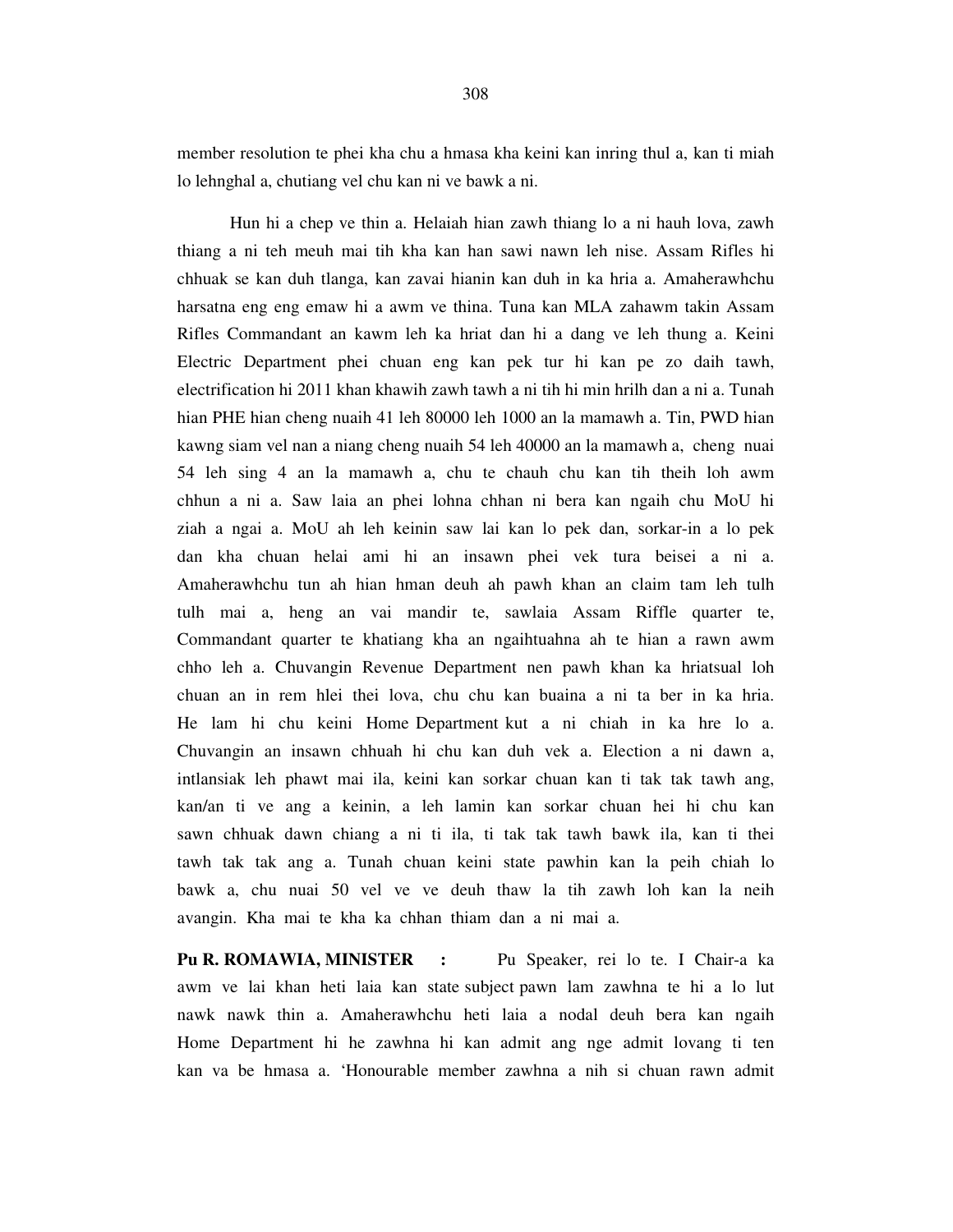member resolution te phei kha chu a hmasa kha keini kan inring thul a, kan ti miah lo lehnghal a, chutiang vel chu kan ni ve bawk a ni.

Hun hi a chep ve thin a. Helaiah hian zawh thiang lo a ni hauh lova, zawh thiang a ni teh meuh mai tih kha kan han sawi nawn leh nise. Assam Rifles hi chhuak se kan duh tlanga, kan zavai hianin kan duh in ka hria a. Amaherawhchu harsatna eng eng emaw hi a awm ve thina. Tuna kan MLA zahawm takin Assam Rifles Commandant an kawm leh ka hriat dan hi a dang ve leh thung a. Keini Electric Department phei chuan eng kan pek tur hi kan pe zo daih tawh, electrification hi 2011 khan khawih zawh tawh a ni tih hi min hrilh dan a ni a. Tunah hian PHE hian cheng nuaih 41 leh 80000 leh 1000 an la mamawh a. Tin, PWD hian kawng siam vel nan a niang cheng nuaih 54 leh 40000 an la mamawh a, cheng nuai 54 leh sing 4 an la mamawh a, chu te chauh chu kan tih theih loh awm chhun a ni a. Saw laia an phei lohna chhan ni bera kan ngaih chu MoU hi ziah a ngai a. MoU ah leh keinin saw lai kan lo pek dan, sorkar-in a lo pek dan kha chuan helai ami hi an insawn phei vek tura beisei a ni a. Amaherawhchu tun ah hian hman deuh ah pawh khan an claim tam leh tulh tulh mai a, heng an vai mandir te, sawlaia Assam Riffle quarter te, Commandant quarter te khatiang kha an ngaihtuahna ah te hian a rawn awm chho leh a. Chuvangin Revenue Department nen pawh khan ka hriatsual loh chuan an in rem hlei thei lova, chu chu kan buaina a ni ta ber in ka hria. He lam hi chu keini Home Department kut a ni chiah in ka hre lo a. Chuvangin an insawn chhuah hi chu kan duh vek a. Election a ni dawn a, intlansiak leh phawt mai ila, keini kan sorkar chuan kan ti tak tak tawh ang, kan/an ti ve ang a keinin, a leh lamin kan sorkar chuan hei hi chu kan sawn chhuak dawn chiang a ni ti ila, ti tak tak tawh bawk ila, kan ti thei tawh tak tak ang a. Tunah chuan keini state pawhin kan la peih chiah lo bawk a, chu nuai 50 vel ve ve deuh thaw la tih zawh loh kan la neih avangin. Kha mai te kha ka chhan thiam dan a ni mai a.

**Pu R. ROMAWIA, MINISTER :** Pu Speaker, rei lo te. I Chair-a ka awm ve lai khan heti laia kan state subject pawn lam zawhna te hi a lo lut nawk nawk thin a. Amaherawhchu heti laia a nodal deuh bera kan ngaih Home Department hi he zawhna hi kan admit ang nge admit lovang ti ten kan va be hmasa a. 'Honourable member zawhna a nih si chuan rawn admit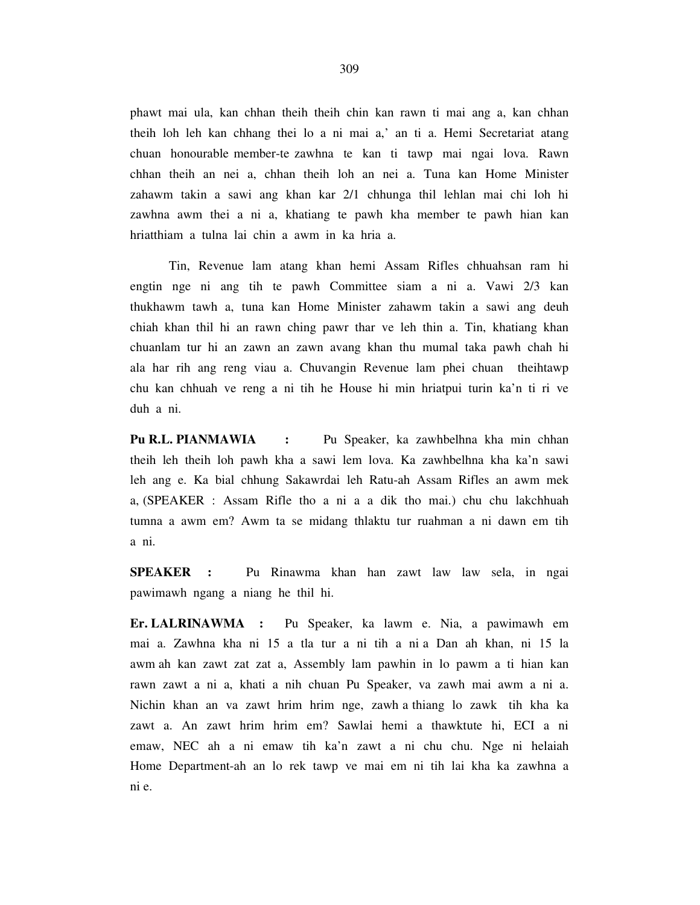phawt mai ula, kan chhan theih theih chin kan rawn ti mai ang a, kan chhan theih loh leh kan chhang thei lo a ni mai a,' an ti a. Hemi Secretariat atang chuan honourable member-te zawhna te kan ti tawp mai ngai lova. Rawn chhan theih an nei a, chhan theih loh an nei a. Tuna kan Home Minister zahawm takin a sawi ang khan kar 2/1 chhunga thil lehlan mai chi loh hi zawhna awm thei a ni a, khatiang te pawh kha member te pawh hian kan hriatthiam a tulna lai chin a awm in ka hria a.

Tin, Revenue lam atang khan hemi Assam Rifles chhuahsan ram hi engtin nge ni ang tih te pawh Committee siam a ni a. Vawi 2/3 kan thukhawm tawh a, tuna kan Home Minister zahawm takin a sawi ang deuh chiah khan thil hi an rawn ching pawr thar ve leh thin a. Tin, khatiang khan chuanlam tur hi an zawn an zawn avang khan thu mumal taka pawh chah hi ala har rih ang reng viau a. Chuvangin Revenue lam phei chuan theihtawp chu kan chhuah ve reng a ni tih he House hi min hriatpui turin ka'n ti ri ve duh a ni.

**Pu R.L. PIANMAWIA :** Pu Speaker, ka zawhbelhna kha min chhan theih leh theih loh pawh kha a sawi lem lova. Ka zawhbelhna kha ka'n sawi leh ang e. Ka bial chhung Sakawrdai leh Ratu-ah Assam Rifles an awm mek a, (SPEAKER : Assam Rifle tho a ni a a dik tho mai.) chu chu lakchhuah tumna a awm em? Awm ta se midang thlaktu tur ruahman a ni dawn em tih a ni.

**SPEAKER :** Pu Rinawma khan han zawt law law sela, in ngai pawimawh ngang a niang he thil hi.

**Er. LALRINAWMA :** Pu Speaker, ka lawm e. Nia, a pawimawh em mai a. Zawhna kha ni 15 a tla tur a ni tih a ni a Dan ah khan, ni 15 la awm ah kan zawt zat zat a, Assembly lam pawhin in lo pawm a ti hian kan rawn zawt a ni a, khati a nih chuan Pu Speaker, va zawh mai awm a ni a. Nichin khan an va zawt hrim hrim nge, zawh a thiang lo zawk tih kha ka zawt a. An zawt hrim hrim em? Sawlai hemi a thawktute hi, ECI a ni emaw, NEC ah a ni emaw tih ka'n zawt a ni chu chu. Nge ni helaiah Home Department-ah an lo rek tawp ve mai em ni tih lai kha ka zawhna a ni e.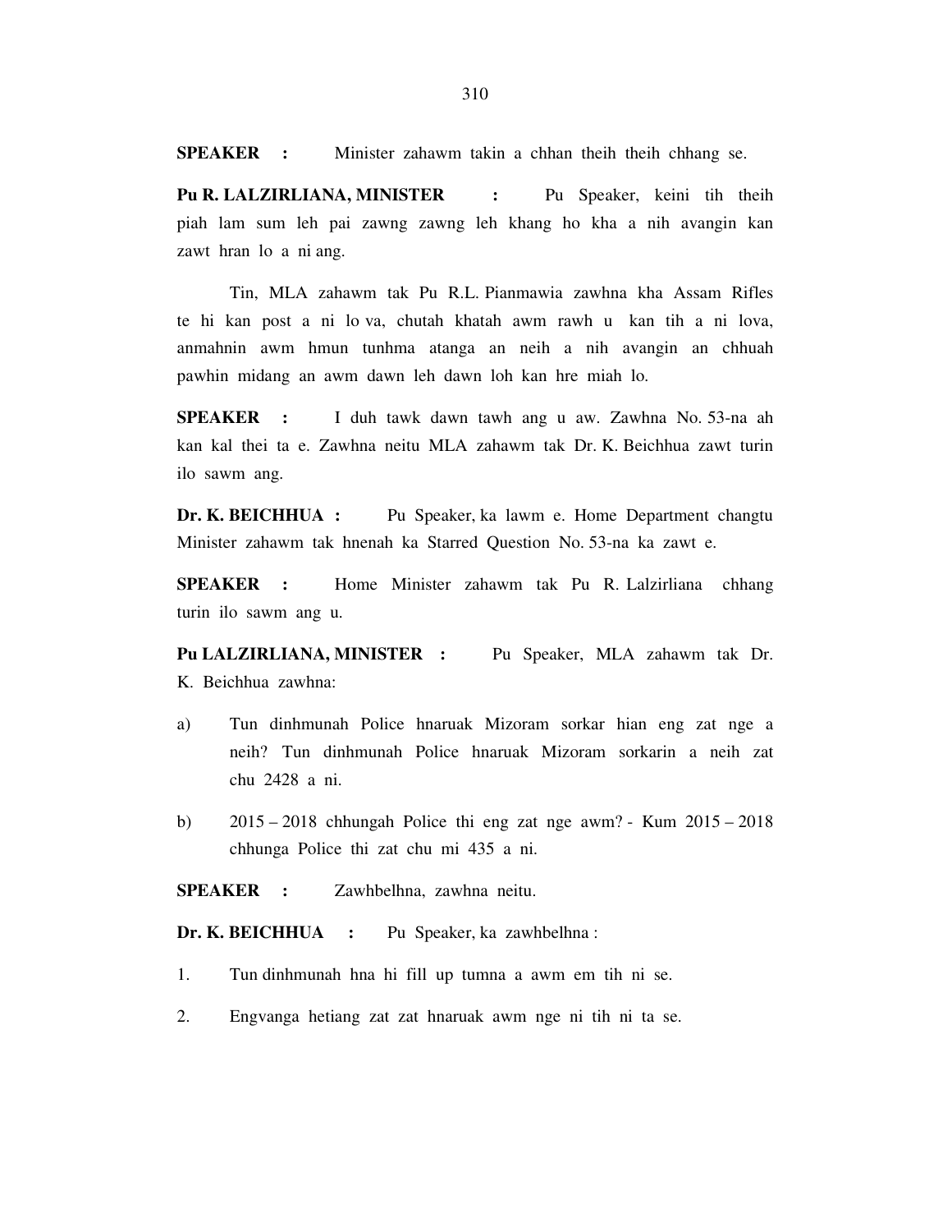**SPEAKER :** Minister zahawm takin a chhan theih theih chhang se.

**Pu R. LALZIRLIANA, MINISTER :** Pu Speaker, keini tih theih piah lam sum leh pai zawng zawng leh khang ho kha a nih avangin kan zawt hran lo a ni ang.

Tin, MLA zahawm tak Pu R.L. Pianmawia zawhna kha Assam Rifles te hi kan post a ni lo va, chutah khatah awm rawh u kan tih a ni lova, anmahnin awm hmun tunhma atanga an neih a nih avangin an chhuah pawhin midang an awm dawn leh dawn loh kan hre miah lo.

**SPEAKER :** I duh tawk dawn tawh ang u aw. Zawhna No. 53-na ah kan kal thei ta e. Zawhna neitu MLA zahawm tak Dr. K. Beichhua zawt turin ilo sawm ang.

**Dr. K. BEICHHUA :** Pu Speaker, ka lawm e. Home Department changtu Minister zahawm tak hnenah ka Starred Question No. 53-na ka zawt e.

**SPEAKER :** Home Minister zahawm tak Pu R. Lalzirliana chhang turin ilo sawm ang u.

**Pu LALZIRLIANA, MINISTER :** Pu Speaker, MLA zahawm tak Dr. K. Beichhua zawhna:

a) Tun dinhmunah Police hnaruak Mizoram sorkar hian eng zat nge a neih? Tun dinhmunah Police hnaruak Mizoram sorkarin a neih zat chu 2428 a ni.

b) 2015 – 2018 chhungah Police thi eng zat nge awm? - Kum 2015 – 2018 chhunga Police thi zat chu mi 435 a ni.

**SPEAKER :** Zawhbelhna, zawhna neitu.

**Dr. K. BEICHHUA :** Pu Speaker, ka zawhbelhna :

1. Tun dinhmunah hna hi fill up tumna a awm em tih ni se.
2. Engvanga hetiang zat zat hnaruak awm nge ni tih ni ta se.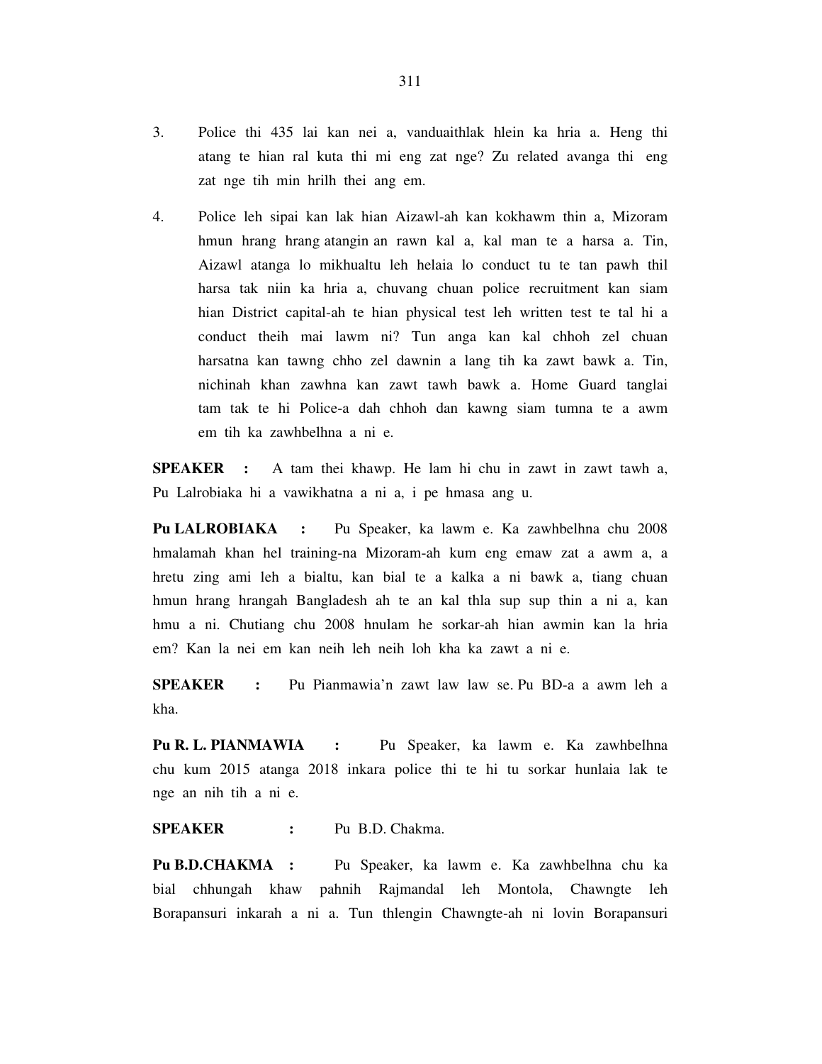3. Police thi 435 lai kan nei a, vanduaithlak hlein ka hria a. Heng thi atang te hian ral kuta thi mi eng zat nge? Zu related avanga thi eng zat nge tih min hrilh thei ang em.

4. Police leh sipai kan lak hian Aizawl-ah kan kokhawm thin a, Mizoram hmun hrang hrang atangin an rawn kal a, kal man te a harsa a. Tin, Aizawl atanga lo mikhualtu leh helaia lo conduct tu te tan pawh thil harsa tak niin ka hria a, chuvang chuan police recruitment kan siam hian District capital-ah te hian physical test leh written test te tal hi a conduct theih mai lawm ni? Tun anga kan kal chhoh zel chuan harsatna kan tawng chho zel dawnin a lang tih ka zawt bawk a. Tin, nichinah khan zawhna kan zawt tawh bawk a. Home Guard tanglai tam tak te hi Police-a dah chhoh dan kawng siam tumna te a awm em tih ka zawhbelhna a ni e.

**SPEAKER :** A tam thei khawp. He lam hi chu in zawt in zawt tawh a, Pu Lalrobiaka hi a vawikhatna a ni a, i pe hmasa ang u.

**Pu LALROBIAKA :** Pu Speaker, ka lawm e. Ka zawhbelhna chu 2008 hmalamah khan hel training-na Mizoram-ah kum eng emaw zat a awm a, a hretu zing ami leh a bialtu, kan bial te a kalka a ni bawk a, tiang chuan hmun hrang hrangah Bangladesh ah te an kal thla sup sup thin a ni a, kan hmu a ni. Chutiang chu 2008 hnulam he sorkar-ah hian awmin kan la hria em? Kan la nei em kan neih leh neih loh kha ka zawt a ni e.

**SPEAKER :** Pu Pianmawia'n zawt law law se. Pu BD-a a awm leh a kha.

**Pu R. L. PIANMAWIA :** Pu Speaker, ka lawm e. Ka zawhbelhna chu kum 2015 atanga 2018 inkara police thi te hi tu sorkar hunlaia lak te nge an nih tih a ni e.

**SPEAKER :** Pu B.D. Chakma.

**Pu B.D.CHAKMA :** Pu Speaker, ka lawm e. Ka zawhbelhna chu ka bial chhungah khaw pahnih Rajmandal leh Montola, Chawngte leh Borapansuri inkarah a ni a. Tun thlengin Chawngte-ah ni lovin Borapansuri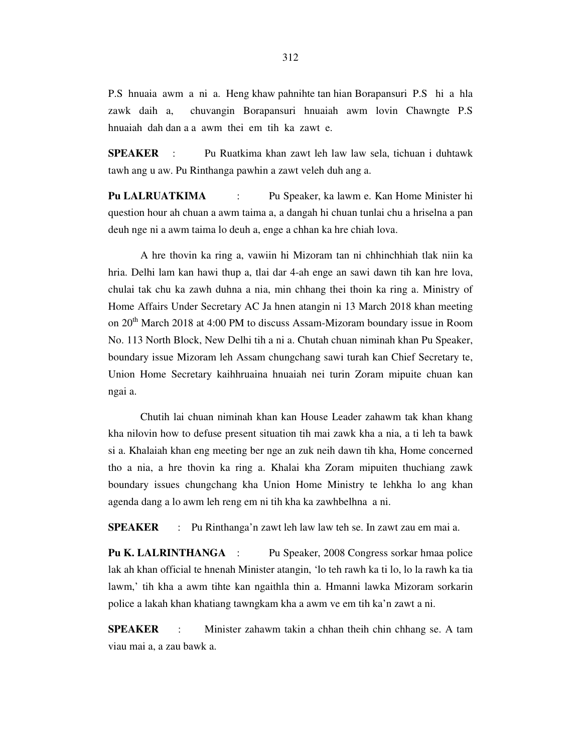P.S hnuaia awm a ni a. Heng khaw pahnihte tan hian Borapansuri P.S hi a hla zawk daih a, chuvangin Borapansuri hnuaiah awm lovin Chawngte P.S hnuaiah dah dan a a awm thei em tih ka zawt e.

**SPEAKER** : Pu Ruatkima khan zawt leh law law sela, tichuan i duhtawk tawh ang u aw. Pu Rinthanga pawhin a zawt veleh duh ang a.

**Pu LALRUATKIMA** : Pu Speaker, ka lawm e. Kan Home Minister hi question hour ah chuan a awm taima a, a dangah hi chuan tunlai chu a hriselna a pan deuh nge ni a awm taima lo deuh a, enge a chhan ka hre chiah lova.

A hre thovin ka ring a, vawiin hi Mizoram tan ni chhinchhiah tlak niin ka hria. Delhi lam kan hawi thup a, tlai dar 4-ah enge an sawi dawn tih kan hre lova, chulai tak chu ka zawh duhna a nia, min chhang thei thoin ka ring a. Ministry of Home Affairs Under Secretary AC Ja hnen atangin ni 13 March 2018 khan meeting on 20[th] March 2018 at 4:00 PM to discuss Assam-Mizoram boundary issue in Room No. 113 North Block, New Delhi tih a ni a. Chutah chuan niminah khan Pu Speaker, boundary issue Mizoram leh Assam chungchang sawi turah kan Chief Secretary te, Union Home Secretary kaihhruaina hnuaiah nei turin Zoram mipuite chuan kan ngai a.

Chutih lai chuan niminah khan kan House Leader zahawm tak khan khang kha nilovin how to defuse present situation tih mai zawk kha a nia, a ti leh ta bawk si a. Khalaiah khan eng meeting ber nge an zuk neih dawn tih kha, Home concerned tho a nia, a hre thovin ka ring a. Khalai kha Zoram mipuiten thuchiang zawk boundary issues chungchang kha Union Home Ministry te lehkha lo ang khan agenda dang a lo awm leh reng em ni tih kha ka zawhbelhna a ni.

**SPEAKER** : Pu Rinthanga'n zawt leh law law teh se. In zawt zau em mai a.

**Pu K. LALRINTHANGA** : Pu Speaker, 2008 Congress sorkar hmaa police lak ah khan official te hnenah Minister atangin, 'lo teh rawh ka ti lo, lo la rawh ka tia lawm,' tih kha a awm tihte kan ngaithla thin a. Hmanni lawka Mizoram sorkarin police a lakah khan khatiang tawngkam kha a awm ve em tih ka'n zawt a ni.

**SPEAKER** : Minister zahawm takin a chhan theih chin chhang se. A tam viau mai a, a zau bawk a.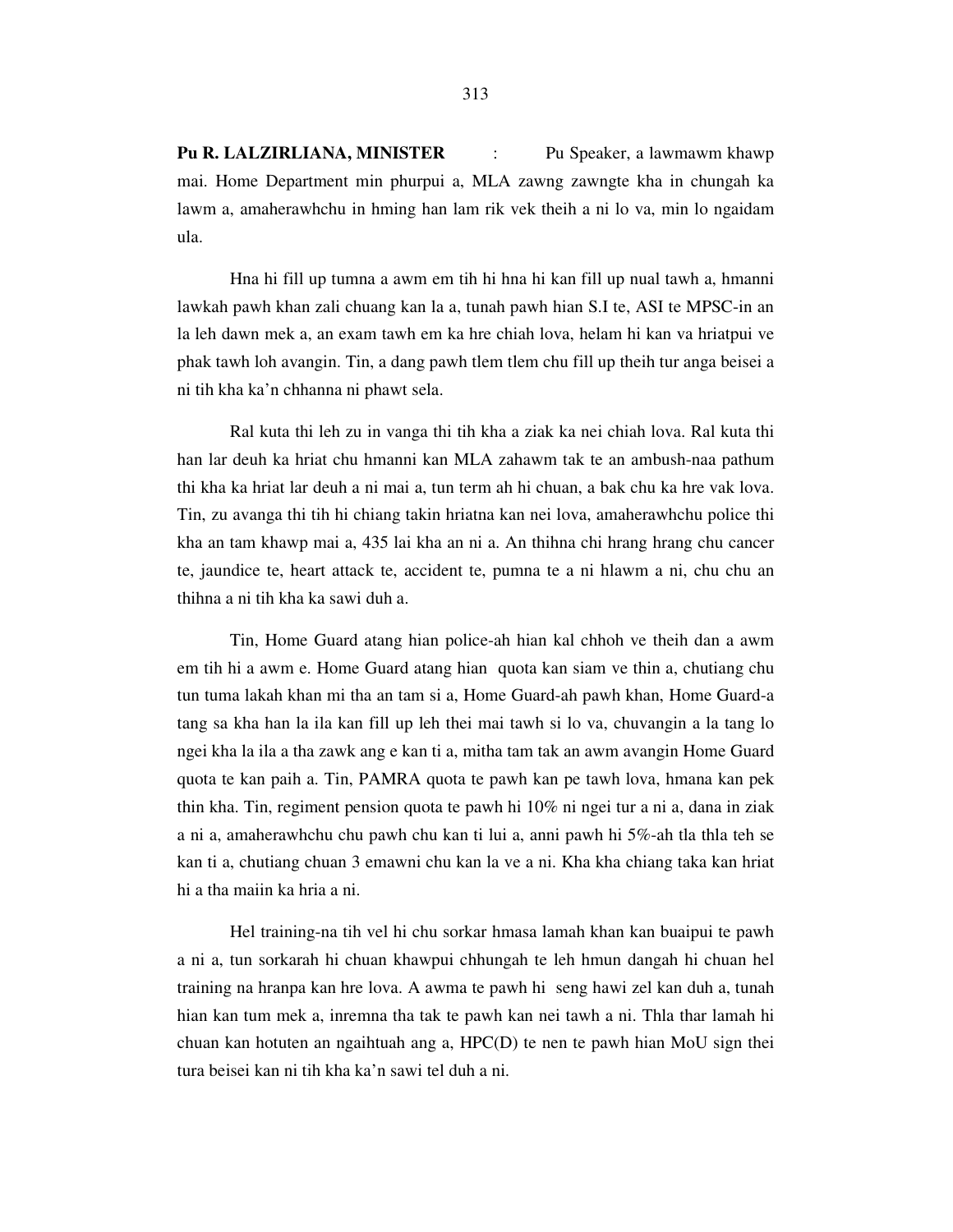**Pu R. LALZIRLIANA, MINISTER** : Pu Speaker, a lawmawm khawp mai. Home Department min phurpui a, MLA zawng zawngte kha in chungah ka lawm a, amaherawhchu in hming han lam rik vek theih a ni lo va, min lo ngaidam ula.

Hna hi fill up tumna a awm em tih hi hna hi kan fill up nual tawh a, hmanni lawkah pawh khan zali chuang kan la a, tunah pawh hian S.I te, ASI te MPSC-in an la leh dawn mek a, an exam tawh em ka hre chiah lova, helam hi kan va hriatpui ve phak tawh loh avangin. Tin, a dang pawh tlem tlem chu fill up theih tur anga beisei a ni tih kha ka'n chhanna ni phawt sela.

Ral kuta thi leh zu in vanga thi tih kha a ziak ka nei chiah lova. Ral kuta thi han lar deuh ka hriat chu hmanni kan MLA zahawm tak te an ambush-naa pathum thi kha ka hriat lar deuh a ni mai a, tun term ah hi chuan, a bak chu ka hre vak lova. Tin, zu avanga thi tih hi chiang takin hriatna kan nei lova, amaherawhchu police thi kha an tam khawp mai a, 435 lai kha an ni a. An thihna chi hrang hrang chu cancer te, jaundice te, heart attack te, accident te, pumna te a ni hlawm a ni, chu chu an thihna a ni tih kha ka sawi duh a.

Tin, Home Guard atang hian police-ah hian kal chhoh ve theih dan a awm em tih hi a awm e. Home Guard atang hian quota kan siam ve thin a, chutiang chu tun tuma lakah khan mi tha an tam si a, Home Guard-ah pawh khan, Home Guard-a tang sa kha han la ila kan fill up leh thei mai tawh si lo va, chuvangin a la tang lo ngei kha la ila a tha zawk ang e kan ti a, mitha tam tak an awm avangin Home Guard quota te kan paih a. Tin, PAMRA quota te pawh kan pe tawh lova, hmana kan pek thin kha. Tin, regiment pension quota te pawh hi 10% ni ngei tur a ni a, dana in ziak a ni a, amaherawhchu chu pawh chu kan ti lui a, anni pawh hi 5%-ah tla thla teh se kan ti a, chutiang chuan 3 emawni chu kan la ve a ni. Kha kha chiang taka kan hriat hi a tha maiin ka hria a ni.

Hel training-na tih vel hi chu sorkar hmasa lamah khan kan buaipui te pawh a ni a, tun sorkarah hi chuan khawpui chhungah te leh hmun dangah hi chuan hel training na hranpa kan hre lova. A awma te pawh hi seng hawi zel kan duh a, tunah hian kan tum mek a, inremna tha tak te pawh kan nei tawh a ni. Thla thar lamah hi chuan kan hotuten an ngaihtuah ang a, HPC(D) te nen te pawh hian MoU sign thei tura beisei kan ni tih kha ka'n sawi tel duh a ni.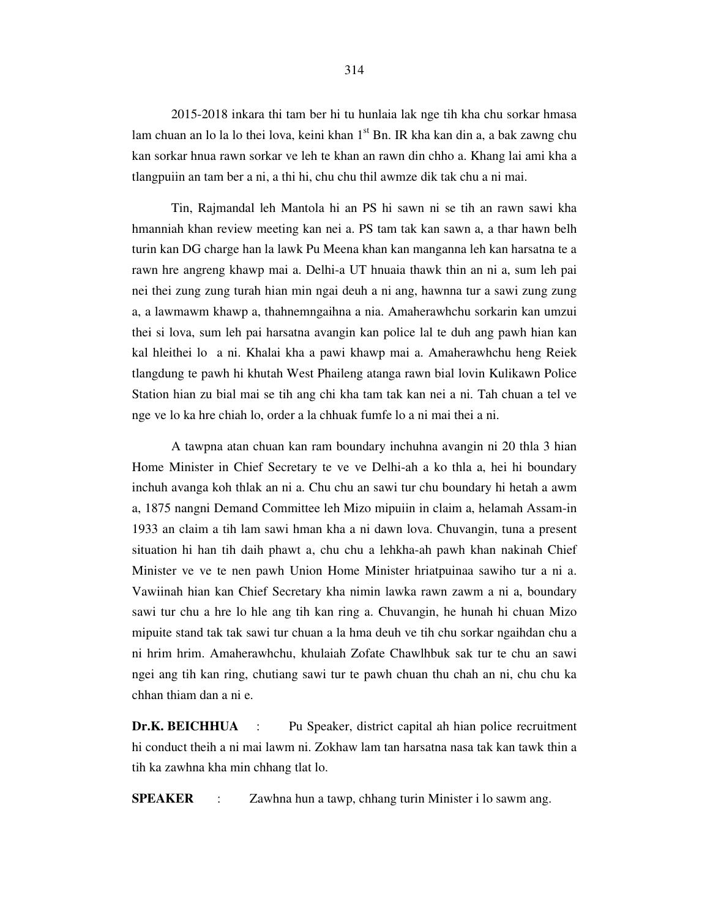2015-2018 inkara thi tam ber hi tu hunlaia lak nge tih kha chu sorkar hmasa lam chuan an lo la lo thei lova, keini khan 1st Bn. IR kha kan din a, a bak zawng chu kan sorkar hnua rawn sorkar ve leh te khan an rawn din chho a. Khang lai ami kha a tlangpuiin an tam ber a ni, a thi hi, chu chu thil awmze dik tak chu a ni mai.

Tin, Rajmandal leh Mantola hi an PS hi sawn ni se tih an rawn sawi kha hmanniah khan review meeting kan nei a. PS tam tak kan sawn a, a thar hawn belh turin kan DG charge han la lawk Pu Meena khan kan manganna leh kan harsatna te a rawn hre angreng khawp mai a. Delhi-a UT hnuaia thawk thin an ni a, sum leh pai nei thei zung zung turah hian min ngai deuh a ni ang, hawnna tur a sawi zung zung a, a lawmawm khawp a, thahnemngaihna a nia. Amaherawhchu sorkarin kan umzui thei si lova, sum leh pai harsatna avangin kan police lal te duh ang pawh hian kan kal hleithei lo a ni. Khalai kha a pawi khawp mai a. Amaherawhchu heng Reiek tlangdung te pawh hi khutah West Phaileng atanga rawn bial lovin Kulikawn Police Station hian zu bial mai se tih ang chi kha tam tak kan nei a ni. Tah chuan a tel ve nge ve lo ka hre chiah lo, order a la chhuak fumfe lo a ni mai thei a ni.

A tawpna atan chuan kan ram boundary inchuhna avangin ni 20 thla 3 hian Home Minister in Chief Secretary te ve ve Delhi-ah a ko thla a, hei hi boundary inchuh avanga koh thlak an ni a. Chu chu an sawi tur chu boundary hi hetah a awm a, 1875 nangni Demand Committee leh Mizo mipuiin in claim a, helamah Assam-in 1933 an claim a tih lam sawi hman kha a ni dawn lova. Chuvangin, tuna a present situation hi han tih daih phawt a, chu chu a lehkha-ah pawh khan nakinah Chief Minister ve ve te nen pawh Union Home Minister hriatpuinaa sawiho tur a ni a. Vawiinah hian kan Chief Secretary kha nimin lawka rawn zawm a ni a, boundary sawi tur chu a hre lo hle ang tih kan ring a. Chuvangin, he hunah hi chuan Mizo mipuite stand tak tak sawi tur chuan a la hma deuh ve tih chu sorkar ngaihdan chu a ni hrim hrim. Amaherawhchu, khulaiah Zofate Chawlhbuk sak tur te chu an sawi ngei ang tih kan ring, chutiang sawi tur te pawh chuan thu chah an ni, chu chu ka chhan thiam dan a ni e.

**Dr.K. BEICHHUA** : Pu Speaker, district capital ah hian police recruitment hi conduct theih a ni mai lawm ni. Zokhaw lam tan harsatna nasa tak kan tawk thin a tih ka zawhna kha min chhang tlat lo.

**SPEAKER** : Zawhna hun a tawp, chhang turin Minister i lo sawm ang.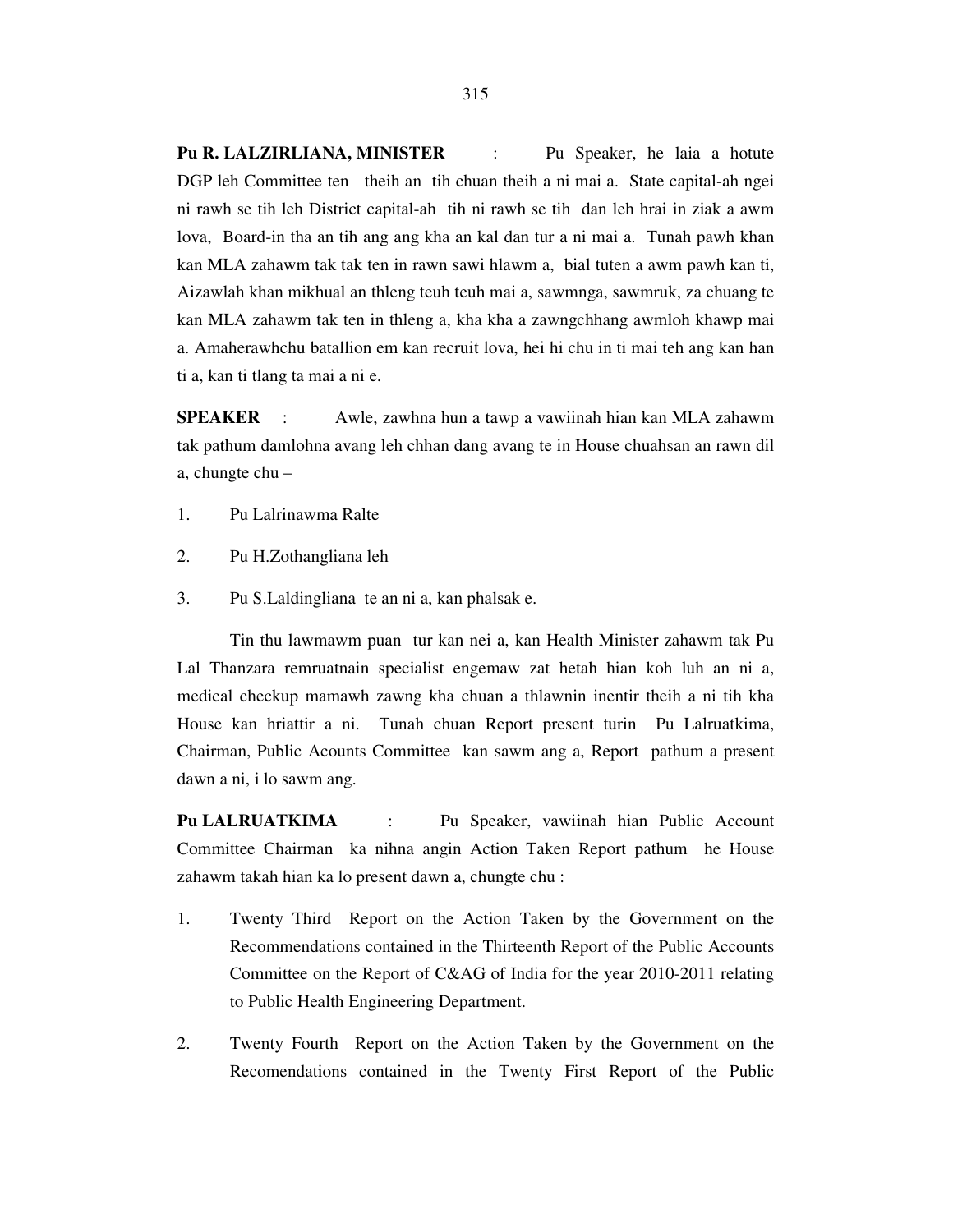**Pu R. LALZIRLIANA, MINISTER** : Pu Speaker, he laia a hotute DGP leh Committee ten theih an tih chuan theih a ni mai a. State capital-ah ngei ni rawh se tih leh District capital-ah tih ni rawh se tih dan leh hrai in ziak a awm lova, Board-in tha an tih ang ang kha an kal dan tur a ni mai a. Tunah pawh khan kan MLA zahawm tak tak ten in rawn sawi hlawm a, bial tuten a awm pawh kan ti, Aizawlah khan mikhual an thleng teuh teuh mai a, sawmnga, sawmruk, za chuang te kan MLA zahawm tak ten in thleng a, kha kha a zawngchhang awmloh khawp mai a. Amaherawhchu batallion em kan recruit lova, hei hi chu in ti mai teh ang kan han ti a, kan ti tlang ta mai a ni e.

**SPEAKER** : Awle, zawhna hun a tawp a vawiinah hian kan MLA zahawm tak pathum damlohna avang leh chhan dang avang te in House chuahsan an rawn dil a, chungte chu –

1. Pu Lalrinawma Ralte
2. Pu H.Zothangliana leh
3. Pu S.Laldingliana te an ni a, kan phalsak e.

Tin thu lawmawm puan tur kan nei a, kan Health Minister zahawm tak Pu Lal Thanzara remruatnain specialist engemaw zat hetah hian koh luh an ni a, medical checkup mamawh zawng kha chuan a thlawnin inentir theih a ni tih kha House kan hriattir a ni. Tunah chuan Report present turin Pu Lalruatkima, Chairman, Public Acounts Committee kan sawm ang a, Report pathum a present dawn a ni, i lo sawm ang.

**Pu LALRUATKIMA** : Pu Speaker, vawiinah hian Public Account Committee Chairman ka nihna angin Action Taken Report pathum he House zahawm takah hian ka lo present dawn a, chungte chu :

1. Twenty Third Report on the Action Taken by the Government on the Recommendations contained in the Thirteenth Report of the Public Accounts Committee on the Report of C&AG of India for the year 2010-2011 relating to Public Health Engineering Department.
2. Twenty Fourth Report on the Action Taken by the Government on the Recomendations contained in the Twenty First Report of the Public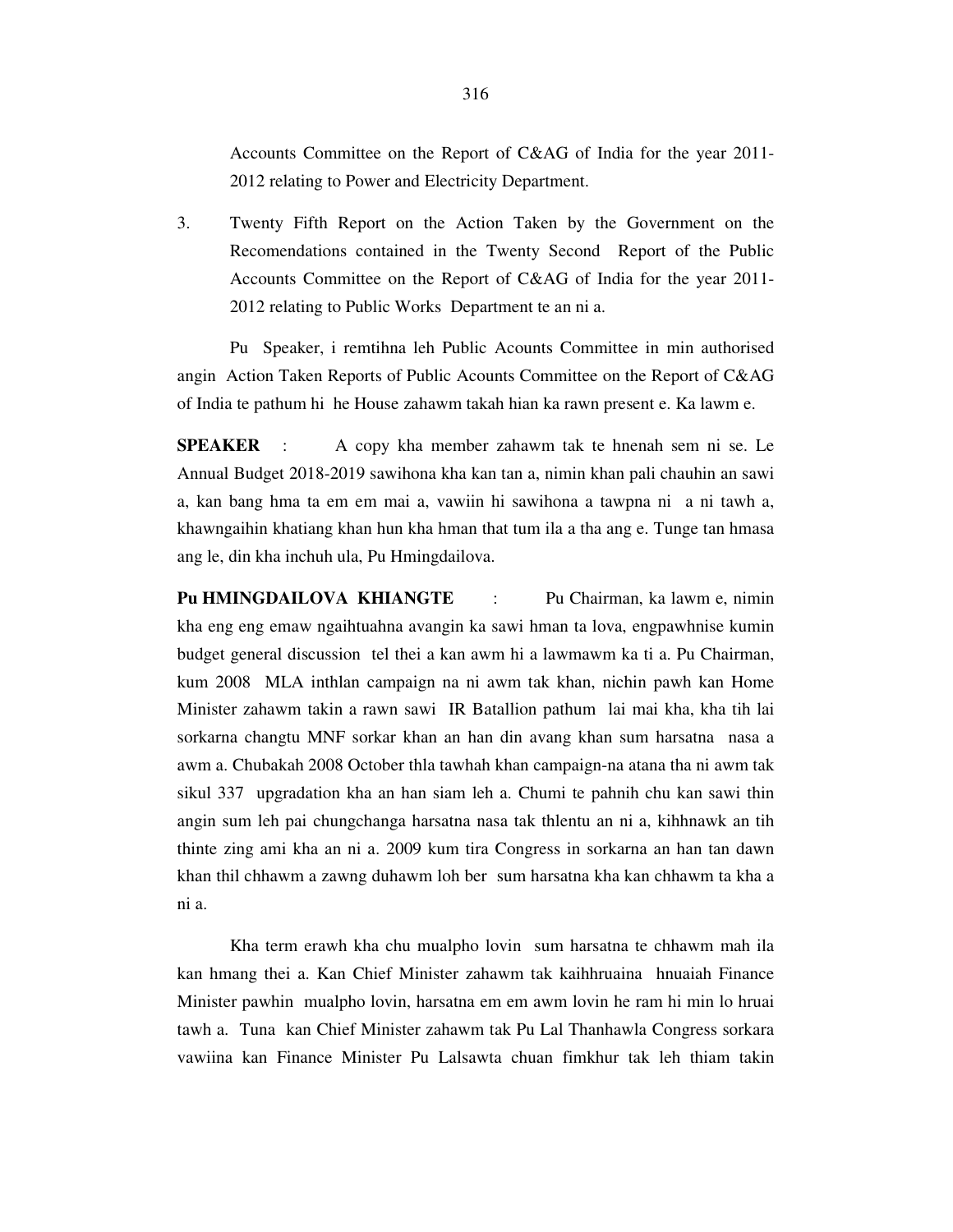Accounts Committee on the Report of C&AG of India for the year 2011-2012 relating to Power and Electricity Department.

3. Twenty Fifth Report on the Action Taken by the Government on the Recomendations contained in the Twenty Second Report of the Public Accounts Committee on the Report of C&AG of India for the year 2011-2012 relating to Public Works Department te an ni a.

Pu Speaker, i remtihna leh Public Acounts Committee in min authorised angin Action Taken Reports of Public Acounts Committee on the Report of C&AG of India te pathum hi he House zahawm takah hian ka rawn present e. Ka lawm e.

**SPEAKER** : A copy kha member zahawm tak te hnenah sem ni se. Le Annual Budget 2018-2019 sawihona kha kan tan a, nimin khan pali chauhin an sawi a, kan bang hma ta em em mai a, vawiin hi sawihona a tawpna ni a ni tawh a, khawngaihin khatiang khan hun kha hman that tum ila a tha ang e. Tunge tan hmasa ang le, din kha inchuh ula, Pu Hmingdailova.

**Pu HMINGDAILOVA KHIANGTE** : Pu Chairman, ka lawm e, nimin kha eng eng emaw ngaihtuahna avangin ka sawi hman ta lova, engpawhnise kumin budget general discussion tel thei a kan awm hi a lawmawm ka ti a. Pu Chairman, kum 2008 MLA inthlan campaign na ni awm tak khan, nichin pawh kan Home Minister zahawm takin a rawn sawi IR Batallion pathum lai mai kha, kha tih lai sorkarna changtu MNF sorkar khan an han din avang khan sum harsatna nasa a awm a. Chubakah 2008 October thla tawhah khan campaign-na atana tha ni awm tak sikul 337 upgradation kha an han siam leh a. Chumi te pahnih chu kan sawi thin angin sum leh pai chungchanga harsatna nasa tak thlentu an ni a, kihhnawk an tih thinte zing ami kha an ni a. 2009 kum tira Congress in sorkarna an han tan dawn khan thil chhawm a zawng duhawm loh ber sum harsatna kha kan chhawm ta kha a ni a.

Kha term erawh kha chu mualpho lovin sum harsatna te chhawm mah ila kan hmang thei a. Kan Chief Minister zahawm tak kaihhruaina hnuaiah Finance Minister pawhin mualpho lovin, harsatna em em awm lovin he ram hi min lo hruai tawh a. Tuna kan Chief Minister zahawm tak Pu Lal Thanhawla Congress sorkara vawiina kan Finance Minister Pu Lalsawta chuan fimkhur tak leh thiam takin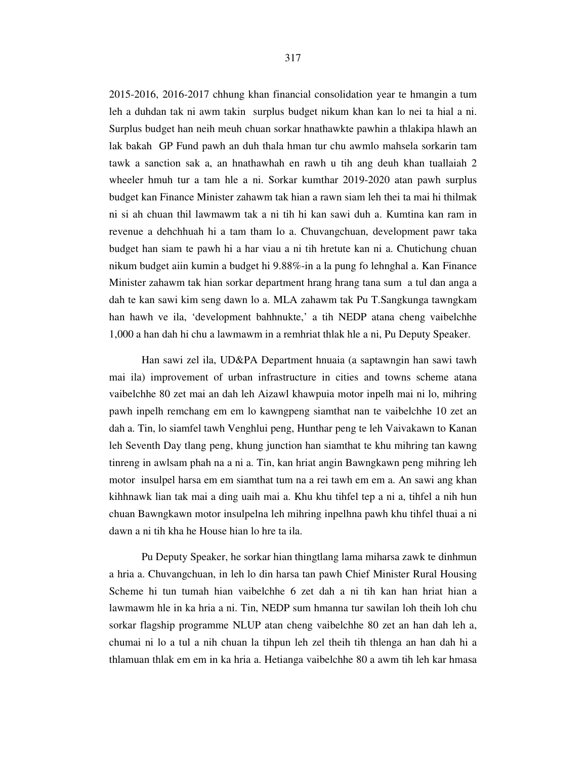2015-2016, 2016-2017 chhung khan financial consolidation year te hmangin a tum leh a duhdan tak ni awm takin surplus budget nikum khan kan lo nei ta hial a ni. Surplus budget han neih meuh chuan sorkar hnathawkte pawhin a thlakipa hlawh an lak bakah GP Fund pawh an duh thala hman tur chu awmlo mahsela sorkarin tam tawk a sanction sak a, an hnathawhah en rawh u tih ang deuh khan tuallaiah 2 wheeler hmuh tur a tam hle a ni. Sorkar kumthar 2019-2020 atan pawh surplus budget kan Finance Minister zahawm tak hian a rawn siam leh thei ta mai hi thilmak ni si ah chuan thil lawmawm tak a ni tih hi kan sawi duh a. Kumtina kan ram in revenue a dehchhuah hi a tam tham lo a. Chuvangchuan, development pawr taka budget han siam te pawh hi a har viau a ni tih hretute kan ni a. Chutichung chuan nikum budget aiin kumin a budget hi 9.88%-in a la pung fo lehnghal a. Kan Finance Minister zahawm tak hian sorkar department hrang hrang tana sum a tul dan anga a dah te kan sawi kim seng dawn lo a. MLA zahawm tak Pu T.Sangkunga tawngkam han hawh ve ila, 'development bahhnukte,' a tih NEDP atana cheng vaibelchhe 1,000 a han dah hi chu a lawmawm in a remhriat thlak hle a ni, Pu Deputy Speaker.

Han sawi zel ila, UD&PA Department hnuaia (a saptawngin han sawi tawh mai ila) improvement of urban infrastructure in cities and towns scheme atana vaibelchhe 80 zet mai an dah leh Aizawl khawpuia motor inpelh mai ni lo, mihring pawh inpelh remchang em em lo kawngpeng siamthat nan te vaibelchhe 10 zet an dah a. Tin, lo siamfel tawh Venghlui peng, Hunthar peng te leh Vaivakawn to Kanan leh Seventh Day tlang peng, khung junction han siamthat te khu mihring tan kawng tinreng in awlsam phah na a ni a. Tin, kan hriat angin Bawngkawn peng mihring leh motor insulpel harsa em em siamthat tum na a rei tawh em em a. An sawi ang khan kihhnawk lian tak mai a ding uaih mai a. Khu khu tihfel tep a ni a, tihfel a nih hun chuan Bawngkawn motor insulpelna leh mihring inpelhna pawh khu tihfel thuai a ni dawn a ni tih kha he House hian lo hre ta ila.

Pu Deputy Speaker, he sorkar hian thingtlang lama miharsa zawk te dinhmun a hria a. Chuvangchuan, in leh lo din harsa tan pawh Chief Minister Rural Housing Scheme hi tun tumah hian vaibelchhe 6 zet dah a ni tih kan han hriat hian a lawmawm hle in ka hria a ni. Tin, NEDP sum hmanna tur sawilan loh theih loh chu sorkar flagship programme NLUP atan cheng vaibelchhe 80 zet an han dah leh a, chumai ni lo a tul a nih chuan la tihpun leh zel theih tih thlenga an han dah hi a thlamuan thlak em em in ka hria a. Hetianga vaibelchhe 80 a awm tih leh kar hmasa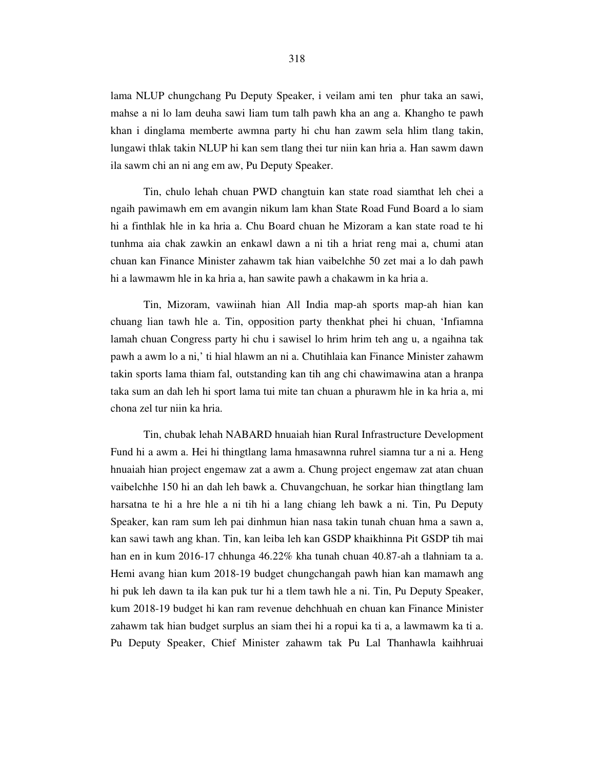lama NLUP chungchang Pu Deputy Speaker, i veilam ami ten phur taka an sawi, mahse a ni lo lam deuha sawi liam tum talh pawh kha an ang a. Khangho te pawh khan i dinglama memberte awmna party hi chu han zawm sela hlim tlang takin, lungawi thlak takin NLUP hi kan sem tlang thei tur niin kan hria a. Han sawm dawn ila sawm chi an ni ang em aw, Pu Deputy Speaker.

Tin, chulo lehah chuan PWD changtuin kan state road siamthat leh chei a ngaih pawimawh em em avangin nikum lam khan State Road Fund Board a lo siam hi a finthlak hle in ka hria a. Chu Board chuan he Mizoram a kan state road te hi tunhma aia chak zawkin an enkawl dawn a ni tih a hriat reng mai a, chumi atan chuan kan Finance Minister zahawm tak hian vaibelchhe 50 zet mai a lo dah pawh hi a lawmawm hle in ka hria a, han sawite pawh a chakawm in ka hria a.

Tin, Mizoram, vawiinah hian All India map-ah sports map-ah hian kan chuang lian tawh hle a. Tin, opposition party thenkhat phei hi chuan, 'Infiamna lamah chuan Congress party hi chu i sawisel lo hrim hrim teh ang u, a ngaihna tak pawh a awm lo a ni,' ti hial hlawm an ni a. Chutihlaia kan Finance Minister zahawm takin sports lama thiam fal, outstanding kan tih ang chi chawimawina atan a hranpa taka sum an dah leh hi sport lama tui mite tan chuan a phurawm hle in ka hria a, mi chona zel tur niin ka hria.

Tin, chubak lehah NABARD hnuaiah hian Rural Infrastructure Development Fund hi a awm a. Hei hi thingtlang lama hmasawnna ruhrel siamna tur a ni a. Heng hnuaiah hian project engemaw zat a awm a. Chung project engemaw zat atan chuan vaibelchhe 150 hi an dah leh bawk a. Chuvangchuan, he sorkar hian thingtlang lam harsatna te hi a hre hle a ni tih hi a lang chiang leh bawk a ni. Tin, Pu Deputy Speaker, kan ram sum leh pai dinhmun hian nasa takin tunah chuan hma a sawn a, kan sawi tawh ang khan. Tin, kan leiba leh kan GSDP khaikhinna Pit GSDP tih mai han en in kum 2016-17 chhunga 46.22% kha tunah chuan 40.87-ah a tlahniam ta a. Hemi avang hian kum 2018-19 budget chungchangah pawh hian kan mamawh ang hi puk leh dawn ta ila kan puk tur hi a tlem tawh hle a ni. Tin, Pu Deputy Speaker, kum 2018-19 budget hi kan ram revenue dehchhuah en chuan kan Finance Minister zahawm tak hian budget surplus an siam thei hi a ropui ka ti a, a lawmawm ka ti a. Pu Deputy Speaker, Chief Minister zahawm tak Pu Lal Thanhawla kaihhruai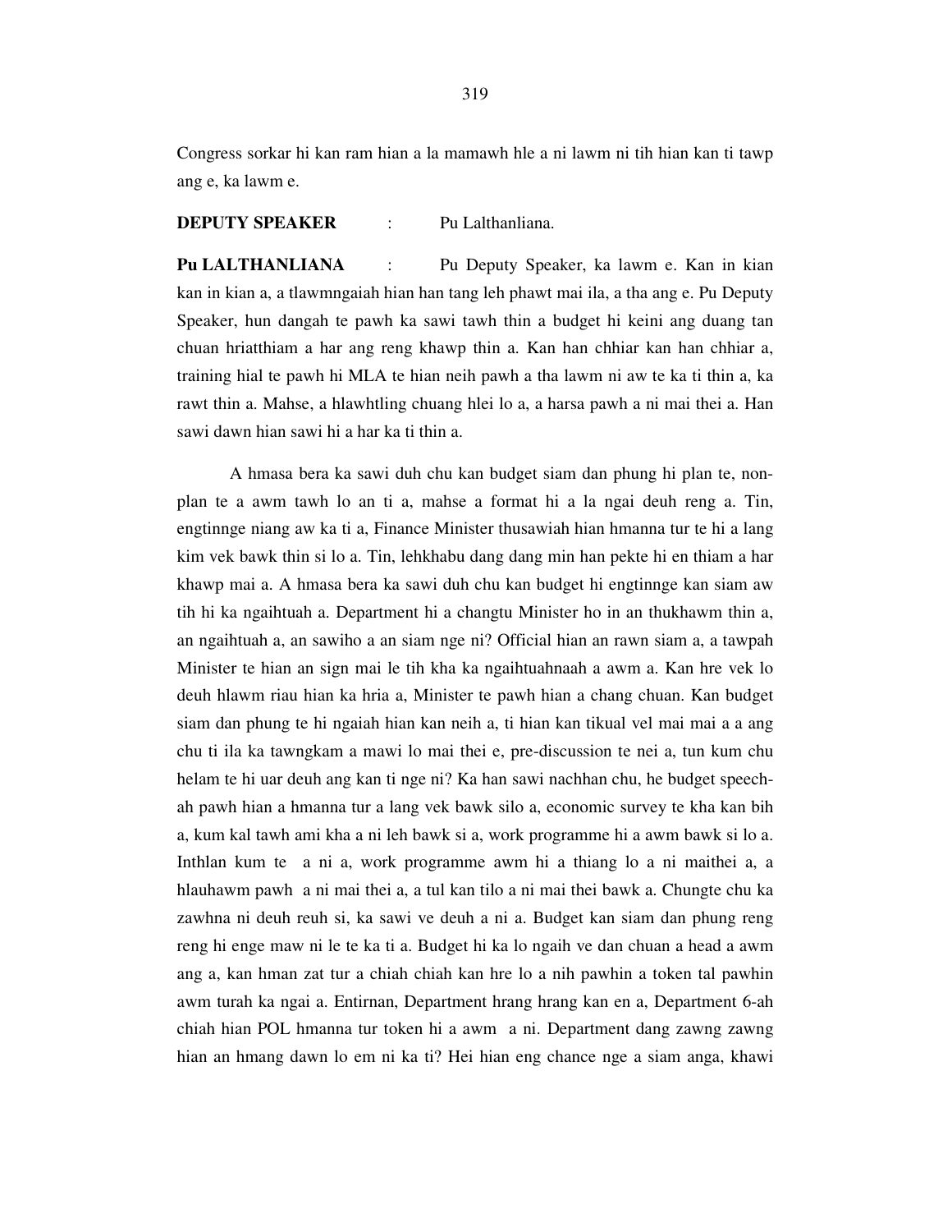Congress sorkar hi kan ram hian a la mamawh hle a ni lawm ni tih hian kan ti tawp ang e, ka lawm e.

**DEPUTY SPEAKER** : Pu Lalthanliana.

**Pu LALTHANLIANA** : Pu Deputy Speaker, ka lawm e. Kan in kian kan in kian a, a tlawmngaiah hian han tang leh phawt mai ila, a tha ang e. Pu Deputy Speaker, hun dangah te pawh ka sawi tawh thin a budget hi keini ang duang tan chuan hriatthiam a har ang reng khawp thin a. Kan han chhiar kan han chhiar a, training hial te pawh hi MLA te hian neih pawh a tha lawm ni aw te ka ti thin a, ka rawt thin a. Mahse, a hlawhtling chuang hlei lo a, a harsa pawh a ni mai thei a. Han sawi dawn hian sawi hi a har ka ti thin a.

A hmasa bera ka sawi duh chu kan budget siam dan phung hi plan te, non-plan te a awm tawh lo an ti a, mahse a format hi a la ngai deuh reng a. Tin, engtinnge niang aw ka ti a, Finance Minister thusawiah hian hmanna tur te hi a lang kim vek bawk thin si lo a. Tin, lehkhabu dang dang min han pekte hi en thiam a har khawp mai a. A hmasa bera ka sawi duh chu kan budget hi engtinnge kan siam aw tih hi ka ngaihtuah a. Department hi a changtu Minister ho in an thukhawm thin a, an ngaihtuah a, an sawiho a an siam nge ni? Official hian an rawn siam a, a tawpah Minister te hian an sign mai le tih kha ka ngaihtuahnaah a awm a. Kan hre vek lo deuh hlawm riau hian ka hria a, Minister te pawh hian a chang chuan. Kan budget siam dan phung te hi ngaiah hian kan neih a, ti hian kan tikual vel mai mai a a ang chu ti ila ka tawngkam a mawi lo mai thei e, pre-discussion te nei a, tun kum chu helam te hi uar deuh ang kan ti nge ni? Ka han sawi nachhan chu, he budget speech-ah pawh hian a hmanna tur a lang vek bawk silo a, economic survey te kha kan bih a, kum kal tawh ami kha a ni leh bawk si a, work programme hi a awm bawk si lo a. Inthlan kum te a ni a, work programme awm hi a thiang lo a ni maithei a, a hlauhawm pawh a ni mai thei a, a tul kan tilo a ni mai thei bawk a. Chungte chu ka zawhna ni deuh reuh si, ka sawi ve deuh a ni a. Budget kan siam dan phung reng reng hi enge maw ni le te ka ti a. Budget hi ka lo ngaih ve dan chuan a head a awm ang a, kan hman zat tur a chiah chiah kan hre lo a nih pawhin a token tal pawhin awm turah ka ngai a. Entirnan, Department hrang hrang kan en a, Department 6-ah chiah hian POL hmanna tur token hi a awm a ni. Department dang zawng zawng hian an hmang dawn lo em ni ka ti? Hei hian eng chance nge a siam anga, khawi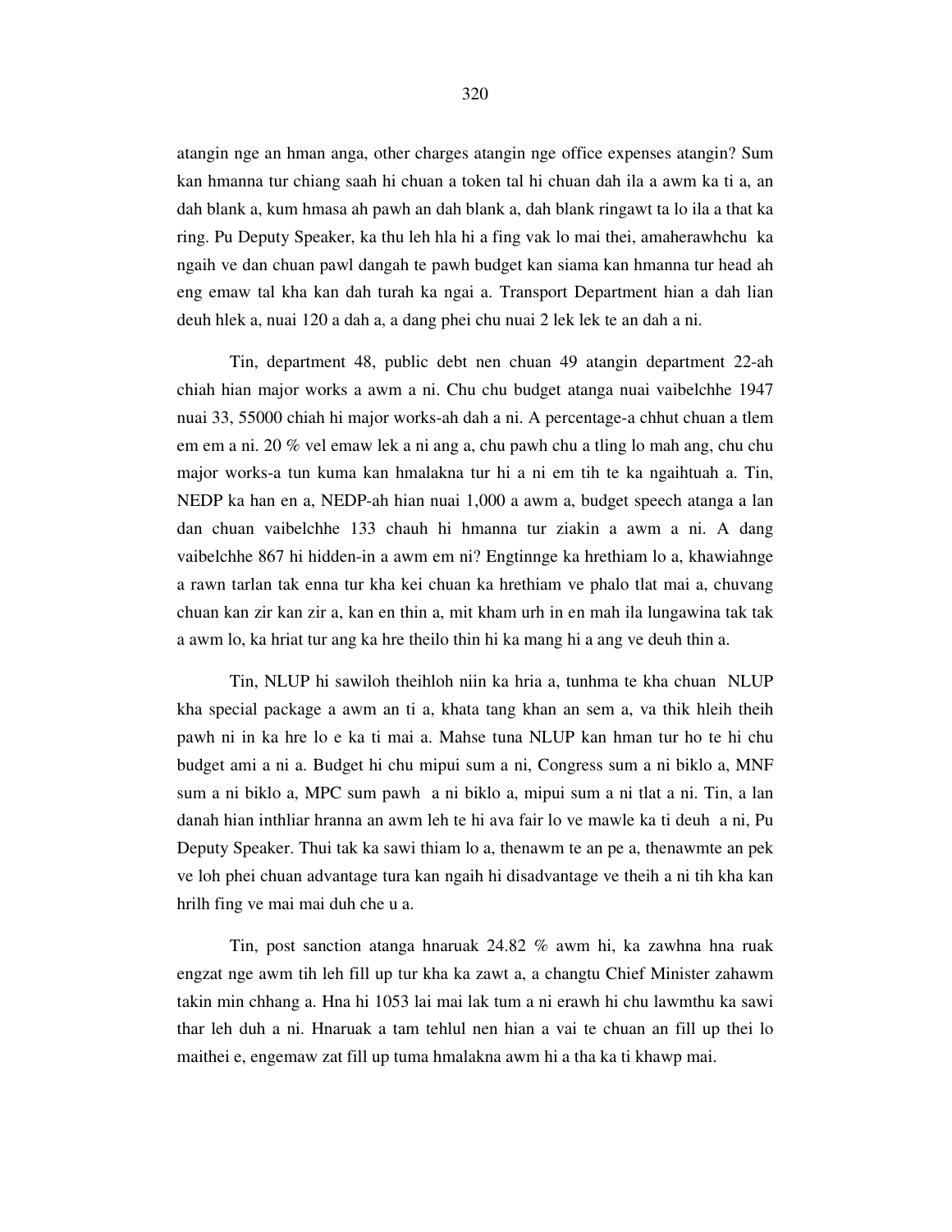atangin nge an hman anga, other charges atangin nge office expenses atangin? Sum kan hmanna tur chiang saah hi chuan a token tal hi chuan dah ila a awm ka ti a, an dah blank a, kum hmasa ah pawh an dah blank a, dah blank ringawt ta lo ila a that ka ring. Pu Deputy Speaker, ka thu leh hla hi a fing vak lo mai thei, amaherawhchu ka ngaih ve dan chuan pawl dangah te pawh budget kan siama kan hmanna tur head ah eng emaw tal kha kan dah turah ka ngai a. Transport Department hian a dah lian deuh hlek a, nuai 120 a dah a, a dang phei chu nuai 2 lek lek te an dah a ni.

Tin, department 48, public debt nen chuan 49 atangin department 22-ah chiah hian major works a awm a ni. Chu chu budget atanga nuai vaibelchhe 1947 nuai 33, 55000 chiah hi major works-ah dah a ni. A percentage-a chhut chuan a tlem em em a ni. 20 % vel emaw lek a ni ang a, chu pawh chu a tling lo mah ang, chu chu major works-a tun kuma kan hmalakna tur hi a ni em tih te ka ngaihtuah a. Tin, NEDP ka han en a, NEDP-ah hian nuai 1,000 a awm a, budget speech atanga a lan dan chuan vaibelchhe 133 chauh hi hmanna tur ziakin a awm a ni. A dang vaibelchhe 867 hi hidden-in a awm em ni? Engtinnge ka hrethiam lo a, khawiahnge a rawn tarlan tak enna tur kha kei chuan ka hrethiam ve phalo tlat mai a, chuvang chuan kan zir kan zir a, kan en thin a, mit kham urh in en mah ila lungawina tak tak a awm lo, ka hriat tur ang ka hre theilo thin hi ka mang hi a ang ve deuh thin a.

Tin, NLUP hi sawiloh theihloh niin ka hria a, tunhma te kha chuan NLUP kha special package a awm an ti a, khata tang khan an sem a, va thik hleih theih pawh ni in ka hre lo e ka ti mai a. Mahse tuna NLUP kan hman tur ho te hi chu budget ami a ni a. Budget hi chu mipui sum a ni, Congress sum a ni biklo a, MNF sum a ni biklo a, MPC sum pawh a ni biklo a, mipui sum a ni tlat a ni. Tin, a lan danah hian inthliar hranna an awm leh te hi ava fair lo ve mawle ka ti deuh a ni, Pu Deputy Speaker. Thui tak ka sawi thiam lo a, thenawm te an pe a, thenawmte an pek ve loh phei chuan advantage tura kan ngaih hi disadvantage ve theih a ni tih kha kan hrilh fing ve mai mai duh che u a.

Tin, post sanction atanga hnaruak 24.82 % awm hi, ka zawhna hna ruak engzat nge awm tih leh fill up tur kha ka zawt a, a changtu Chief Minister zahawm takin min chhang a. Hna hi 1053 lai mai lak tum a ni erawh hi chu lawmthu ka sawi thar leh duh a ni. Hnaruak a tam tehlul nen hian a vai te chuan an fill up thei lo maithei e, engemaw zat fill up tuma hmalakna awm hi a tha ka ti khawp mai.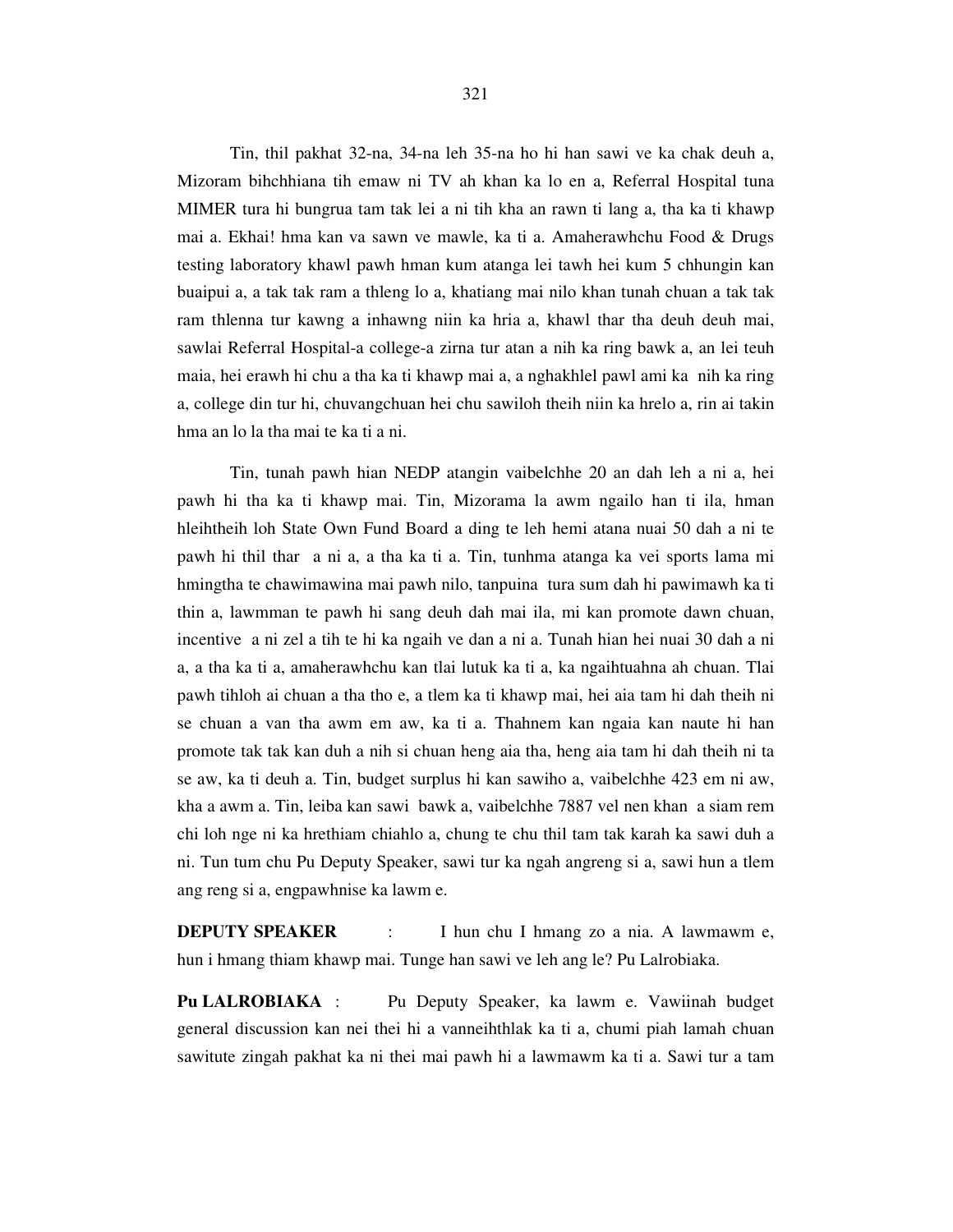Tin, thil pakhat 32-na, 34-na leh 35-na ho hi han sawi ve ka chak deuh a, Mizoram bihchhiana tih emaw ni TV ah khan ka lo en a, Referral Hospital tuna MIMER tura hi bungrua tam tak lei a ni tih kha an rawn ti lang a, tha ka ti khawp mai a. Ekhai! hma kan va sawn ve mawle, ka ti a. Amaherawhchu Food & Drugs testing laboratory khawl pawh hman kum atanga lei tawh hei kum 5 chhungin kan buaipui a, a tak tak ram a thleng lo a, khatiang mai nilo khan tunah chuan a tak tak ram thlenna tur kawng a inhawng niin ka hria a, khawl thar tha deuh deuh mai, sawlai Referral Hospital-a college-a zirna tur atan a nih ka ring bawk a, an lei teuh maia, hei erawh hi chu a tha ka ti khawp mai a, a nghakhlel pawl ami ka nih ka ring a, college din tur hi, chuvangchuan hei chu sawiloh theih niin ka hrelo a, rin ai takin hma an lo la tha mai te ka ti a ni.

Tin, tunah pawh hian NEDP atangin vaibelchhe 20 an dah leh a ni a, hei pawh hi tha ka ti khawp mai. Tin, Mizorama la awm ngailo han ti ila, hman hleihtheih loh State Own Fund Board a ding te leh hemi atana nuai 50 dah a ni te pawh hi thil thar a ni a, a tha ka ti a. Tin, tunhma atanga ka vei sports lama mi hmingtha te chawimawina mai pawh nilo, tanpuina tura sum dah hi pawimawh ka ti thin a, lawmman te pawh hi sang deuh dah mai ila, mi kan promote dawn chuan, incentive a ni zel a tih te hi ka ngaih ve dan a ni a. Tunah hian hei nuai 30 dah a ni a, a tha ka ti a, amaherawhchu kan tlai lutuk ka ti a, ka ngaihtuahna ah chuan. Tlai pawh tihloh ai chuan a tha tho e, a tlem ka ti khawp mai, hei aia tam hi dah theih ni se chuan a van tha awm em aw, ka ti a. Thahnem kan ngaia kan naute hi han promote tak tak kan duh a nih si chuan heng aia tha, heng aia tam hi dah theih ni ta se aw, ka ti deuh a. Tin, budget surplus hi kan sawiho a, vaibelchhe 423 em ni aw, kha a awm a. Tin, leiba kan sawi bawk a, vaibelchhe 7887 vel nen khan a siam rem chi loh nge ni ka hrethiam chiahlo a, chung te chu thil tam tak karah ka sawi duh a ni. Tun tum chu Pu Deputy Speaker, sawi tur ka ngah angreng si a, sawi hun a tlem ang reng si a, engpawhnise ka lawm e.

**DEPUTY SPEAKER** : I hun chu I hmang zo a nia. A lawmawm e, hun i hmang thiam khawp mai. Tunge han sawi ve leh ang le? Pu Lalrobiaka.

**Pu LALROBIAKA** : Pu Deputy Speaker, ka lawm e. Vawiinah budget general discussion kan nei thei hi a vanneihthlak ka ti a, chumi piah lamah chuan sawitute zingah pakhat ka ni thei mai pawh hi a lawmawm ka ti a. Sawi tur a tam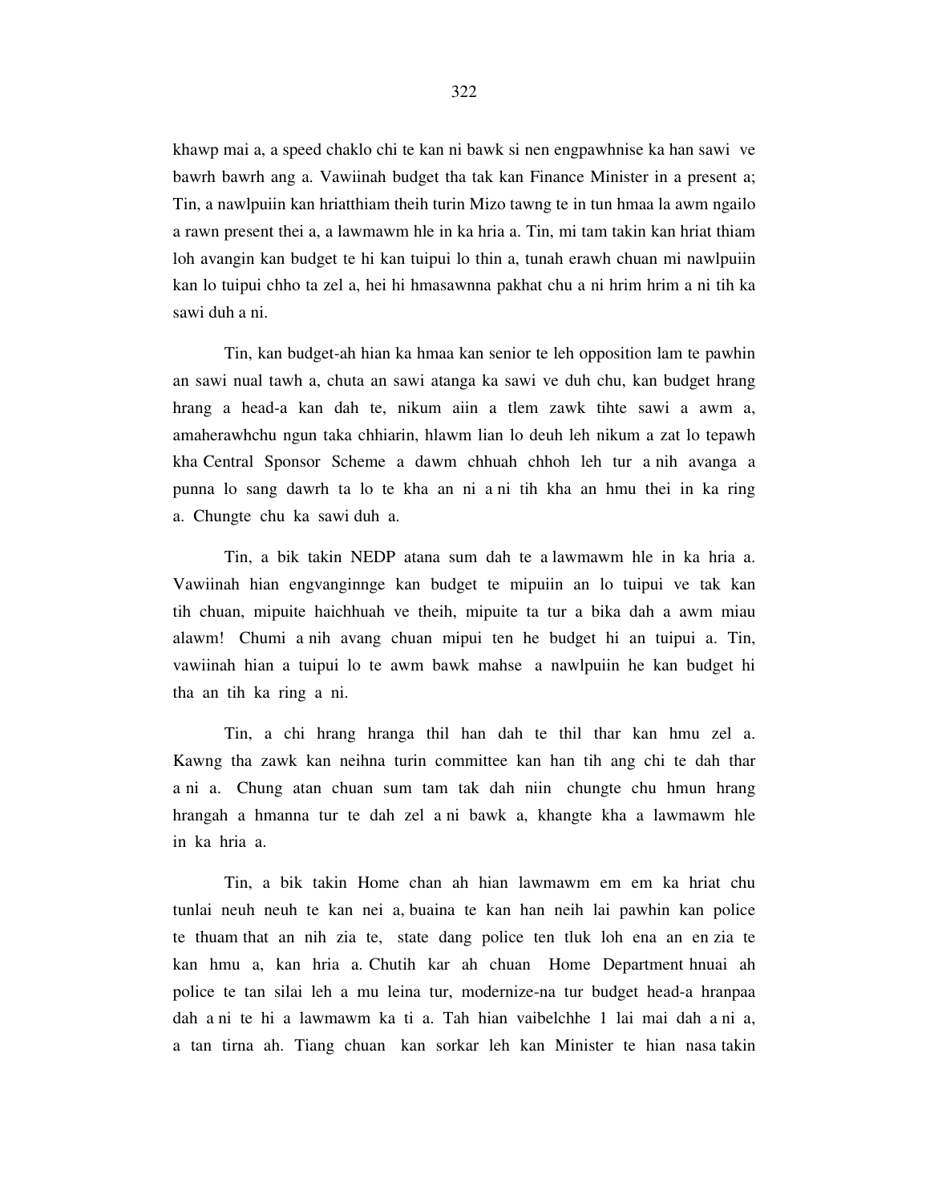khawp mai a, a speed chaklo chi te kan ni bawk si nen engpawhnise ka han sawi ve bawrh bawrh ang a. Vawiinah budget tha tak kan Finance Minister in a present a; Tin, a nawlpuiin kan hriatthiam theih turin Mizo tawng te in tun hmaa la awm ngailo a rawn present thei a, a lawmawm hle in ka hria a. Tin, mi tam takin kan hriat thiam loh avangin kan budget te hi kan tuipui lo thin a, tunah erawh chuan mi nawlpuiin kan lo tuipui chho ta zel a, hei hi hmasawnna pakhat chu a ni hrim hrim a ni tih ka sawi duh a ni.

Tin, kan budget-ah hian ka hmaa kan senior te leh opposition lam te pawhin an sawi nual tawh a, chuta an sawi atanga ka sawi ve duh chu, kan budget hrang hrang a head-a kan dah te, nikum aiin a tlem zawk tihte sawi a awm a, amaherawhchu ngun taka chhiarin, hlawm lian lo deuh leh nikum a zat lo tepawh kha Central Sponsor Scheme a dawm chhuah chhoh leh tur a nih avanga a punna lo sang dawrh ta lo te kha an ni a ni tih kha an hmu thei in ka ring a. Chungte chu ka sawi duh a.

Tin, a bik takin NEDP atana sum dah te a lawmawm hle in ka hria a. Vawiinah hian engvanginnge kan budget te mipuiin an lo tuipui ve tak kan tih chuan, mipuite haichhuah ve theih, mipuite ta tur a bika dah a awm miau alawm! Chumi a nih avang chuan mipui ten he budget hi an tuipui a. Tin, vawiinah hian a tuipui lo te awm bawk mahse a nawlpuiin he kan budget hi tha an tih ka ring a ni.

Tin, a chi hrang hranga thil han dah te thil thar kan hmu zel a. Kawng tha zawk kan neihna turin committee kan han tih ang chi te dah thar a ni a. Chung atan chuan sum tam tak dah niin chungte chu hmun hrang hrangah a hmanna tur te dah zel a ni bawk a, khangte kha a lawmawm hle in ka hria a.

Tin, a bik takin Home chan ah hian lawmawm em em ka hriat chu tunlai neuh neuh te kan nei a, buaina te kan han neih lai pawhin kan police te thuam that an nih zia te, state dang police ten tluk loh ena an en zia te kan hmu a, kan hria a. Chutih kar ah chuan Home Department hnuai ah police te tan silai leh a mu leina tur, modernize-na tur budget head-a hranpaa dah a ni te hi a lawmawm ka ti a. Tah hian vaibelchhe 1 lai mai dah a ni a, a tan tirna ah. Tiang chuan kan sorkar leh kan Minister te hian nasa takin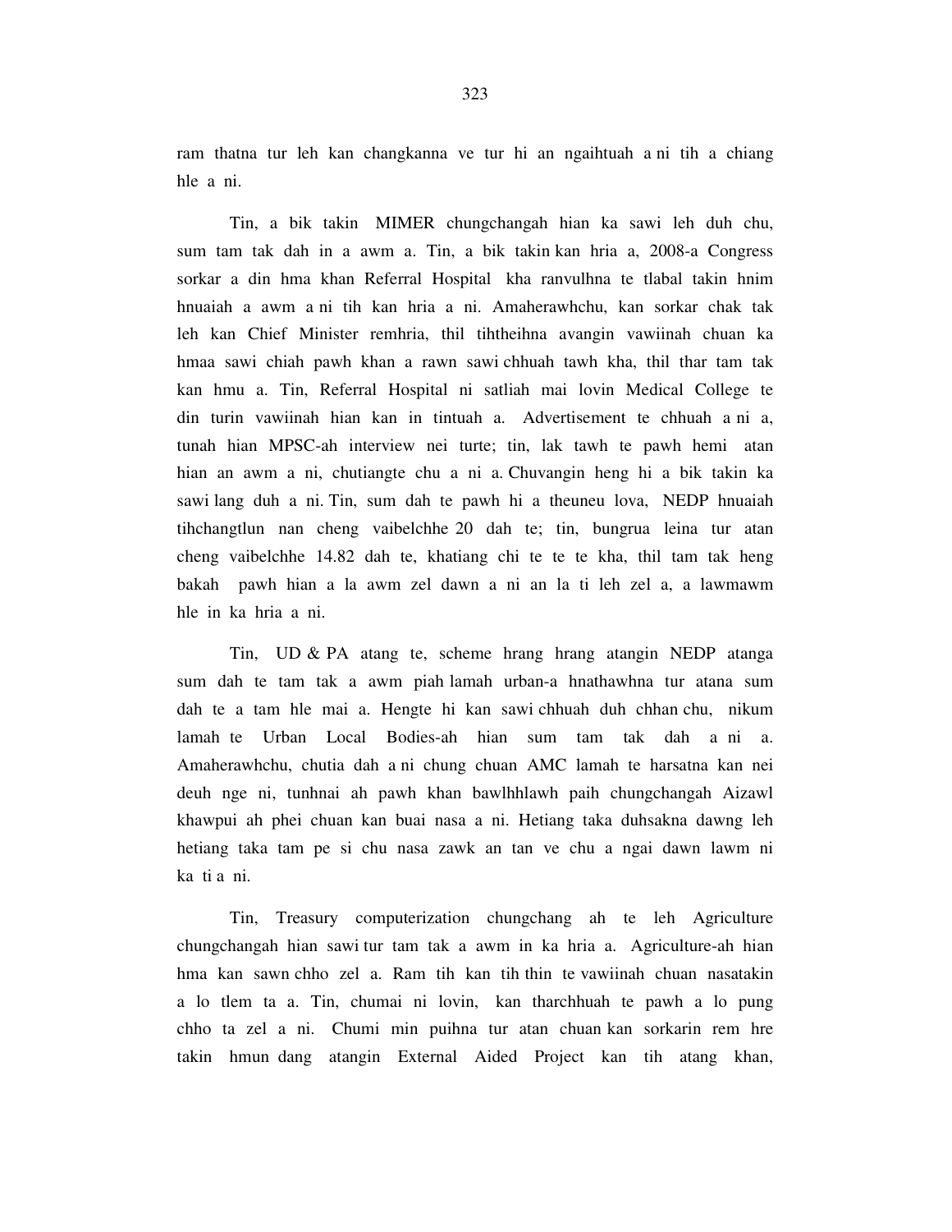ram thatna tur leh kan changkanna ve tur hi an ngaihtuah a ni tih a chiang hle a ni.

Tin, a bik takin MIMER chungchangah hian ka sawi leh duh chu, sum tam tak dah in a awm a. Tin, a bik takin kan hria a, 2008-a Congress sorkar a din hma khan Referral Hospital kha ranvulhna te tlabal takin hnim hnuaiah a awm a ni tih kan hria a ni. Amaherawhchu, kan sorkar chak tak leh kan Chief Minister remhria, thil tihtheihna avangin vawiinah chuan ka hmaa sawi chiah pawh khan a rawn sawi chhuah tawh kha, thil thar tam tak kan hmu a. Tin, Referral Hospital ni satliah mai lovin Medical College te din turin vawiinah hian kan in tintuah a. Advertisement te chhuah a ni a, tunah hian MPSC-ah interview nei turte; tin, lak tawh te pawh hemi atan hian an awm a ni, chutiangte chu a ni a. Chuvangin heng hi a bik takin ka sawi lang duh a ni. Tin, sum dah te pawh hi a theuneu lova, NEDP hnuaiah tihchangtlun nan cheng vaibelchhe 20 dah te; tin, bungrua leina tur atan cheng vaibelchhe 14.82 dah te, khatiang chi te te te kha, thil tam tak heng bakah pawh hian a la awm zel dawn a ni an la ti leh zel a, a lawmawm hle in ka hria a ni.

Tin, UD & PA atang te, scheme hrang hrang atangin NEDP atanga sum dah te tam tak a awm piah lamah urban-a hnathawhna tur atana sum dah te a tam hle mai a. Hengte hi kan sawi chhuah duh chhan chu, nikum lamah te Urban Local Bodies-ah hian sum tam tak dah a ni a. Amaherawhchu, chutia dah a ni chung chuan AMC lamah te harsatna kan nei deuh nge ni, tunhnai ah pawh khan bawlhhlawh paih chungchangah Aizawl khawpui ah phei chuan kan buai nasa a ni. Hetiang taka duhsakna dawng leh hetiang taka tam pe si chu nasa zawk an tan ve chu a ngai dawn lawm ni ka ti a ni.

Tin, Treasury computerization chungchang ah te leh Agriculture chungchangah hian sawi tur tam tak a awm in ka hria a. Agriculture-ah hian hma kan sawn chho zel a. Ram tih kan tih thin te vawiinah chuan nasatakin a lo tlem ta a. Tin, chumai ni lovin, kan tharchhuah te pawh a lo pung chho ta zel a ni. Chumi min puihna tur atan chuan kan sorkarin rem hre takin hmun dang atangin External Aided Project kan tih atang khan,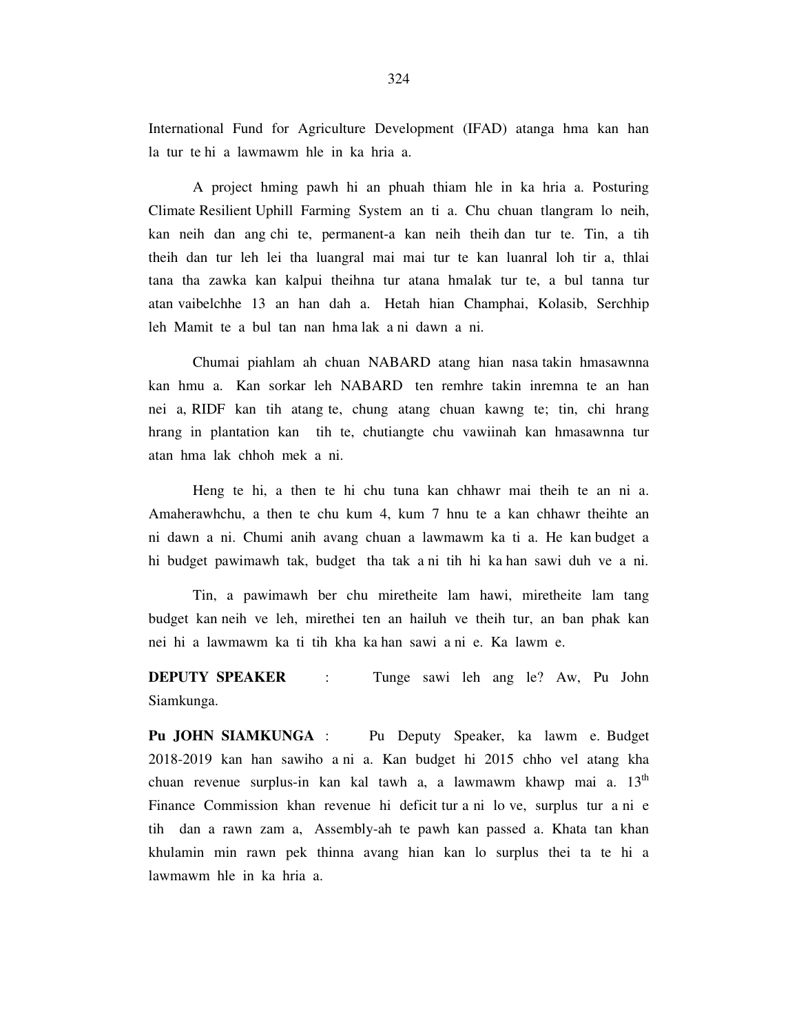International Fund for Agriculture Development (IFAD) atanga hma kan han la tur te hi a lawmawm hle in ka hria a.

A project hming pawh hi an phuah thiam hle in ka hria a. Posturing Climate Resilient Uphill Farming System an ti a. Chu chuan tlangram lo neih, kan neih dan ang chi te, permanent-a kan neih theih dan tur te. Tin, a tih theih dan tur leh lei tha luangral mai mai tur te kan luanral loh tir a, thlai tana tha zawka kan kalpui theihna tur atana hmalak tur te, a bul tanna tur atan vaibelchhe 13 an han dah a. Hetah hian Champhai, Kolasib, Serchhip leh Mamit te a bul tan nan hma lak a ni dawn a ni.

Chumai piahlam ah chuan NABARD atang hian nasa takin hmasawnna kan hmu a. Kan sorkar leh NABARD ten remhre takin inremna te an han nei a, RIDF kan tih atang te, chung atang chuan kawng te; tin, chi hrang hrang in plantation kan tih te, chutiangte chu vawiinah kan hmasawnna tur atan hma lak chhoh mek a ni.

Heng te hi, a then te hi chu tuna kan chhawr mai theih te an ni a. Amaherawhchu, a then te chu kum 4, kum 7 hnu te a kan chhawr theihte an ni dawn a ni. Chumi anih avang chuan a lawmawm ka ti a. He kan budget a hi budget pawimawh tak, budget tha tak a ni tih hi ka han sawi duh ve a ni.

Tin, a pawimawh ber chu miretheite lam hawi, miretheite lam tang budget kan neih ve leh, mirethei ten an hailuh ve theih tur, an ban phak kan nei hi a lawmawm ka ti tih kha ka han sawi a ni e. Ka lawm e.

**DEPUTY SPEAKER** : Tunge sawi leh ang le? Aw, Pu John Siamkunga.

**Pu JOHN SIAMKUNGA** : Pu Deputy Speaker, ka lawm e. Budget 2018-2019 kan han sawiho a ni a. Kan budget hi 2015 chho vel atang kha chuan revenue surplus-in kan kal tawh a, a lawmawm khawp mai a. 13th Finance Commission khan revenue hi deficit tur a ni lo ve, surplus tur a ni e tih dan a rawn zam a, Assembly-ah te pawh kan passed a. Khata tan khan khulamin min rawn pek thinna avang hian kan lo surplus thei ta te hi a lawmawm hle in ka hria a.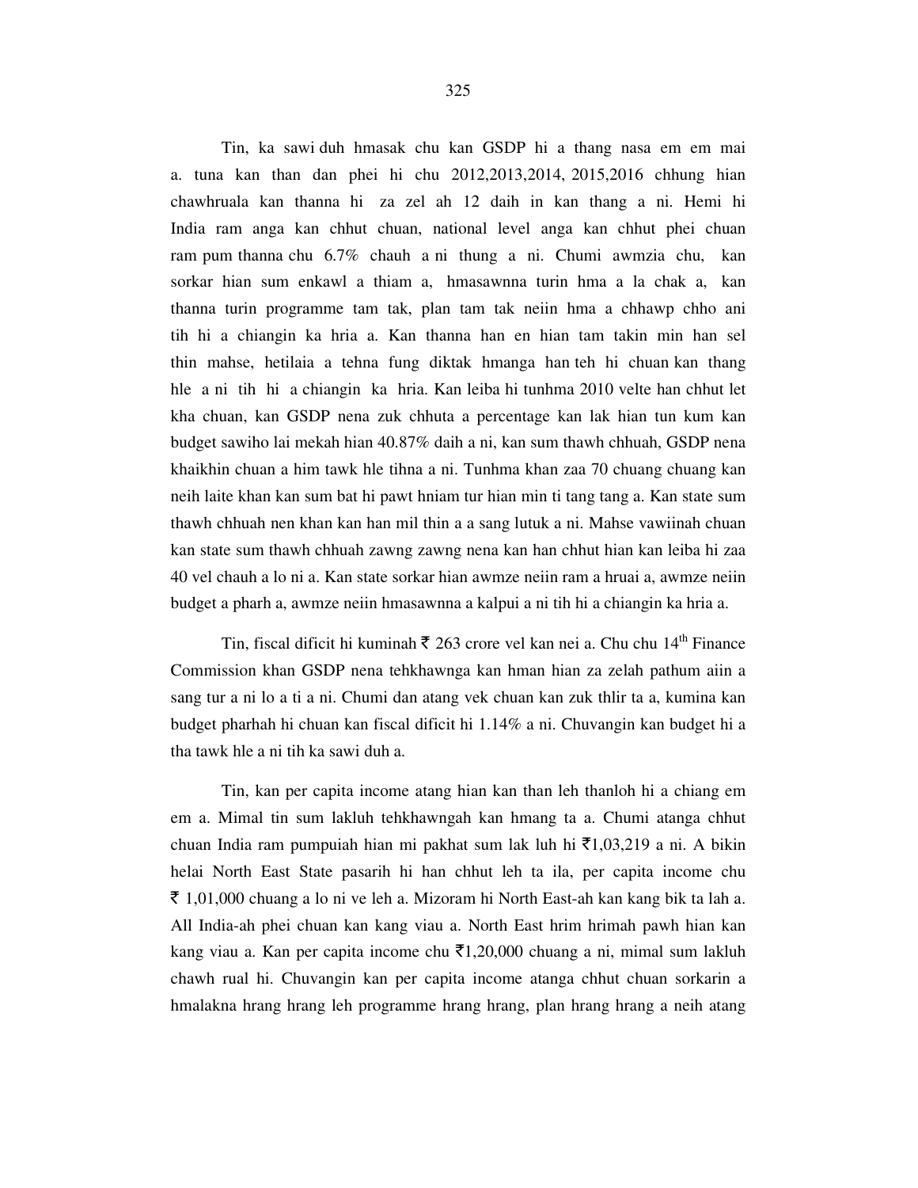Tin, ka sawi duh hmasak chu kan GSDP hi a thang nasa em em mai a. tuna kan than dan phei hi chu 2012,2013,2014, 2015,2016 chhung hian chawhruala kan thanna hi za zel ah 12 daih in kan thang a ni. Hemi hi India ram anga kan chhut chuan, national level anga kan chhut phei chuan ram pum thanna chu 6.7% chauh a ni thung a ni. Chumi awmzia chu, kan sorkar hian sum enkawl a thiam a, hmasawnna turin hma a la chak a, kan thanna turin programme tam tak, plan tam tak neiin hma a chhawp chho ani tih hi a chiangin ka hria a. Kan thanna han en hian tam takin min han sel thin mahse, hetilaia a tehna fung diktak hmanga han teh hi chuan kan thang hle a ni tih hi a chiangin ka hria. Kan leiba hi tunhma 2010 velte han chhut let kha chuan, kan GSDP nena zuk chhuta a percentage kan lak hian tun kum kan budget sawiho lai mekah hian 40.87% daih a ni, kan sum thawh chhuah, GSDP nena khaikhin chuan a him tawk hle tihna a ni. Tunhma khan zaa 70 chuang chuang kan neih laite khan kan sum bat hi pawt hniam tur hian min ti tang tang a. Kan state sum thawh chhuah nen khan kan han mil thin a a sang lutuk a ni. Mahse vawiinah chuan kan state sum thawh chhuah zawng zawng nena kan han chhut hian kan leiba hi zaa 40 vel chauh a lo ni a. Kan state sorkar hian awmze neiin ram a hruai a, awmze neiin budget a pharh a, awmze neiin hmasawnna a kalpui a ni tih hi a chiangin ka hria a.

Tin, fiscal dificit hi kuminah ₹ 263 crore vel kan nei a. Chu chu 14th Finance Commission khan GSDP nena tehkhawnga kan hman hian za zelah pathum aiin a sang tur a ni lo a ti a ni. Chumi dan atang vek chuan kan zuk thlir ta a, kumina kan budget pharhah hi chuan kan fiscal dificit hi 1.14% a ni. Chuvangin kan budget hi a tha tawk hle a ni tih ka sawi duh a.

Tin, kan per capita income atang hian kan than leh thanloh hi a chiang em em a. Mimal tin sum lakluh tehkhawngah kan hmang ta a. Chumi atanga chhut chuan India ram pumpuiah hian mi pakhat sum lak luh hi ₹1,03,219 a ni. A bikin helai North East State pasarih hi han chhut leh ta ila, per capita income chu ₹ 1,01,000 chuang a lo ni ve leh a. Mizoram hi North East-ah kan kang bik ta lah a. All India-ah phei chuan kan kang viau a. North East hrim hrimah pawh hian kan kang viau a. Kan per capita income chu ₹1,20,000 chuang a ni, mimal sum lakluh chawh rual hi. Chuvangin kan per capita income atanga chhut chuan sorkarin a hmalakna hrang hrang leh programme hrang hrang, plan hrang hrang a neih atang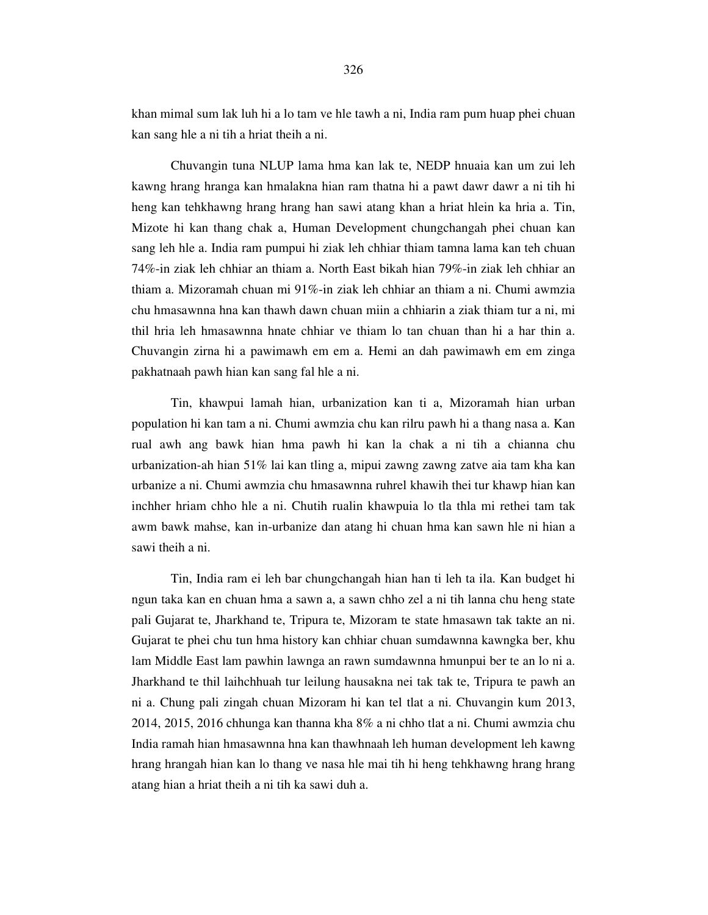khan mimal sum lak luh hi a lo tam ve hle tawh a ni, India ram pum huap phei chuan kan sang hle a ni tih a hriat theih a ni.

Chuvangin tuna NLUP lama hma kan lak te, NEDP hnuaia kan um zui leh kawng hrang hranga kan hmalakna hian ram thatna hi a pawt dawr dawr a ni tih hi heng kan tehkhawng hrang hrang han sawi atang khan a hriat hlein ka hria a. Tin, Mizote hi kan thang chak a, Human Development chungchangah phei chuan kan sang leh hle a. India ram pumpui hi ziak leh chhiar thiam tamna lama kan teh chuan 74%-in ziak leh chhiar an thiam a. North East bikah hian 79%-in ziak leh chhiar an thiam a. Mizoramah chuan mi 91%-in ziak leh chhiar an thiam a ni. Chumi awmzia chu hmasawnna hna kan thawh dawn chuan miin a chhiarin a ziak thiam tur a ni, mi thil hria leh hmasawnna hnate chhiar ve thiam lo tan chuan than hi a har thin a. Chuvangin zirna hi a pawimawh em em a. Hemi an dah pawimawh em em zinga pakhatnaah pawh hian kan sang fal hle a ni.

Tin, khawpui lamah hian, urbanization kan ti a, Mizoramah hian urban population hi kan tam a ni. Chumi awmzia chu kan rilru pawh hi a thang nasa a. Kan rual awh ang bawk hian hma pawh hi kan la chak a ni tih a chianna chu urbanization-ah hian 51% lai kan tling a, mipui zawng zawng zatve aia tam kha kan urbanize a ni. Chumi awmzia chu hmasawnna ruhrel khawih thei tur khawp hian kan inchher hriam chho hle a ni. Chutih rualin khawpuia lo tla thla mi rethei tam tak awm bawk mahse, kan in-urbanize dan atang hi chuan hma kan sawn hle ni hian a sawi theih a ni.

Tin, India ram ei leh bar chungchangah hian han ti leh ta ila. Kan budget hi ngun taka kan en chuan hma a sawn a, a sawn chho zel a ni tih lanna chu heng state pali Gujarat te, Jharkhand te, Tripura te, Mizoram te state hmasawn tak takte an ni. Gujarat te phei chu tun hma history kan chhiar chuan sumdawnna kawngka ber, khu lam Middle East lam pawhin lawnga an rawn sumdawnna hmunpui ber te an lo ni a. Jharkhand te thil laihchhuah tur leilung hausakna nei tak tak te, Tripura te pawh an ni a. Chung pali zingah chuan Mizoram hi kan tel tlat a ni. Chuvangin kum 2013, 2014, 2015, 2016 chhunga kan thanna kha 8% a ni chho tlat a ni. Chumi awmzia chu India ramah hian hmasawnna hna kan thawhnaah leh human development leh kawng hrang hrangah hian kan lo thang ve nasa hle mai tih hi heng tehkhawng hrang hrang atang hian a hriat theih a ni tih ka sawi duh a.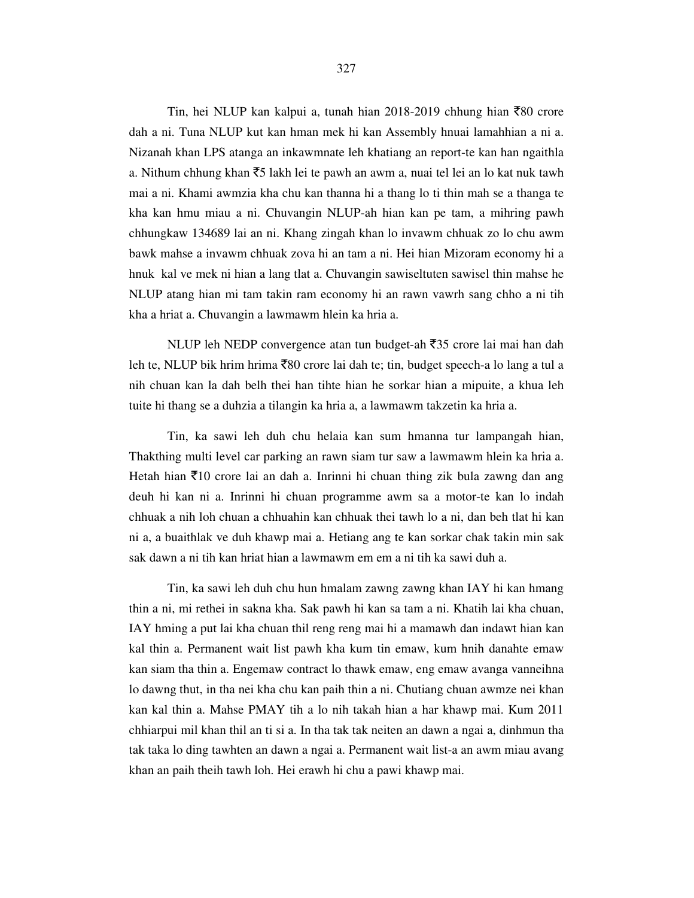Tin, hei NLUP kan kalpui a, tunah hian 2018-2019 chhung hian ₹80 crore dah a ni. Tuna NLUP kut kan hman mek hi kan Assembly hnuai lamahhian a ni a. Nizanah khan LPS atanga an inkawmnate leh khatiang an report-te kan han ngaithla a. Nithum chhung khan ₹5 lakh lei te pawh an awm a, nuai tel lei an lo kat nuk tawh mai a ni. Khami awmzia kha chu kan thanna hi a thang lo ti thin mah se a thanga te kha kan hmu miau a ni. Chuvangin NLUP-ah hian kan pe tam, a mihring pawh chhungkaw 134689 lai an ni. Khang zingah khan lo invawm chhuak zo lo chu awm bawk mahse a invawm chhuak zova hi an tam a ni. Hei hian Mizoram economy hi a hnuk kal ve mek ni hian a lang tlat a. Chuvangin sawiseltuten sawisel thin mahse he NLUP atang hian mi tam takin ram economy hi an rawn vawrh sang chho a ni tih kha a hriat a. Chuvangin a lawmawm hlein ka hria a.

NLUP leh NEDP convergence atan tun budget-ah ₹35 crore lai mai han dah leh te, NLUP bik hrim hrima ₹80 crore lai dah te; tin, budget speech-a lo lang a tul a nih chuan kan la dah belh thei han tihte hian he sorkar hian a mipuite, a khua leh tuite hi thang se a duhzia a tilangin ka hria a, a lawmawm takzetin ka hria a.

Tin, ka sawi leh duh chu helaia kan sum hmanna tur lampangah hian, Thakthing multi level car parking an rawn siam tur saw a lawmawm hlein ka hria a. Hetah hian ₹10 crore lai an dah a. Inrinni hi chuan thing zik bula zawng dan ang deuh hi kan ni a. Inrinni hi chuan programme awm sa a motor-te kan lo indah chhuak a nih loh chuan a chhuahin kan chhuak thei tawh lo a ni, dan beh tlat hi kan ni a, a buaithlak ve duh khawp mai a. Hetiang ang te kan sorkar chak takin min sak sak dawn a ni tih kan hriat hian a lawmawm em em a ni tih ka sawi duh a.

Tin, ka sawi leh duh chu hun hmalam zawng zawng khan IAY hi kan hmang thin a ni, mi rethei in sakna kha. Sak pawh hi kan sa tam a ni. Khatih lai kha chuan, IAY hming a put lai kha chuan thil reng reng mai hi a mamawh dan indawt hian kan kal thin a. Permanent wait list pawh kha kum tin emaw, kum hnih danahte emaw kan siam tha thin a. Engemaw contract lo thawk emaw, eng emaw avanga vanneihna lo dawng thut, in tha nei kha chu kan paih thin a ni. Chutiang chuan awmze nei khan kan kal thin a. Mahse PMAY tih a lo nih takah hian a har khawp mai. Kum 2011 chhiarpui mil khan thil an ti si a. In tha tak tak neiten an dawn a ngai a, dinhmun tha tak taka lo ding tawhten an dawn a ngai a. Permanent wait list-a an awm miau avang khan an paih theih tawh loh. Hei erawh hi chu a pawi khawp mai.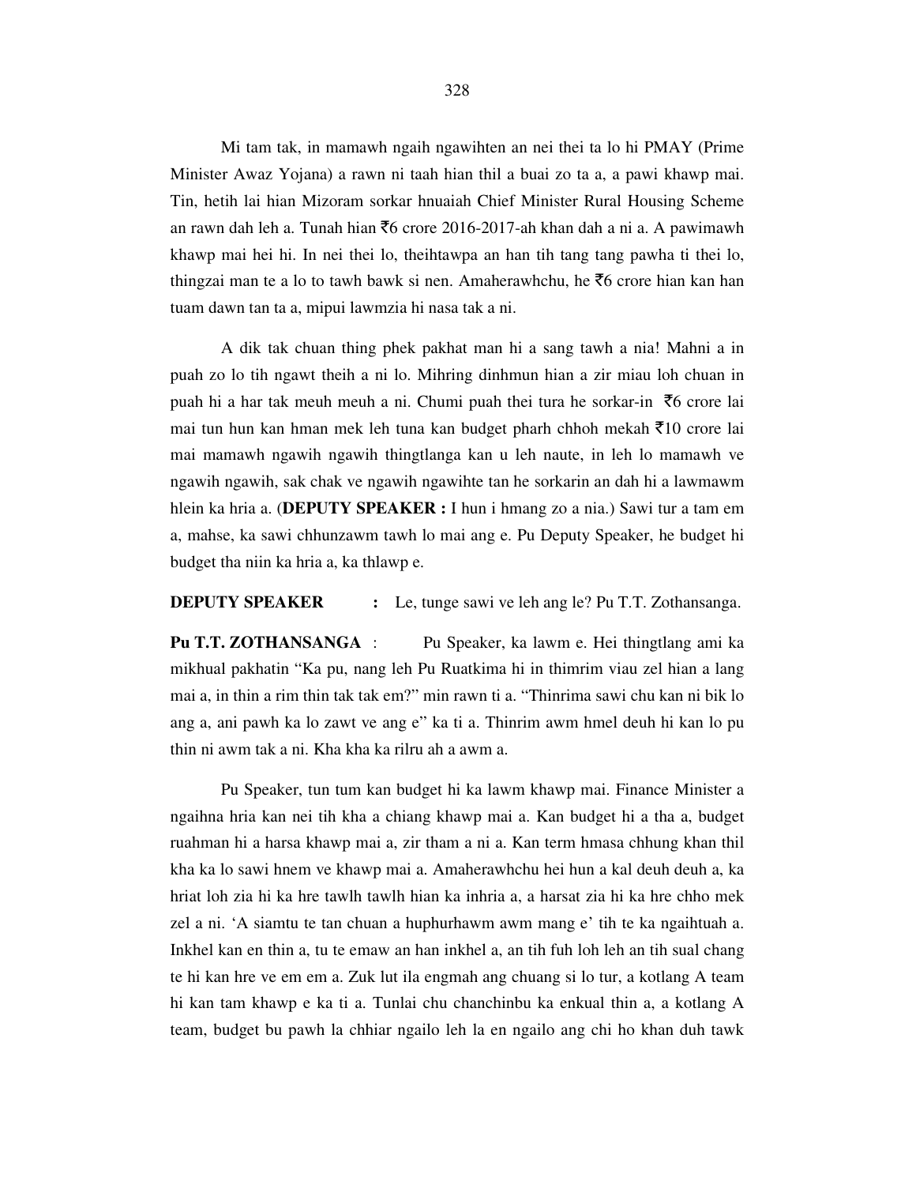Mi tam tak, in mamawh ngaih ngawihten an nei thei ta lo hi PMAY (Prime Minister Awaz Yojana) a rawn ni taah hian thil a buai zo ta a, a pawi khawp mai. Tin, hetih lai hian Mizoram sorkar hnuaiah Chief Minister Rural Housing Scheme an rawn dah leh a. Tunah hian ₹6 crore 2016-2017-ah khan dah a ni a. A pawimawh khawp mai hei hi. In nei thei lo, theihtawpa an han tih tang tang pawha ti thei lo, thingzai man te a lo to tawh bawk si nen. Amaherawhchu, he ₹6 crore hian kan han tuam dawn tan ta a, mipui lawmzia hi nasa tak a ni.

A dik tak chuan thing phek pakhat man hi a sang tawh a nia! Mahni a in puah zo lo tih ngawt theih a ni lo. Mihring dinhmun hian a zir miau loh chuan in puah hi a har tak meuh meuh a ni. Chumi puah thei tura he sorkar-in ₹6 crore lai mai tun hun kan hman mek leh tuna kan budget pharh chhoh mekah ₹10 crore lai mai mamawh ngawih ngawih thingtlanga kan u leh naute, in leh lo mamawh ve ngawih ngawih, sak chak ve ngawih ngawihte tan he sorkarin an dah hi a lawmawm hlein ka hria a. (**DEPUTY SPEAKER :** I hun i hmang zo a nia.) Sawi tur a tam em a, mahse, ka sawi chhunzawm tawh lo mai ang e. Pu Deputy Speaker, he budget hi budget tha niin ka hria a, ka thlawp e.

**DEPUTY SPEAKER** : Le, tunge sawi ve leh ang le? Pu T.T. Zothansanga.

**Pu T.T. ZOTHANSANGA** : Pu Speaker, ka lawm e. Hei thingtlang ami ka mikhual pakhatin "Ka pu, nang leh Pu Ruatkima hi in thimrim viau zel hian a lang mai a, in thin a rim thin tak tak em?" min rawn ti a. "Thinrima sawi chu kan ni bik lo ang a, ani pawh ka lo zawt ve ang e" ka ti a. Thinrim awm hmel deuh hi kan lo pu thin ni awm tak a ni. Kha kha ka rilru ah a awm a.

Pu Speaker, tun tum kan budget hi ka lawm khawp mai. Finance Minister a ngaihna hria kan nei tih kha a chiang khawp mai a. Kan budget hi a tha a, budget ruahman hi a harsa khawp mai a, zir tham a ni a. Kan term hmasa chhung khan thil kha ka lo sawi hnem ve khawp mai a. Amaherawhchu hei hun a kal deuh deuh a, ka hriat loh zia hi ka hre tawlh tawlh hian ka inhria a, a harsat zia hi ka hre chho mek zel a ni. 'A siamtu te tan chuan a huphurhawm awm mang e' tih te ka ngaihtuah a. Inkhel kan en thin a, tu te emaw an han inkhel a, an tih fuh loh leh an tih sual chang te hi kan hre ve em em a. Zuk lut ila engmah ang chuang si lo tur, a kotlang A team hi kan tam khawp e ka ti a. Tunlai chu chanchinbu ka enkual thin a, a kotlang A team, budget bu pawh la chhiar ngailo leh la en ngailo ang chi ho khan duh tawk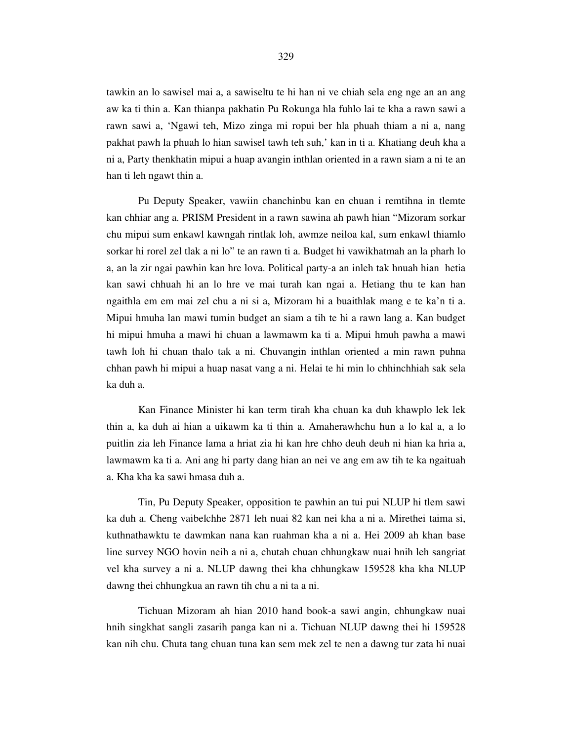tawkin an lo sawisel mai a, a sawiseltu te hi han ni ve chiah sela eng nge an an ang aw ka ti thin a. Kan thianpa pakhatin Pu Rokunga hla fuhlo lai te kha a rawn sawi a rawn sawi a, 'Ngawi teh, Mizo zinga mi ropui ber hla phuah thiam a ni a, nang pakhat pawh la phuah lo hian sawisel tawh teh suh,' kan in ti a. Khatiang deuh kha a ni a, Party thenkhatin mipui a huap avangin inthlan oriented in a rawn siam a ni te an han ti leh ngawt thin a.

Pu Deputy Speaker, vawiin chanchinbu kan en chuan i remtihna in tlemte kan chhiar ang a. PRISM President in a rawn sawina ah pawh hian "Mizoram sorkar chu mipui sum enkawl kawngah rintlak loh, awmze neiloa kal, sum enkawl thiamlo sorkar hi rorel zel tlak a ni lo" te an rawn ti a. Budget hi vawikhatmah an la pharh lo a, an la zir ngai pawhin kan hre lova. Political party-a an inleh tak hnuah hian hetia kan sawi chhuah hi an lo hre ve mai turah kan ngai a. Hetiang thu te kan han ngaithla em em mai zel chu a ni si a, Mizoram hi a buaithlak mang e te ka'n ti a. Mipui hmuha lan mawi tumin budget an siam a tih te hi a rawn lang a. Kan budget hi mipui hmuha a mawi hi chuan a lawmawm ka ti a. Mipui hmuh pawha a mawi tawh loh hi chuan thalo tak a ni. Chuvangin inthlan oriented a min rawn puhna chhan pawh hi mipui a huap nasat vang a ni. Helai te hi min lo chhinchhiah sak sela ka duh a.

Kan Finance Minister hi kan term tirah kha chuan ka duh khawplo lek lek thin a, ka duh ai hian a uikawm ka ti thin a. Amaherawhchu hun a lo kal a, a lo puitlin zia leh Finance lama a hriat zia hi kan hre chho deuh deuh ni hian ka hria a, lawmawm ka ti a. Ani ang hi party dang hian an nei ve ang em aw tih te ka ngaituah a. Kha kha ka sawi hmasa duh a.

Tin, Pu Deputy Speaker, opposition te pawhin an tui pui NLUP hi tlem sawi ka duh a. Cheng vaibelchhe 2871 leh nuai 82 kan nei kha a ni a. Mirethei taima si, kuthnathawktu te dawmkan nana kan ruahman kha a ni a. Hei 2009 ah khan base line survey NGO hovin neih a ni a, chutah chuan chhungkaw nuai hnih leh sangriat vel kha survey a ni a. NLUP dawng thei kha chhungkaw 159528 kha kha NLUP dawng thei chhungkua an rawn tih chu a ni ta a ni.

Tichuan Mizoram ah hian 2010 hand book-a sawi angin, chhungkaw nuai hnih singkhat sangli zasarih panga kan ni a. Tichuan NLUP dawng thei hi 159528 kan nih chu. Chuta tang chuan tuna kan sem mek zel te nen a dawng tur zata hi nuai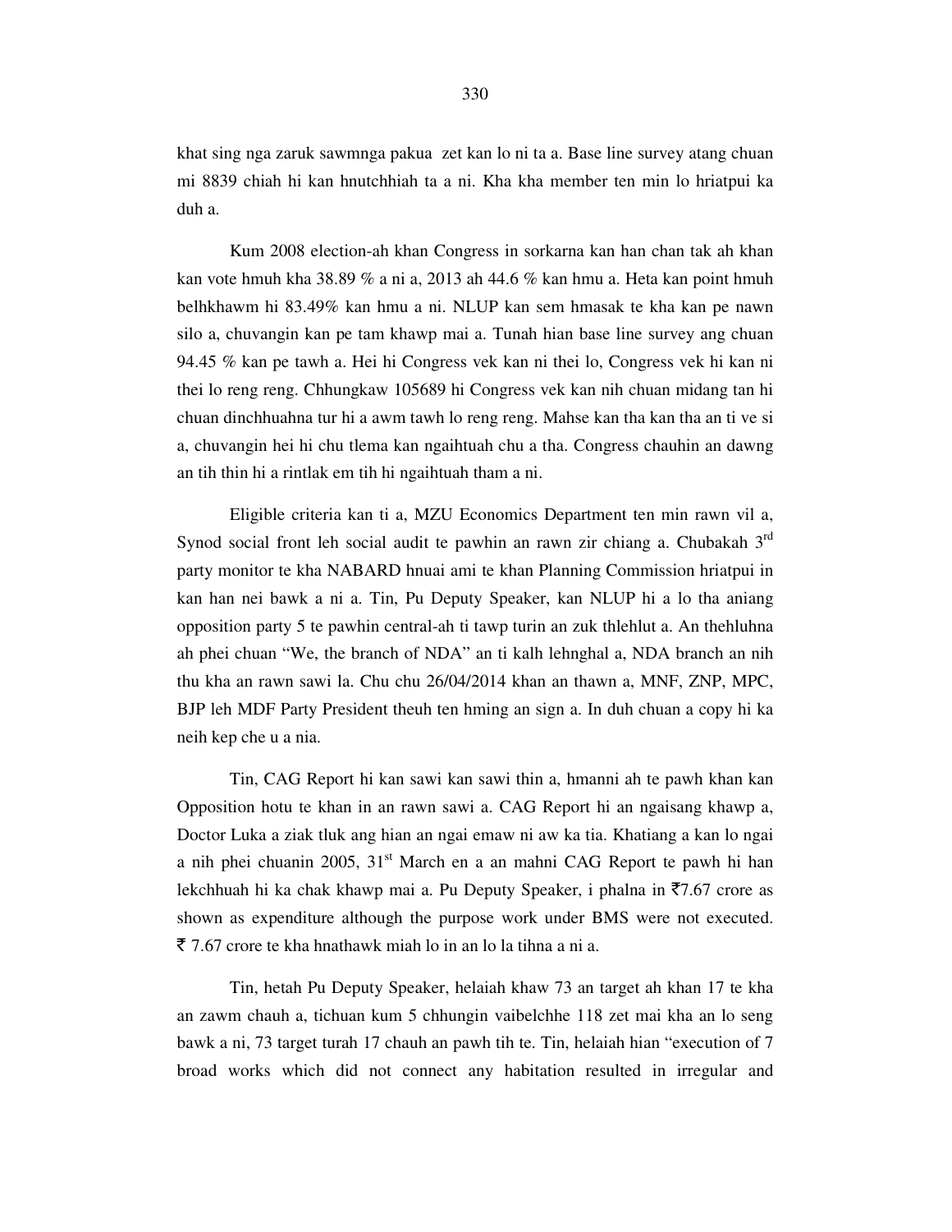khat sing nga zaruk sawmnga pakua  zet kan lo ni ta a. Base line survey atang chuan mi 8839 chiah hi kan hnutchhiah ta a ni. Kha kha member ten min lo hriatpui ka duh a.

Kum 2008 election-ah khan Congress in sorkarna kan han chan tak ah khan kan vote hmuh kha 38.89 % a ni a, 2013 ah 44.6 % kan hmu a. Heta kan point hmuh belhkhawm hi 83.49% kan hmu a ni. NLUP kan sem hmasak te kha kan pe nawn silo a, chuvangin kan pe tam khawp mai a. Tunah hian base line survey ang chuan 94.45 % kan pe tawh a. Hei hi Congress vek kan ni thei lo, Congress vek hi kan ni thei lo reng reng. Chhungkaw 105689 hi Congress vek kan nih chuan midang tan hi chuan dinchhuahna tur hi a awm tawh lo reng reng. Mahse kan tha kan tha an ti ve si a, chuvangin hei hi chu tlema kan ngaihtuah chu a tha. Congress chauhin an dawng an tih thin hi a rintlak em tih hi ngaihtuah tham a ni.

Eligible criteria kan ti a, MZU Economics Department ten min rawn vil a, Synod social front leh social audit te pawhin an rawn zir chiang a. Chubakah 3rd party monitor te kha NABARD hnuai ami te khan Planning Commission hriatpui in kan han nei bawk a ni a. Tin, Pu Deputy Speaker, kan NLUP hi a lo tha aniang opposition party 5 te pawhin central-ah ti tawp turin an zuk thlehlut a. An thehluhna ah phei chuan "We, the branch of NDA" an ti kalh lehnghal a, NDA branch an nih thu kha an rawn sawi la. Chu chu 26/04/2014 khan an thawn a, MNF, ZNP, MPC, BJP leh MDF Party President theuh ten hming an sign a. In duh chuan a copy hi ka neih kep che u a nia.

Tin, CAG Report hi kan sawi kan sawi thin a, hmanni ah te pawh khan kan Opposition hotu te khan in an rawn sawi a. CAG Report hi an ngaisang khawp a, Doctor Luka a ziak tluk ang hian an ngai emaw ni aw ka tia. Khatiang a kan lo ngai a nih phei chuanin 2005, 31st March en a an mahni CAG Report te pawh hi han lekchhuah hi ka chak khawp mai a. Pu Deputy Speaker, i phalna in ₹7.67 crore as shown as expenditure although the purpose work under BMS were not executed. ₹ 7.67 crore te kha hnathawk miah lo in an lo la tihna a ni a.

Tin, hetah Pu Deputy Speaker, helaiah khaw 73 an target ah khan 17 te kha an zawm chauh a, tichuan kum 5 chhungin vaibelchhe 118 zet mai kha an lo seng bawk a ni, 73 target turah 17 chauh an pawh tih te. Tin, helaiah hian "execution of 7 broad works which did not connect any habitation resulted in irregular and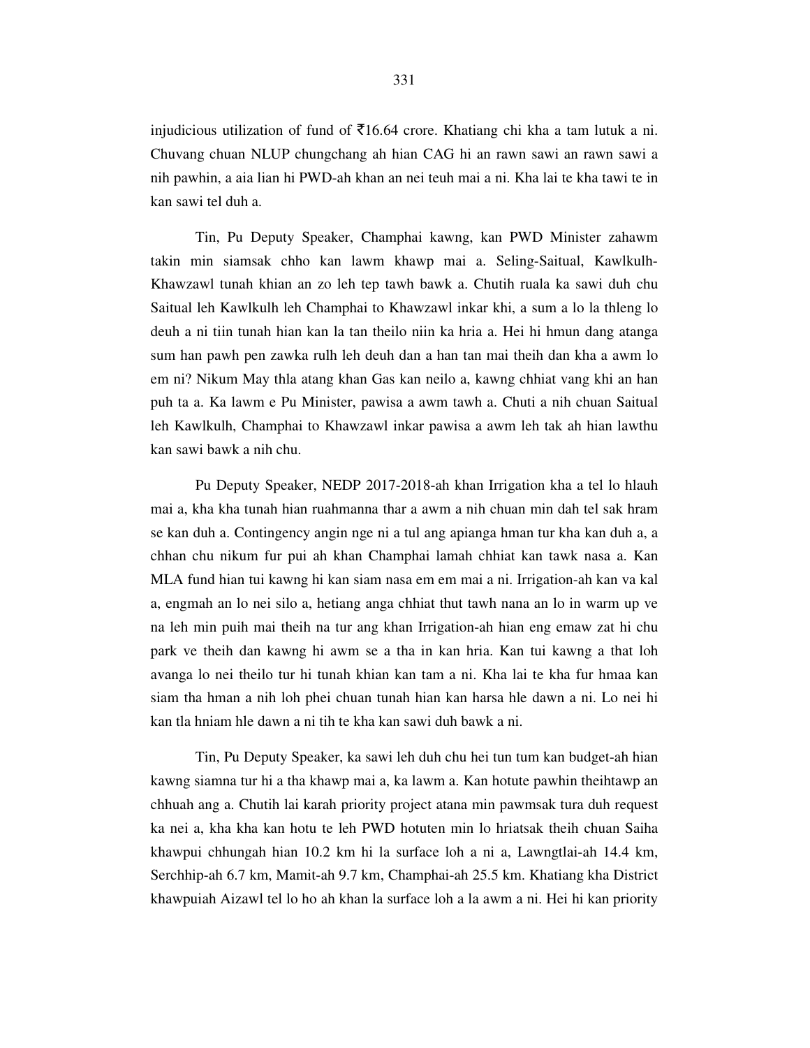injudicious utilization of fund of ₹16.64 crore. Khatiang chi kha a tam lutuk a ni. Chuvang chuan NLUP chungchang ah hian CAG hi an rawn sawi an rawn sawi a nih pawhin, a aia lian hi PWD-ah khan an nei teuh mai a ni. Kha lai te kha tawi te in kan sawi tel duh a.

Tin, Pu Deputy Speaker, Champhai kawng, kan PWD Minister zahawm takin min siamsak chho kan lawm khawp mai a. Seling-Saitual, Kawlkulh-Khawzawl tunah khian an zo leh tep tawh bawk a. Chutih ruala ka sawi duh chu Saitual leh Kawlkulh leh Champhai to Khawzawl inkar khi, a sum a lo la thleng lo deuh a ni tiin tunah hian kan la tan theilo niin ka hria a. Hei hi hmun dang atanga sum han pawh pen zawka rulh leh deuh dan a han tan mai theih dan kha a awm lo em ni? Nikum May thla atang khan Gas kan neilo a, kawng chhiat vang khi an han puh ta a. Ka lawm e Pu Minister, pawisa a awm tawh a. Chuti a nih chuan Saitual leh Kawlkulh, Champhai to Khawzawl inkar pawisa a awm leh tak ah hian lawthu kan sawi bawk a nih chu.

Pu Deputy Speaker, NEDP 2017-2018-ah khan Irrigation kha a tel lo hlauh mai a, kha kha tunah hian ruahmanna thar a awm a nih chuan min dah tel sak hram se kan duh a. Contingency angin nge ni a tul ang apianga hman tur kha kan duh a, a chhan chu nikum fur pui ah khan Champhai lamah chhiat kan tawk nasa a. Kan MLA fund hian tui kawng hi kan siam nasa em em mai a ni. Irrigation-ah kan va kal a, engmah an lo nei silo a, hetiang anga chhiat thut tawh nana an lo in warm up ve na leh min puih mai theih na tur ang khan Irrigation-ah hian eng emaw zat hi chu park ve theih dan kawng hi awm se a tha in kan hria. Kan tui kawng a that loh avanga lo nei theilo tur hi tunah khian kan tam a ni. Kha lai te kha fur hmaa kan siam tha hman a nih loh phei chuan tunah hian kan harsa hle dawn a ni. Lo nei hi kan tla hniam hle dawn a ni tih te kha kan sawi duh bawk a ni.

Tin, Pu Deputy Speaker, ka sawi leh duh chu hei tun tum kan budget-ah hian kawng siamna tur hi a tha khawp mai a, ka lawm a. Kan hotute pawhin theihtawp an chhuah ang a. Chutih lai karah priority project atana min pawmsak tura duh request ka nei a, kha kha kan hotu te leh PWD hotuten min lo hriatsak theih chuan Saiha khawpui chhungah hian 10.2 km hi la surface loh a ni a, Lawngtlai-ah 14.4 km, Serchhip-ah 6.7 km, Mamit-ah 9.7 km, Champhai-ah 25.5 km. Khatiang kha District khawpuiah Aizawl tel lo ho ah khan la surface loh a la awm a ni. Hei hi kan priority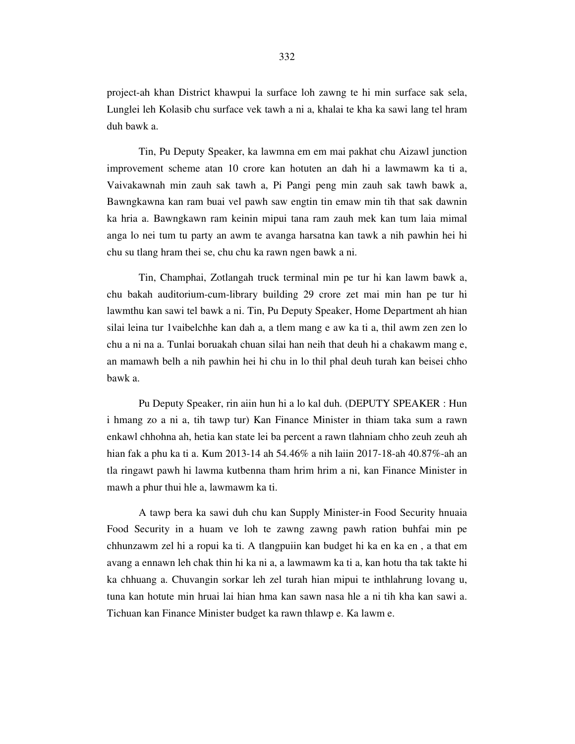project-ah khan District khawpui la surface loh zawng te hi min surface sak sela, Lunglei leh Kolasib chu surface vek tawh a ni a, khalai te kha ka sawi lang tel hram duh bawk a.

Tin, Pu Deputy Speaker, ka lawmna em em mai pakhat chu Aizawl junction improvement scheme atan 10 crore kan hotuten an dah hi a lawmawm ka ti a, Vaivakawnah min zauh sak tawh a, Pi Pangi peng min zauh sak tawh bawk a, Bawngkawna kan ram buai vel pawh saw engtin tin emaw min tih that sak dawnin ka hria a. Bawngkawn ram keinin mipui tana ram zauh mek kan tum laia mimal anga lo nei tum tu party an awm te avanga harsatna kan tawk a nih pawhin hei hi chu su tlang hram thei se, chu chu ka rawn ngen bawk a ni.

Tin, Champhai, Zotlangah truck terminal min pe tur hi kan lawm bawk a, chu bakah auditorium-cum-library building 29 crore zet mai min han pe tur hi lawmthu kan sawi tel bawk a ni. Tin, Pu Deputy Speaker, Home Department ah hian silai leina tur 1vaibelchhe kan dah a, a tlem mang e aw ka ti a, thil awm zen zen lo chu a ni na a. Tunlai boruakah chuan silai han neih that deuh hi a chakawm mang e, an mamawh belh a nih pawhin hei hi chu in lo thil phal deuh turah kan beisei chho bawk a.

Pu Deputy Speaker, rin aiin hun hi a lo kal duh. (DEPUTY SPEAKER : Hun i hmang zo a ni a, tih tawp tur) Kan Finance Minister in thiam taka sum a rawn enkawl chhohna ah, hetia kan state lei ba percent a rawn tlahniam chho zeuh zeuh ah hian fak a phu ka ti a. Kum 2013-14 ah 54.46% a nih laiin 2017-18-ah 40.87%-ah an tla ringawt pawh hi lawma kutbenna tham hrim hrim a ni, kan Finance Minister in mawh a phur thui hle a, lawmawm ka ti.

A tawp bera ka sawi duh chu kan Supply Minister-in Food Security hnuaia Food Security in a huam ve loh te zawng zawng pawh ration buhfai min pe chhunzawm zel hi a ropui ka ti. A tlangpuiin kan budget hi ka en ka en , a that em avang a ennawn leh chak thin hi ka ni a, a lawmawm ka ti a, kan hotu tha tak takte hi ka chhuang a. Chuvangin sorkar leh zel turah hian mipui te inthlahrung lovang u, tuna kan hotute min hruai lai hian hma kan sawn nasa hle a ni tih kha kan sawi a. Tichuan kan Finance Minister budget ka rawn thlawp e. Ka lawm e.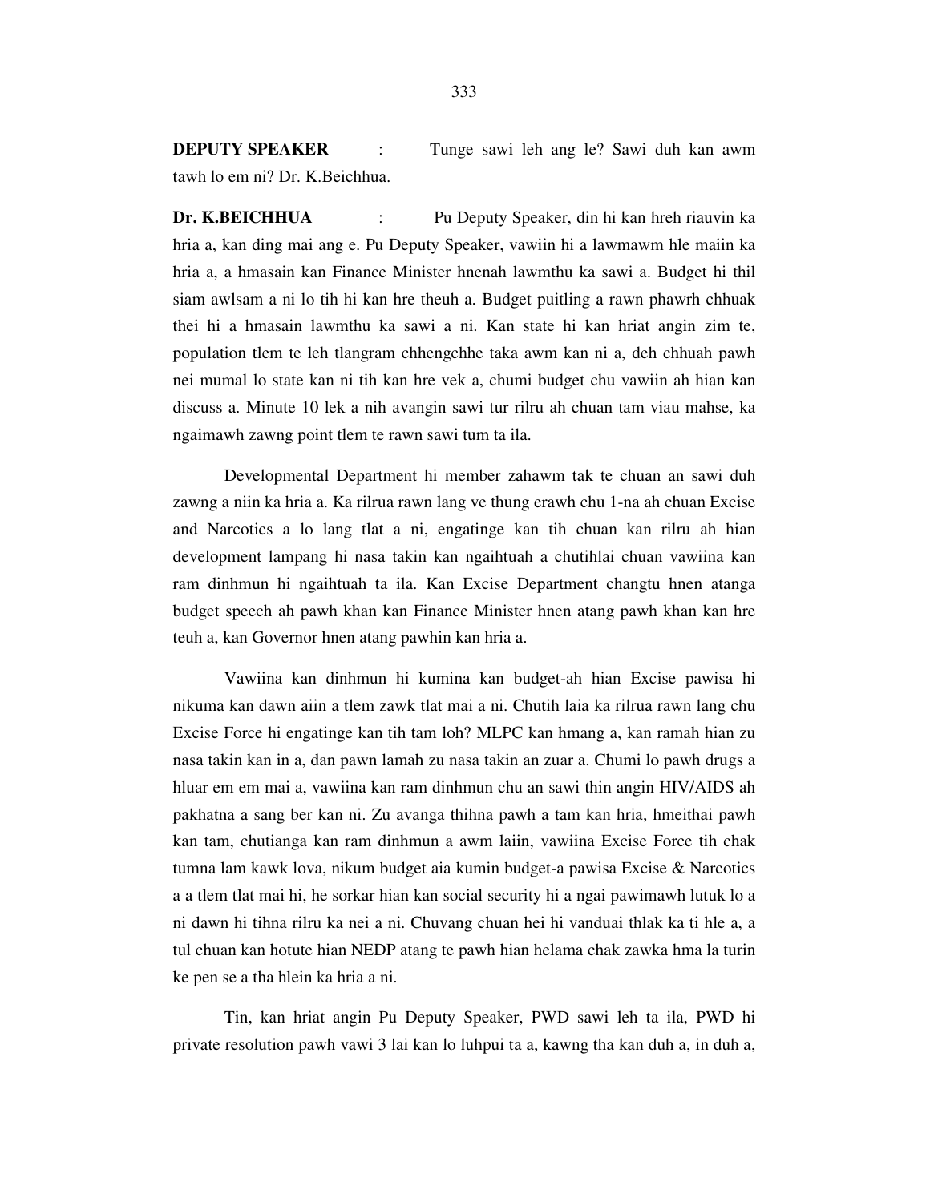**DEPUTY SPEAKER** : Tunge sawi leh ang le? Sawi duh kan awm tawh lo em ni? Dr. K.Beichhua.

**Dr. K.BEICHHUA** : Pu Deputy Speaker, din hi kan hreh riauvin ka hria a, kan ding mai ang e. Pu Deputy Speaker, vawiin hi a lawmawm hle maiin ka hria a, a hmasain kan Finance Minister hnenah lawmthu ka sawi a. Budget hi thil siam awlsam a ni lo tih hi kan hre theuh a. Budget puitling a rawn phawrh chhuak thei hi a hmasain lawmthu ka sawi a ni. Kan state hi kan hriat angin zim te, population tlem te leh tlangram chhengchhe taka awm kan ni a, deh chhuah pawh nei mumal lo state kan ni tih kan hre vek a, chumi budget chu vawiin ah hian kan discuss a. Minute 10 lek a nih avangin sawi tur rilru ah chuan tam viau mahse, ka ngaimawh zawng point tlem te rawn sawi tum ta ila.

Developmental Department hi member zahawm tak te chuan an sawi duh zawng a niin ka hria a. Ka rilrua rawn lang ve thung erawh chu 1-na ah chuan Excise and Narcotics a lo lang tlat a ni, engatinge kan tih chuan kan rilru ah hian development lampang hi nasa takin kan ngaihtuah a chutihlai chuan vawiina kan ram dinhmun hi ngaihtuah ta ila. Kan Excise Department changtu hnen atanga budget speech ah pawh khan kan Finance Minister hnen atang pawh khan kan hre teuh a, kan Governor hnen atang pawhin kan hria a.

Vawiina kan dinhmun hi kumina kan budget-ah hian Excise pawisa hi nikuma kan dawn aiin a tlem zawk tlat mai a ni. Chutih laia ka rilrua rawn lang chu Excise Force hi engatinge kan tih tam loh? MLPC kan hmang a, kan ramah hian zu nasa takin kan in a, dan pawn lamah zu nasa takin an zuar a. Chumi lo pawh drugs a hluar em em mai a, vawiina kan ram dinhmun chu an sawi thin angin HIV/AIDS ah pakhatna a sang ber kan ni. Zu avanga thihna pawh a tam kan hria, hmeithai pawh kan tam, chutianga kan ram dinhmun a awm laiin, vawiina Excise Force tih chak tumna lam kawk lova, nikum budget aia kumin budget-a pawisa Excise & Narcotics a a tlem tlat mai hi, he sorkar hian kan social security hi a ngai pawimawh lutuk lo a ni dawn hi tihna rilru ka nei a ni. Chuvang chuan hei hi vanduai thlak ka ti hle a, a tul chuan kan hotute hian NEDP atang te pawh hian helama chak zawka hma la turin ke pen se a tha hlein ka hria a ni.

Tin, kan hriat angin Pu Deputy Speaker, PWD sawi leh ta ila, PWD hi private resolution pawh vawi 3 lai kan lo luhpui ta a, kawng tha kan duh a, in duh a,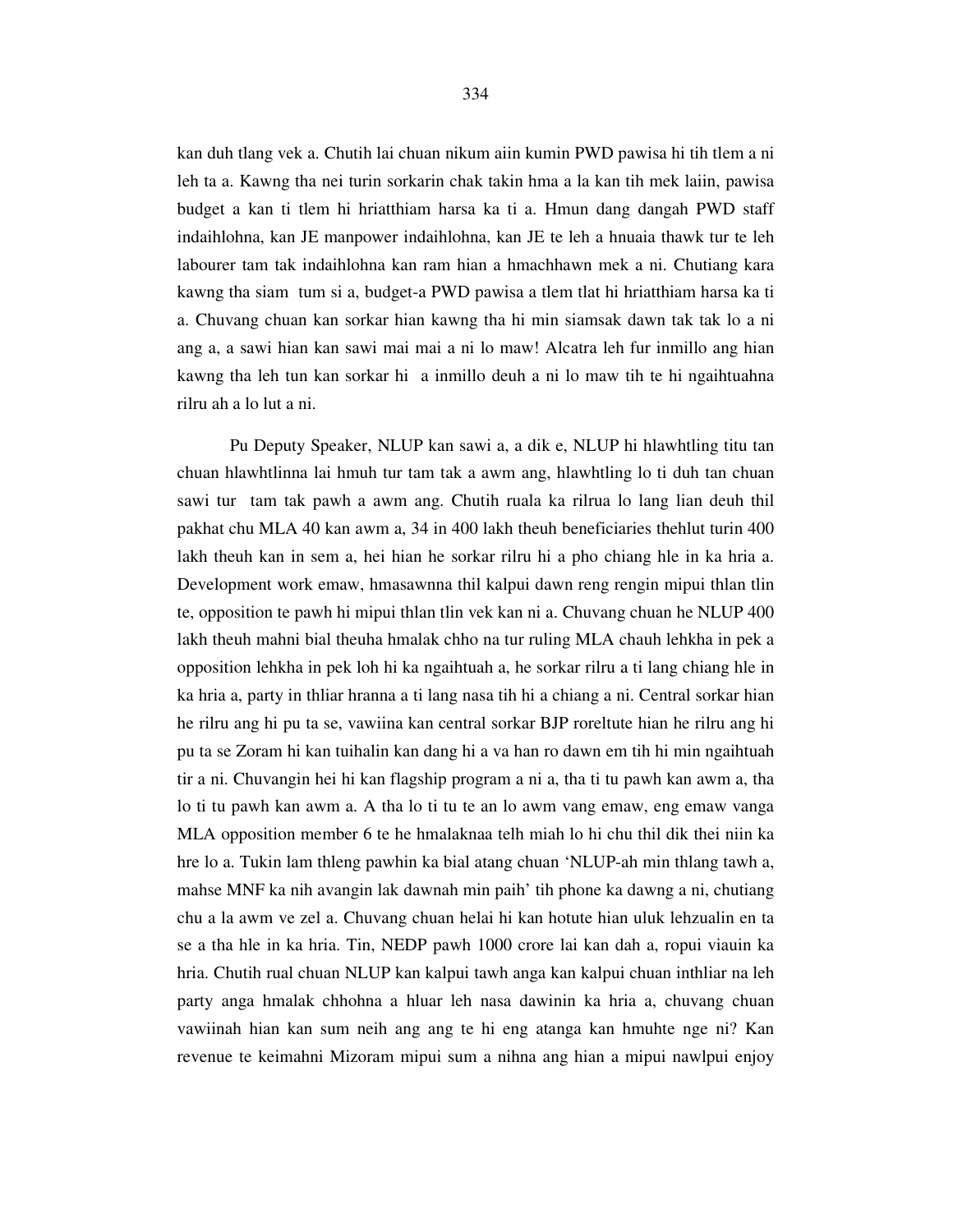kan duh tlang vek a. Chutih lai chuan nikum aiin kumin PWD pawisa hi tih tlem a ni leh ta a. Kawng tha nei turin sorkarin chak takin hma a la kan tih mek laiin, pawisa budget a kan ti tlem hi hriatthiam harsa ka ti a. Hmun dang dangah PWD staff indaihlohna, kan JE manpower indaihlohna, kan JE te leh a hnuaia thawk tur te leh labourer tam tak indaihlohna kan ram hian a hmachhawn mek a ni. Chutiang kara kawng tha siam tum si a, budget-a PWD pawisa a tlem tlat hi hriatthiam harsa ka ti a. Chuvang chuan kan sorkar hian kawng tha hi min siamsak dawn tak tak lo a ni ang a, a sawi hian kan sawi mai mai a ni lo maw! Alcatra leh fur inmillo ang hian kawng tha leh tun kan sorkar hi a inmillo deuh a ni lo maw tih te hi ngaihtuahna rilru ah a lo lut a ni.

Pu Deputy Speaker, NLUP kan sawi a, a dik e, NLUP hi hlawhtling titu tan chuan hlawhtlinna lai hmuh tur tam tak a awm ang, hlawhtling lo ti duh tan chuan sawi tur tam tak pawh a awm ang. Chutih ruala ka rilrua lo lang lian deuh thil pakhat chu MLA 40 kan awm a, 34 in 400 lakh theuh beneficiaries thehlut turin 400 lakh theuh kan in sem a, hei hian he sorkar rilru hi a pho chiang hle in ka hria a. Development work emaw, hmasawnna thil kalpui dawn reng rengin mipui thlan tlin te, opposition te pawh hi mipui thlan tlin vek kan ni a. Chuvang chuan he NLUP 400 lakh theuh mahni bial theuha hmalak chho na tur ruling MLA chauh lehkha in pek a opposition lehkha in pek loh hi ka ngaihtuah a, he sorkar rilru a ti lang chiang hle in ka hria a, party in thliar hranna a ti lang nasa tih hi a chiang a ni. Central sorkar hian he rilru ang hi pu ta se, vawiina kan central sorkar BJP roreltute hian he rilru ang hi pu ta se Zoram hi kan tuihalin kan dang hi a va han ro dawn em tih hi min ngaihtuah tir a ni. Chuvangin hei hi kan flagship program a ni a, tha ti tu pawh kan awm a, tha lo ti tu pawh kan awm a. A tha lo ti tu te an lo awm vang emaw, eng emaw vanga MLA opposition member 6 te he hmalaknaa telh miah lo hi chu thil dik thei niin ka hre lo a. Tukin lam thleng pawhin ka bial atang chuan 'NLUP-ah min thlang tawh a, mahse MNF ka nih avangin lak dawnah min paih' tih phone ka dawng a ni, chutiang chu a la awm ve zel a. Chuvang chuan helai hi kan hotute hian uluk lehzualin en ta se a tha hle in ka hria. Tin, NEDP pawh 1000 crore lai kan dah a, ropui viauin ka hria. Chutih rual chuan NLUP kan kalpui tawh anga kan kalpui chuan inthliar na leh party anga hmalak chhohna a hluar leh nasa dawinin ka hria a, chuvang chuan vawiinah hian kan sum neih ang ang te hi eng atanga kan hmuhte nge ni? Kan revenue te keimahni Mizoram mipui sum a nihna ang hian a mipui nawlpui enjoy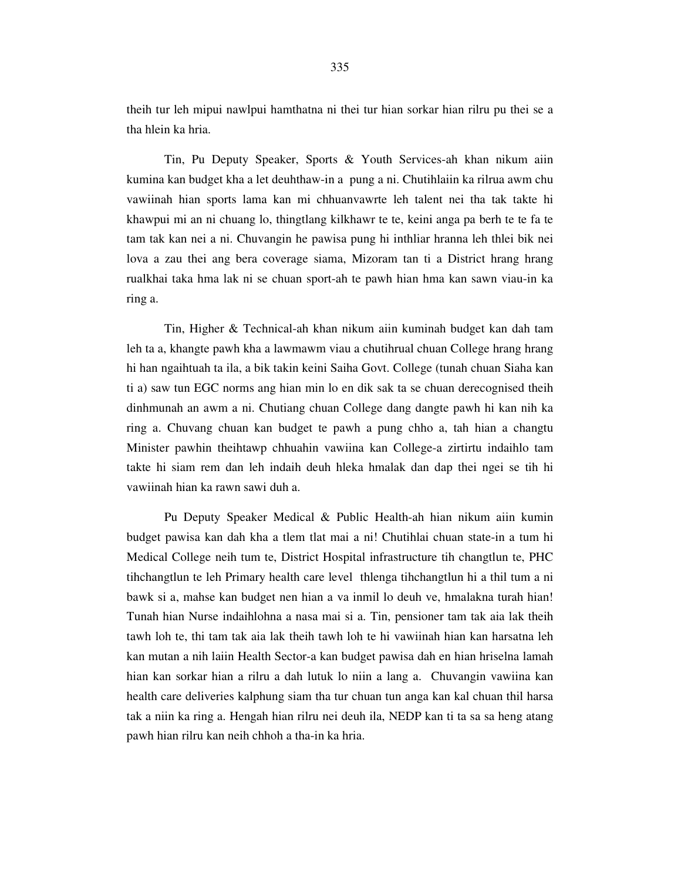theih tur leh mipui nawlpui hamthatna ni thei tur hian sorkar hian rilru pu thei se a tha hlein ka hria.

Tin, Pu Deputy Speaker, Sports & Youth Services-ah khan nikum aiin kumina kan budget kha a let deuhthaw-in a pung a ni. Chutihlaiin ka rilrua awm chu vawiinah hian sports lama kan mi chhuanvawrte leh talent nei tha tak takte hi khawpui mi an ni chuang lo, thingtlang kilkhawr te te, keini anga pa berh te te fa te tam tak kan nei a ni. Chuvangin he pawisa pung hi inthliar hranna leh thlei bik nei lova a zau thei ang bera coverage siama, Mizoram tan ti a District hrang hrang rualkhai taka hma lak ni se chuan sport-ah te pawh hian hma kan sawn viau-in ka ring a.

Tin, Higher & Technical-ah khan nikum aiin kuminah budget kan dah tam leh ta a, khangte pawh kha a lawmawm viau a chutihrual chuan College hrang hrang hi han ngaihtuah ta ila, a bik takin keini Saiha Govt. College (tunah chuan Siaha kan ti a) saw tun EGC norms ang hian min lo en dik sak ta se chuan derecognised theih dinhmunah an awm a ni. Chutiang chuan College dang dangte pawh hi kan nih ka ring a. Chuvang chuan kan budget te pawh a pung chho a, tah hian a changtu Minister pawhin theihtawp chhuahin vawiina kan College-a zirtirtu indaihlo tam takte hi siam rem dan leh indaih deuh hleka hmalak dan dap thei ngei se tih hi vawiinah hian ka rawn sawi duh a.

Pu Deputy Speaker Medical & Public Health-ah hian nikum aiin kumin budget pawisa kan dah kha a tlem tlat mai a ni! Chutihlai chuan state-in a tum hi Medical College neih tum te, District Hospital infrastructure tih changtlun te, PHC tihchangtlun te leh Primary health care level thlenga tihchangtlun hi a thil tum a ni bawk si a, mahse kan budget nen hian a va inmil lo deuh ve, hmalakna turah hian! Tunah hian Nurse indaihlohna a nasa mai si a. Tin, pensioner tam tak aia lak theih tawh loh te, thi tam tak aia lak theih tawh loh te hi vawiinah hian kan harsatna leh kan mutan a nih laiin Health Sector-a kan budget pawisa dah en hian hriselna lamah hian kan sorkar hian a rilru a dah lutuk lo niin a lang a. Chuvangin vawiina kan health care deliveries kalphung siam tha tur chuan tun anga kan kal chuan thil harsa tak a niin ka ring a. Hengah hian rilru nei deuh ila, NEDP kan ti ta sa sa heng atang pawh hian rilru kan neih chhoh a tha-in ka hria.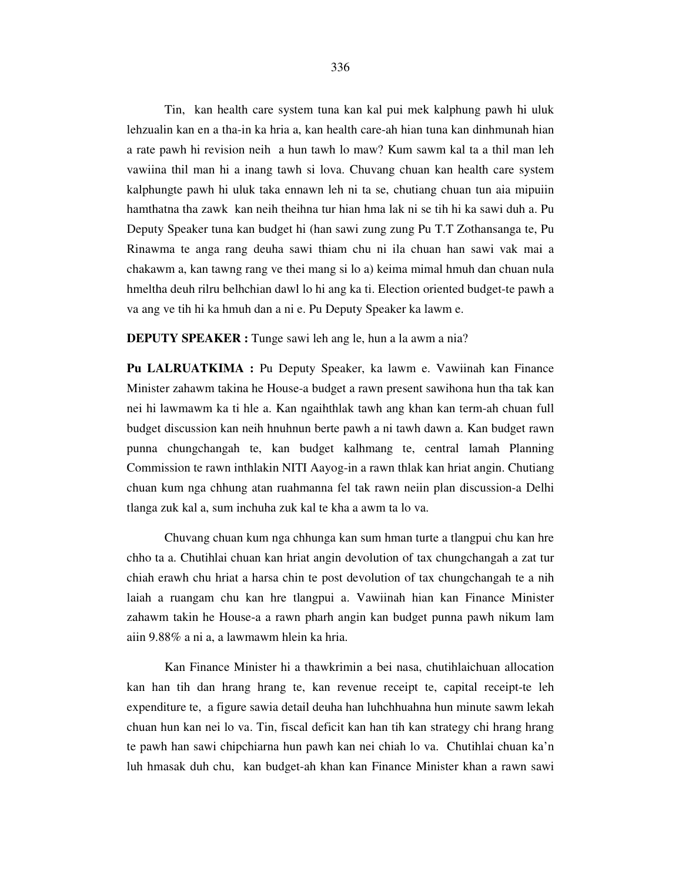Tin, kan health care system tuna kan kal pui mek kalphung pawh hi uluk lehzualin kan en a tha-in ka hria a, kan health care-ah hian tuna kan dinhmunah hian a rate pawh hi revision neih a hun tawh lo maw? Kum sawm kal ta a thil man leh vawiina thil man hi a inang tawh si lova. Chuvang chuan kan health care system kalphungte pawh hi uluk taka ennawn leh ni ta se, chutiang chuan tun aia mipuiin hamthatna tha zawk kan neih theihna tur hian hma lak ni se tih hi ka sawi duh a. Pu Deputy Speaker tuna kan budget hi (han sawi zung zung Pu T.T Zothansanga te, Pu Rinawma te anga rang deuha sawi thiam chu ni ila chuan han sawi vak mai a chakawm a, kan tawng rang ve thei mang si lo a) keima mimal hmuh dan chuan nula hmeltha deuh rilru belhchian dawl lo hi ang ka ti. Election oriented budget-te pawh a va ang ve tih hi ka hmuh dan a ni e. Pu Deputy Speaker ka lawm e.

**DEPUTY SPEAKER :** Tunge sawi leh ang le, hun a la awm a nia?

**Pu LALRUATKIMA :** Pu Deputy Speaker, ka lawm e. Vawiinah kan Finance Minister zahawm takina he House-a budget a rawn present sawihona hun tha tak kan nei hi lawmawm ka ti hle a. Kan ngaihthlak tawh ang khan kan term-ah chuan full budget discussion kan neih hnuhnun berte pawh a ni tawh dawn a. Kan budget rawn punna chungchangah te, kan budget kalhmang te, central lamah Planning Commission te rawn inthlakin NITI Aayog-in a rawn thlak kan hriat angin. Chutiang chuan kum nga chhung atan ruahmanna fel tak rawn neiin plan discussion-a Delhi tlanga zuk kal a, sum inchuha zuk kal te kha a awm ta lo va.

Chuvang chuan kum nga chhunga kan sum hman turte a tlangpui chu kan hre chho ta a. Chutihlai chuan kan hriat angin devolution of tax chungchangah a zat tur chiah erawh chu hriat a harsa chin te post devolution of tax chungchangah te a nih laiah a ruangam chu kan hre tlangpui a. Vawiinah hian kan Finance Minister zahawm takin he House-a a rawn pharh angin kan budget punna pawh nikum lam aiin 9.88% a ni a, a lawmawm hlein ka hria.

Kan Finance Minister hi a thawkrimin a bei nasa, chutihlaichuan allocation kan han tih dan hrang hrang te, kan revenue receipt te, capital receipt-te leh expenditure te, a figure sawia detail deuha han luhchhuahna hun minute sawm lekah chuan hun kan nei lo va. Tin, fiscal deficit kan han tih kan strategy chi hrang hrang te pawh han sawi chipchiarna hun pawh kan nei chiah lo va. Chutihlai chuan ka'n luh hmasak duh chu, kan budget-ah khan kan Finance Minister khan a rawn sawi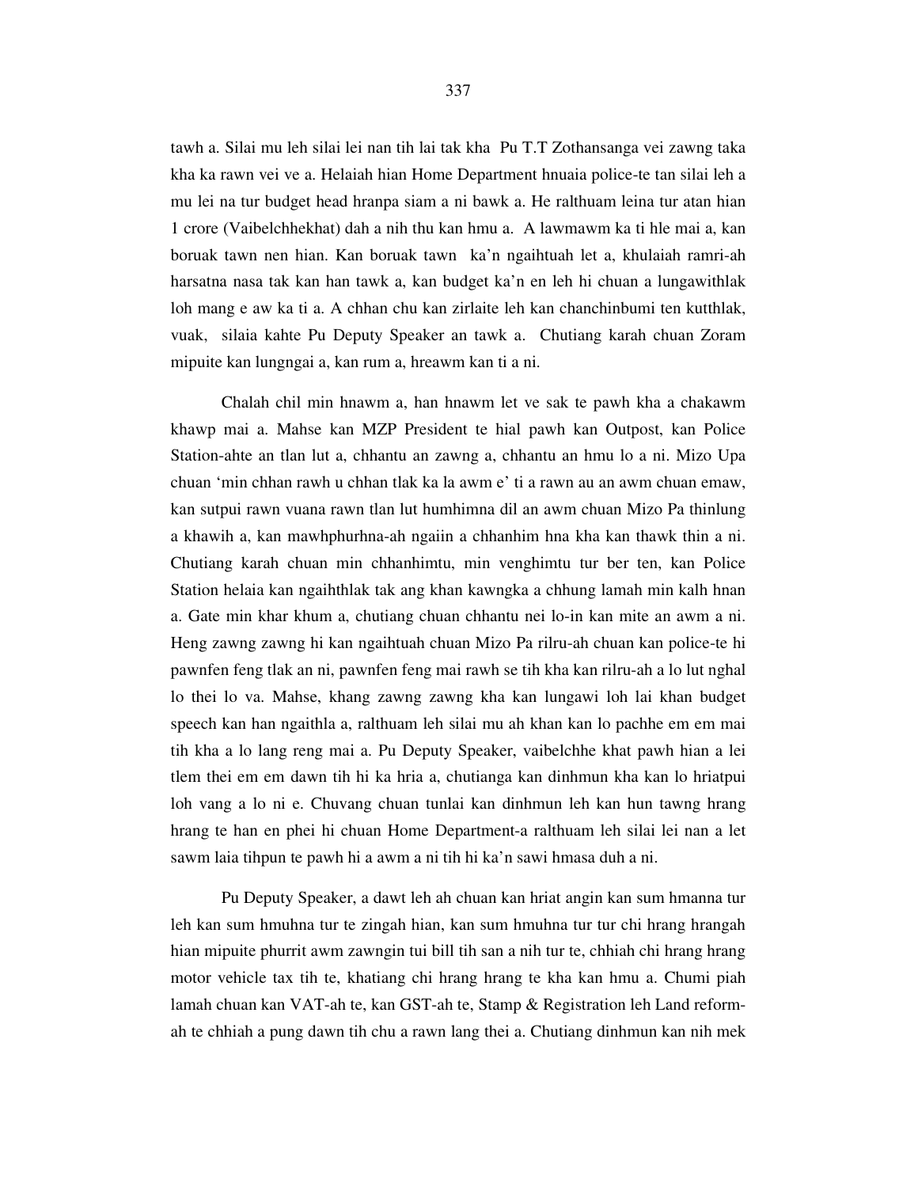tawh a. Silai mu leh silai lei nan tih lai tak kha Pu T.T Zothansanga vei zawng taka kha ka rawn vei ve a. Helaiah hian Home Department hnuaia police-te tan silai leh a mu lei na tur budget head hranpa siam a ni bawk a. He ralthuam leina tur atan hian 1 crore (Vaibelchhekhat) dah a nih thu kan hmu a. A lawmawm ka ti hle mai a, kan boruak tawn nen hian. Kan boruak tawn ka'n ngaihtuah let a, khulaiah ramri-ah harsatna nasa tak kan han tawk a, kan budget ka'n en leh hi chuan a lungawithlak loh mang e aw ka ti a. A chhan chu kan zirlaite leh kan chanchinbumi ten kutthlak, vuak, silaia kahte Pu Deputy Speaker an tawk a. Chutiang karah chuan Zoram mipuite kan lungngai a, kan rum a, hreawm kan ti a ni.

Chalah chil min hnawm a, han hnawm let ve sak te pawh kha a chakawm khawp mai a. Mahse kan MZP President te hial pawh kan Outpost, kan Police Station-ahte an tlan lut a, chhantu an zawng a, chhantu an hmu lo a ni. Mizo Upa chuan 'min chhan rawh u chhan tlak ka la awm e' ti a rawn au an awm chuan emaw, kan sutpui rawn vuana rawn tlan lut humhimna dil an awm chuan Mizo Pa thinlung a khawih a, kan mawhphurhna-ah ngaiin a chhanhim hna kha kan thawk thin a ni. Chutiang karah chuan min chhanhimtu, min venghimtu tur ber ten, kan Police Station helaia kan ngaihthlak tak ang khan kawngka a chhung lamah min kalh hnan a. Gate min khar khum a, chutiang chuan chhantu nei lo-in kan mite an awm a ni. Heng zawng zawng hi kan ngaihtuah chuan Mizo Pa rilru-ah chuan kan police-te hi pawnfen feng tlak an ni, pawnfen feng mai rawh se tih kha kan rilru-ah a lo lut nghal lo thei lo va. Mahse, khang zawng zawng kha kan lungawi loh lai khan budget speech kan han ngaithla a, ralthuam leh silai mu ah khan kan lo pachhe em em mai tih kha a lo lang reng mai a. Pu Deputy Speaker, vaibelchhe khat pawh hian a lei tlem thei em em dawn tih hi ka hria a, chutianga kan dinhmun kha kan lo hriatpui loh vang a lo ni e. Chuvang chuan tunlai kan dinhmun leh kan hun tawng hrang hrang te han en phei hi chuan Home Department-a ralthuam leh silai lei nan a let sawm laia tihpun te pawh hi a awm a ni tih hi ka'n sawi hmasa duh a ni.

Pu Deputy Speaker, a dawt leh ah chuan kan hriat angin kan sum hmanna tur leh kan sum hmuhna tur te zingah hian, kan sum hmuhna tur tur chi hrang hrangah hian mipuite phurrit awm zawngin tui bill tih san a nih tur te, chhiah chi hrang hrang motor vehicle tax tih te, khatiang chi hrang hrang te kha kan hmu a. Chumi piah lamah chuan kan VAT-ah te, kan GST-ah te, Stamp & Registration leh Land reform-ah te chhiah a pung dawn tih chu a rawn lang thei a. Chutiang dinhmun kan nih mek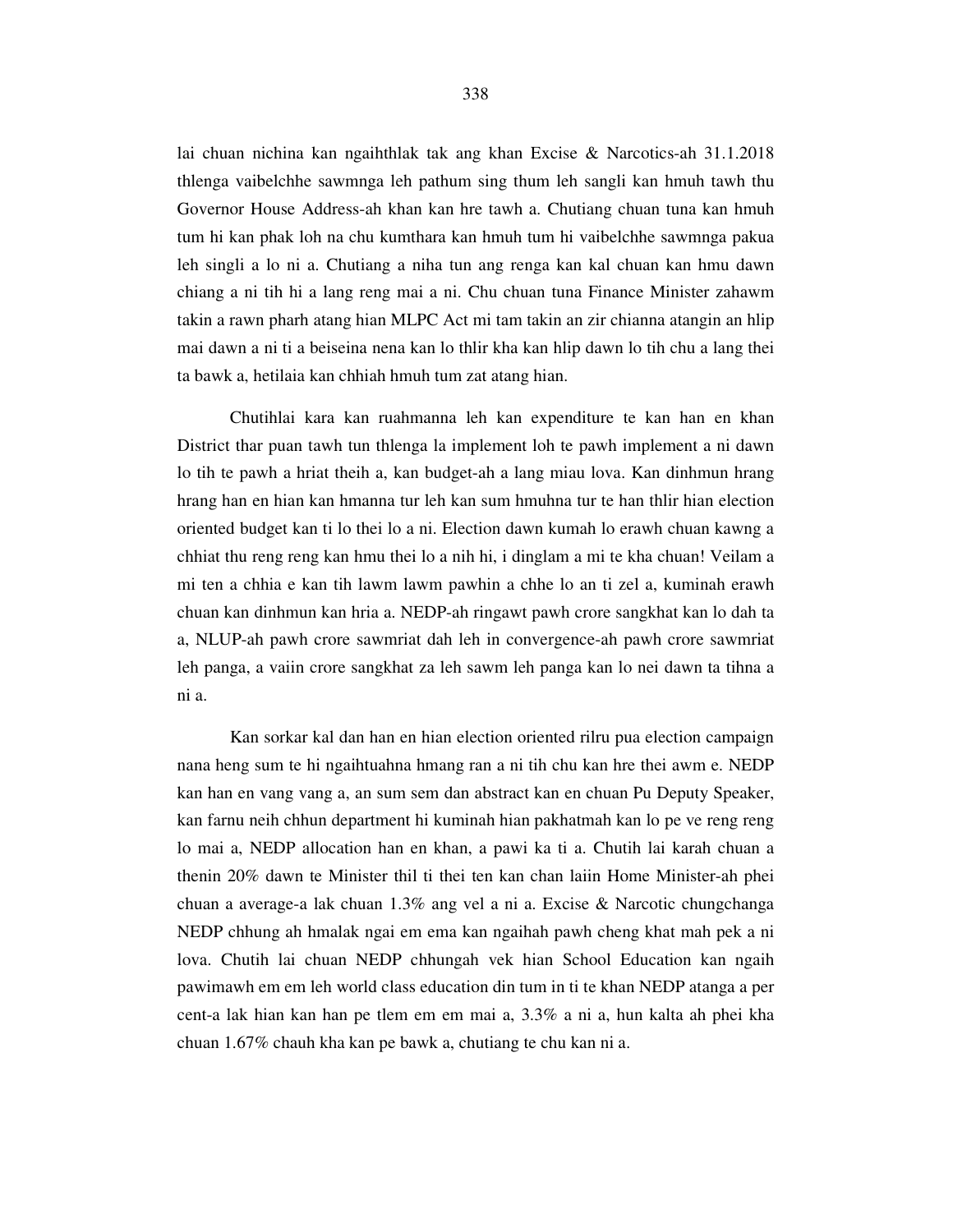lai chuan nichina kan ngaihthlak tak ang khan Excise & Narcotics-ah 31.1.2018 thlenga vaibelchhe sawmnga leh pathum sing thum leh sangli kan hmuh tawh thu Governor House Address-ah khan kan hre tawh a. Chutiang chuan tuna kan hmuh tum hi kan phak loh na chu kumthara kan hmuh tum hi vaibelchhe sawmnga pakua leh singli a lo ni a. Chutiang a niha tun ang renga kan kal chuan kan hmu dawn chiang a ni tih hi a lang reng mai a ni. Chu chuan tuna Finance Minister zahawm takin a rawn pharh atang hian MLPC Act mi tam takin an zir chianna atangin an hlip mai dawn a ni ti a beiseina nena kan lo thlir kha kan hlip dawn lo tih chu a lang thei ta bawk a, hetilaia kan chhiah hmuh tum zat atang hian.

Chutihlai kara kan ruahmanna leh kan expenditure te kan han en khan District thar puan tawh tun thlenga la implement loh te pawh implement a ni dawn lo tih te pawh a hriat theih a, kan budget-ah a lang miau lova. Kan dinhmun hrang hrang han en hian kan hmanna tur leh kan sum hmuhna tur te han thlir hian election oriented budget kan ti lo thei lo a ni. Election dawn kumah lo erawh chuan kawng a chhiat thu reng reng kan hmu thei lo a nih hi, i dinglam a mi te kha chuan! Veilam a mi ten a chhia e kan tih lawm lawm pawhin a chhe lo an ti zel a, kuminah erawh chuan kan dinhmun kan hria a. NEDP-ah ringawt pawh crore sangkhat kan lo dah ta a, NLUP-ah pawh crore sawmriat dah leh in convergence-ah pawh crore sawmriat leh panga, a vaiin crore sangkhat za leh sawm leh panga kan lo nei dawn ta tihna a ni a.

Kan sorkar kal dan han en hian election oriented rilru pua election campaign nana heng sum te hi ngaihtuahna hmang ran a ni tih chu kan hre thei awm e. NEDP kan han en vang vang a, an sum sem dan abstract kan en chuan Pu Deputy Speaker, kan farnu neih chhun department hi kuminah hian pakhatmah kan lo pe ve reng reng lo mai a, NEDP allocation han en khan, a pawi ka ti a. Chutih lai karah chuan a thenin 20% dawn te Minister thil ti thei ten kan chan laiin Home Minister-ah phei chuan a average-a lak chuan 1.3% ang vel a ni a. Excise & Narcotic chungchanga NEDP chhung ah hmalak ngai em ema kan ngaihah pawh cheng khat mah pek a ni lova. Chutih lai chuan NEDP chhungah vek hian School Education kan ngaih pawimawh em em leh world class education din tum in ti te khan NEDP atanga a per cent-a lak hian kan han pe tlem em em mai a, 3.3% a ni a, hun kalta ah phei kha chuan 1.67% chauh kha kan pe bawk a, chutiang te chu kan ni a.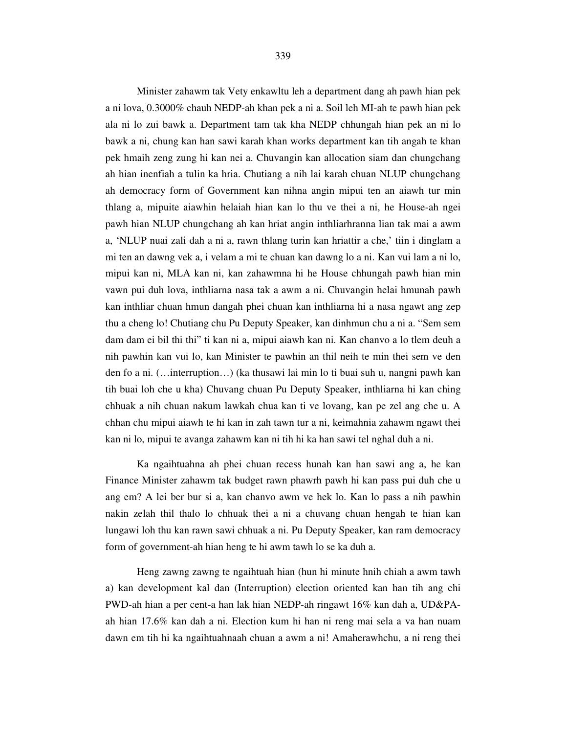Minister zahawm tak Vety enkawltu leh a department dang ah pawh hian pek a ni lova, 0.3000% chauh NEDP-ah khan pek a ni a. Soil leh MI-ah te pawh hian pek ala ni lo zui bawk a. Department tam tak kha NEDP chhungah hian pek an ni lo bawk a ni, chung kan han sawi karah khan works department kan tih angah te khan pek hmaih zeng zung hi kan nei a. Chuvangin kan allocation siam dan chungchang ah hian inenfiah a tulin ka hria. Chutiang a nih lai karah chuan NLUP chungchang ah democracy form of Government kan nihna angin mipui ten an aiawh tur min thlang a, mipuite aiawhin helaiah hian kan lo thu ve thei a ni, he House-ah ngei pawh hian NLUP chungchang ah kan hriat angin inthliarhranna lian tak mai a awm a, 'NLUP nuai zali dah a ni a, rawn thlang turin kan hriattir a che,' tiin i dinglam a mi ten an dawng vek a, i velam a mi te chuan kan dawng lo a ni. Kan vui lam a ni lo, mipui kan ni, MLA kan ni, kan zahawmna hi he House chhungah pawh hian min vawn pui duh lova, inthliarna nasa tak a awm a ni. Chuvangin helai hmunah pawh kan inthliar chuan hmun dangah phei chuan kan inthliarna hi a nasa ngawt ang zep thu a cheng lo! Chutiang chu Pu Deputy Speaker, kan dinhmun chu a ni a. "Sem sem dam dam ei bil thi thi" ti kan ni a, mipui aiawh kan ni. Kan chanvo a lo tlem deuh a nih pawhin kan vui lo, kan Minister te pawhin an thil neih te min thei sem ve den den fo a ni. (…interruption…) (ka thusawi lai min lo ti buai suh u, nangni pawh kan tih buai loh che u kha) Chuvang chuan Pu Deputy Speaker, inthliarna hi kan ching chhuak a nih chuan nakum lawkah chua kan ti ve lovang, kan pe zel ang che u. A chhan chu mipui aiawh te hi kan in zah tawn tur a ni, keimahnia zahawm ngawt thei kan ni lo, mipui te avanga zahawm kan ni tih hi ka han sawi tel nghal duh a ni.

Ka ngaihtuahna ah phei chuan recess hunah kan han sawi ang a, he kan Finance Minister zahawm tak budget rawn phawrh pawh hi kan pass pui duh che u ang em? A lei ber bur si a, kan chanvo awm ve hek lo. Kan lo pass a nih pawhin nakin zelah thil thalo lo chhuak thei a ni a chuvang chuan hengah te hian kan lungawi loh thu kan rawn sawi chhuak a ni. Pu Deputy Speaker, kan ram democracy form of government-ah hian heng te hi awm tawh lo se ka duh a.

Heng zawng zawng te ngaihtuah hian (hun hi minute hnih chiah a awm tawh a) kan development kal dan (Interruption) election oriented kan han tih ang chi PWD-ah hian a per cent-a han lak hian NEDP-ah ringawt 16% kan dah a, UD&PA-ah hian 17.6% kan dah a ni. Election kum hi han ni reng mai sela a va han nuam dawn em tih hi ka ngaihtuahnaah chuan a awm a ni! Amaherawhchu, a ni reng thei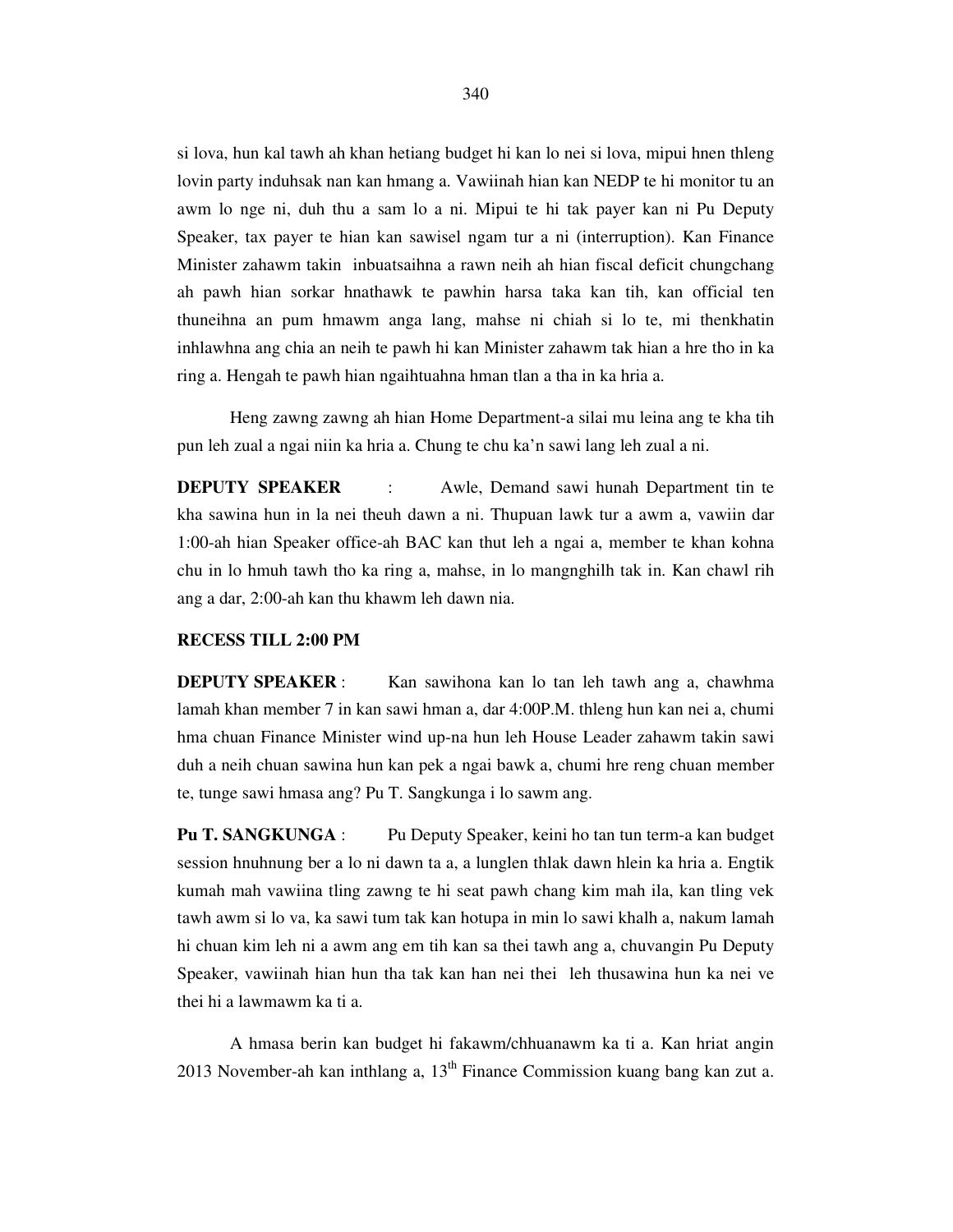si lova, hun kal tawh ah khan hetiang budget hi kan lo nei si lova, mipui hnen thleng lovin party induhsak nan kan hmang a. Vawiinah hian kan NEDP te hi monitor tu an awm lo nge ni, duh thu a sam lo a ni. Mipui te hi tak payer kan ni Pu Deputy Speaker, tax payer te hian kan sawisel ngam tur a ni (interruption). Kan Finance Minister zahawm takin inbuatsaihna a rawn neih ah hian fiscal deficit chungchang ah pawh hian sorkar hnathawk te pawhin harsa taka kan tih, kan official ten thuneihna an pum hmawm anga lang, mahse ni chiah si lo te, mi thenkhatin inhlawhna ang chia an neih te pawh hi kan Minister zahawm tak hian a hre tho in ka ring a. Hengah te pawh hian ngaihtuahna hman tlan a tha in ka hria a.

Heng zawng zawng ah hian Home Department-a silai mu leina ang te kha tih pun leh zual a ngai niin ka hria a. Chung te chu ka'n sawi lang leh zual a ni.

**DEPUTY SPEAKER** : Awle, Demand sawi hunah Department tin te kha sawina hun in la nei theuh dawn a ni. Thupuan lawk tur a awm a, vawiin dar 1:00-ah hian Speaker office-ah BAC kan thut leh a ngai a, member te khan kohna chu in lo hmuh tawh tho ka ring a, mahse, in lo mangnghilh tak in. Kan chawl rih ang a dar, 2:00-ah kan thu khawm leh dawn nia.

**RECESS TILL 2:00 PM**

**DEPUTY SPEAKER** : Kan sawihona kan lo tan leh tawh ang a, chawhma lamah khan member 7 in kan sawi hman a, dar 4:00P.M. thleng hun kan nei a, chumi hma chuan Finance Minister wind up-na hun leh House Leader zahawm takin sawi duh a neih chuan sawina hun kan pek a ngai bawk a, chumi hre reng chuan member te, tunge sawi hmasa ang? Pu T. Sangkunga i lo sawm ang.

**Pu T. SANGKUNGA** : Pu Deputy Speaker, keini ho tan tun term-a kan budget session hnuhnung ber a lo ni dawn ta a, a lunglen thlak dawn hlein ka hria a. Engtik kumah mah vawiina tling zawng te hi seat pawh chang kim mah ila, kan tling vek tawh awm si lo va, ka sawi tum tak kan hotupa in min lo sawi khalh a, nakum lamah hi chuan kim leh ni a awm ang em tih kan sa thei tawh ang a, chuvangin Pu Deputy Speaker, vawiinah hian hun tha tak kan han nei thei leh thusawina hun ka nei ve thei hi a lawmawm ka ti a.

A hmasa berin kan budget hi fakawm/chhuanawm ka ti a. Kan hriat angin 2013 November-ah kan inthlang a, 13th Finance Commission kuang bang kan zut a.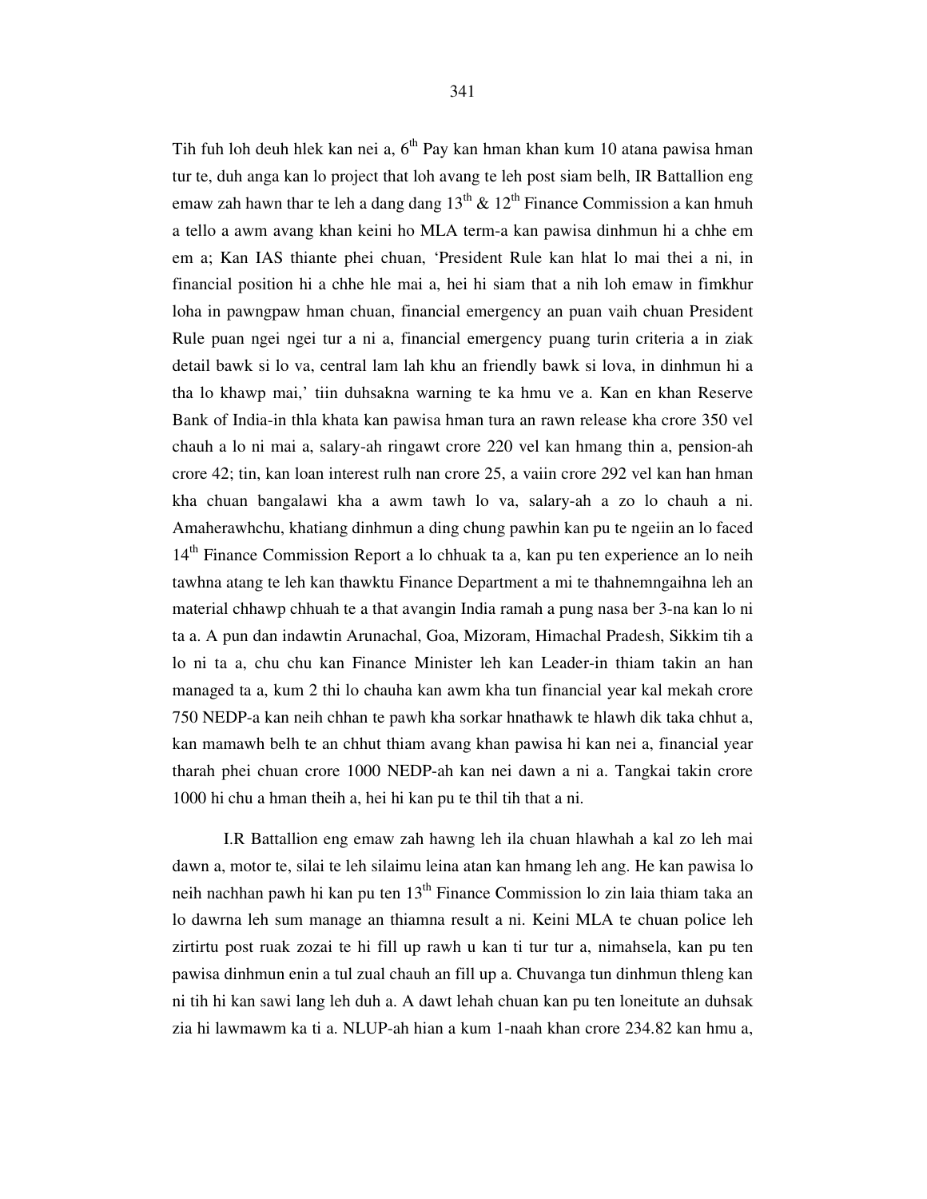Tih fuh loh deuh hlek kan nei a, $6^{th}$ Pay kan hman khan kum 10 atana pawisa hman tur te, duh anga kan lo project that loh avang te leh post siam belh, IR Battallion eng emaw zah hawn thar te leh a dang dang $13^{th}$ & $12^{th}$ Finance Commission a kan hmuh a tello a awm avang khan keini ho MLA term-a kan pawisa dinhmun hi a chhe em em a; Kan IAS thiante phei chuan, 'President Rule kan hlat lo mai thei a ni, in financial position hi a chhe hle mai a, hei hi siam that a nih loh emaw in fimkhur loha in pawngpaw hman chuan, financial emergency an puan vaih chuan President Rule puan ngei ngei tur a ni a, financial emergency puang turin criteria a in ziak detail bawk si lo va, central lam lah khu an friendly bawk si lova, in dinhmun hi a tha lo khawp mai,' tiin duhsakna warning te ka hmu ve a. Kan en khan Reserve Bank of India-in thla khata kan pawisa hman tura an rawn release kha crore 350 vel chauh a lo ni mai a, salary-ah ringawt crore 220 vel kan hmang thin a, pension-ah crore 42; tin, kan loan interest rulh nan crore 25, a vaiin crore 292 vel kan han hman kha chuan bangalawi kha a awm tawh lo va, salary-ah a zo lo chauh a ni. Amaherawhchu, khatiang dinhmun a ding chung pawhin kan pu te ngeiin an lo faced $14^{th}$ Finance Commission Report a lo chhuak ta a, kan pu ten experience an lo neih tawhna atang te leh kan thawktu Finance Department a mi te thahnemngaihna leh an material chhawp chhuah te a that avangin India ramah a pung nasa ber 3-na kan lo ni ta a. A pun dan indawtin Arunachal, Goa, Mizoram, Himachal Pradesh, Sikkim tih a lo ni ta a, chu chu kan Finance Minister leh kan Leader-in thiam takin an han managed ta a, kum 2 thi lo chauha kan awm kha tun financial year kal mekah crore 750 NEDP-a kan neih chhan te pawh kha sorkar hnathawk te hlawh dik taka chhut a, kan mamawh belh te an chhut thiam avang khan pawisa hi kan nei a, financial year tharah phei chuan crore 1000 NEDP-ah kan nei dawn a ni a. Tangkai takin crore 1000 hi chu a hman theih a, hei hi kan pu te thil tih that a ni.

I.R Battallion eng emaw zah hawng leh ila chuan hlawhah a kal zo leh mai dawn a, motor te, silai te leh silaimu leina atan kan hmang leh ang. He kan pawisa lo neih nachhan pawh hi kan pu ten $13^{th}$ Finance Commission lo zin laia thiam taka an lo dawrna leh sum manage an thiamna result a ni. Keini MLA te chuan police leh zirtirtu post ruak zozai te hi fill up rawh u kan ti tur tur a, nimahsela, kan pu ten pawisa dinhmun enin a tul zual chauh an fill up a. Chuvanga tun dinhmun thleng kan ni tih hi kan sawi lang leh duh a. A dawt lehah chuan kan pu ten loneitute an duhsak zia hi lawmawm ka ti a. NLUP-ah hian a kum 1-naah khan crore 234.82 kan hmu a,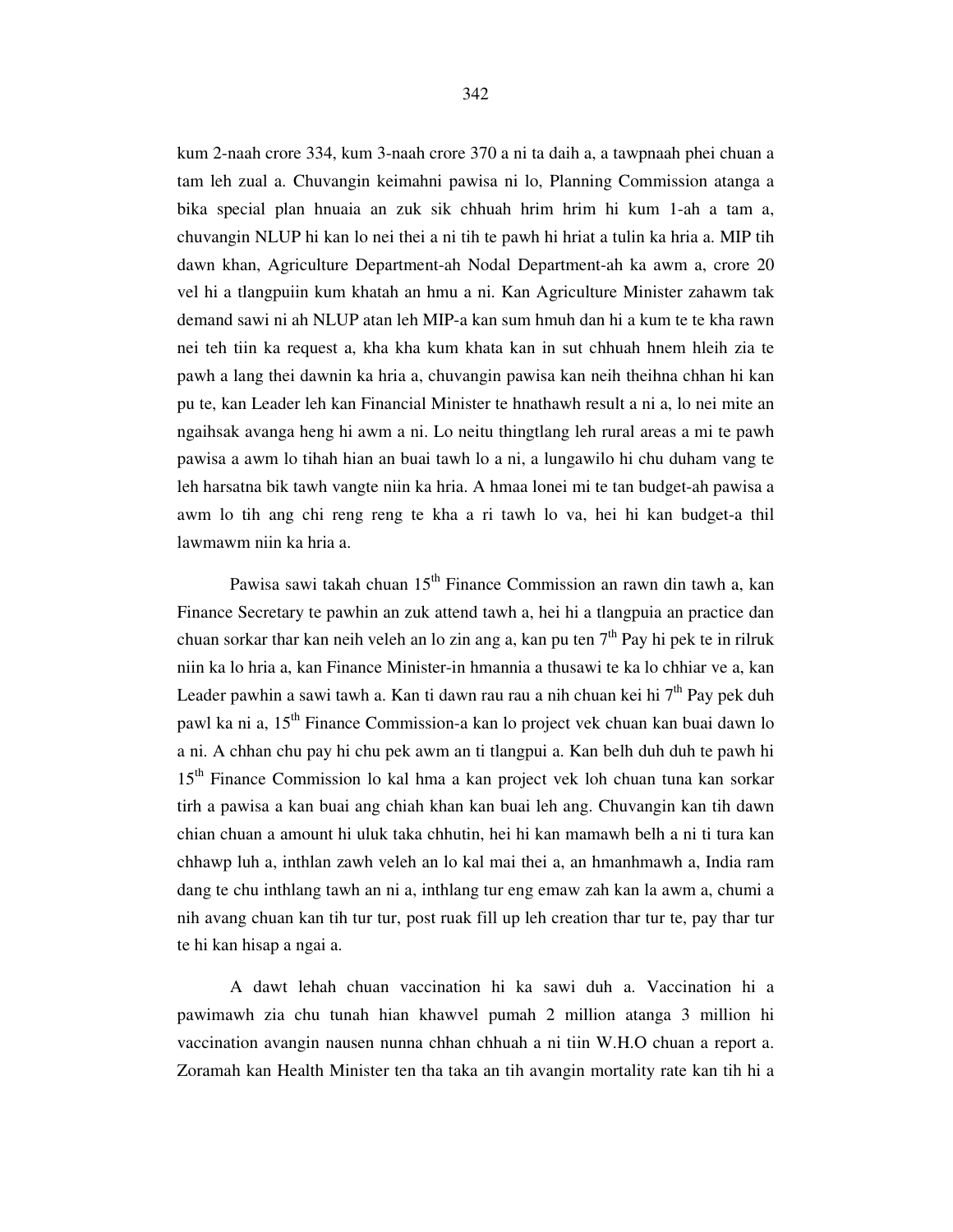kum 2-naah crore 334, kum 3-naah crore 370 a ni ta daih a, a tawpnaah phei chuan a tam leh zual a. Chuvangin keimahni pawisa ni lo, Planning Commission atanga a bika special plan hnuaia an zuk sik chhuah hrim hrim hi kum 1-ah a tam a, chuvangin NLUP hi kan lo nei thei a ni tih te pawh hi hriat a tulin ka hria a. MIP tih dawn khan, Agriculture Department-ah Nodal Department-ah ka awm a, crore 20 vel hi a tlangpuiin kum khatah an hmu a ni. Kan Agriculture Minister zahawm tak demand sawi ni ah NLUP atan leh MIP-a kan sum hmuh dan hi a kum te te kha rawn nei teh tiin ka request a, kha kha kum khata kan in sut chhuah hnem hleih zia te pawh a lang thei dawnin ka hria a, chuvangin pawisa kan neih theihna chhan hi kan pu te, kan Leader leh kan Financial Minister te hnathawh result a ni a, lo nei mite an ngaihsak avanga heng hi awm a ni. Lo neitu thingtlang leh rural areas a mi te pawh pawisa a awm lo tihah hian an buai tawh lo a ni, a lungawilo hi chu duham vang te leh harsatna bik tawh vangte niin ka hria. A hmaa lonei mi te tan budget-ah pawisa a awm lo tih ang chi reng reng te kha a ri tawh lo va, hei hi kan budget-a thil lawmawm niin ka hria a.

Pawisa sawi takah chuan 15th Finance Commission an rawn din tawh a, kan Finance Secretary te pawhin an zuk attend tawh a, hei hi a tlangpuia an practice dan chuan sorkar thar kan neih veleh an lo zin ang a, kan pu ten 7th Pay hi pek te in rilruk niin ka lo hria a, kan Finance Minister-in hmannia a thusawi te ka lo chhiar ve a, kan Leader pawhin a sawi tawh a. Kan ti dawn rau rau a nih chuan kei hi 7th Pay pek duh pawl ka ni a, 15th Finance Commission-a kan lo project vek chuan kan buai dawn lo a ni. A chhan chu pay hi chu pek awm an ti tlangpui a. Kan belh duh duh te pawh hi 15th Finance Commission lo kal hma a kan project vek loh chuan tuna kan sorkar tirh a pawisa a kan buai ang chiah khan kan buai leh ang. Chuvangin kan tih dawn chian chuan a amount hi uluk taka chhutin, hei hi kan mamawh belh a ni ti tura kan chhawp luh a, inthlan zawh veleh an lo kal mai thei a, an hmanhmawh a, India ram dang te chu inthlang tawh an ni a, inthlang tur eng emaw zah kan la awm a, chumi a nih avang chuan kan tih tur tur, post ruak fill up leh creation thar tur te, pay thar tur te hi kan hisap a ngai a.

A dawt lehah chuan vaccination hi ka sawi duh a. Vaccination hi a pawimawh zia chu tunah hian khawvel pumah 2 million atanga 3 million hi vaccination avangin nausen nunna chhan chhuah a ni tiin W.H.O chuan a report a. Zoramah kan Health Minister ten tha taka an tih avangin mortality rate kan tih hi a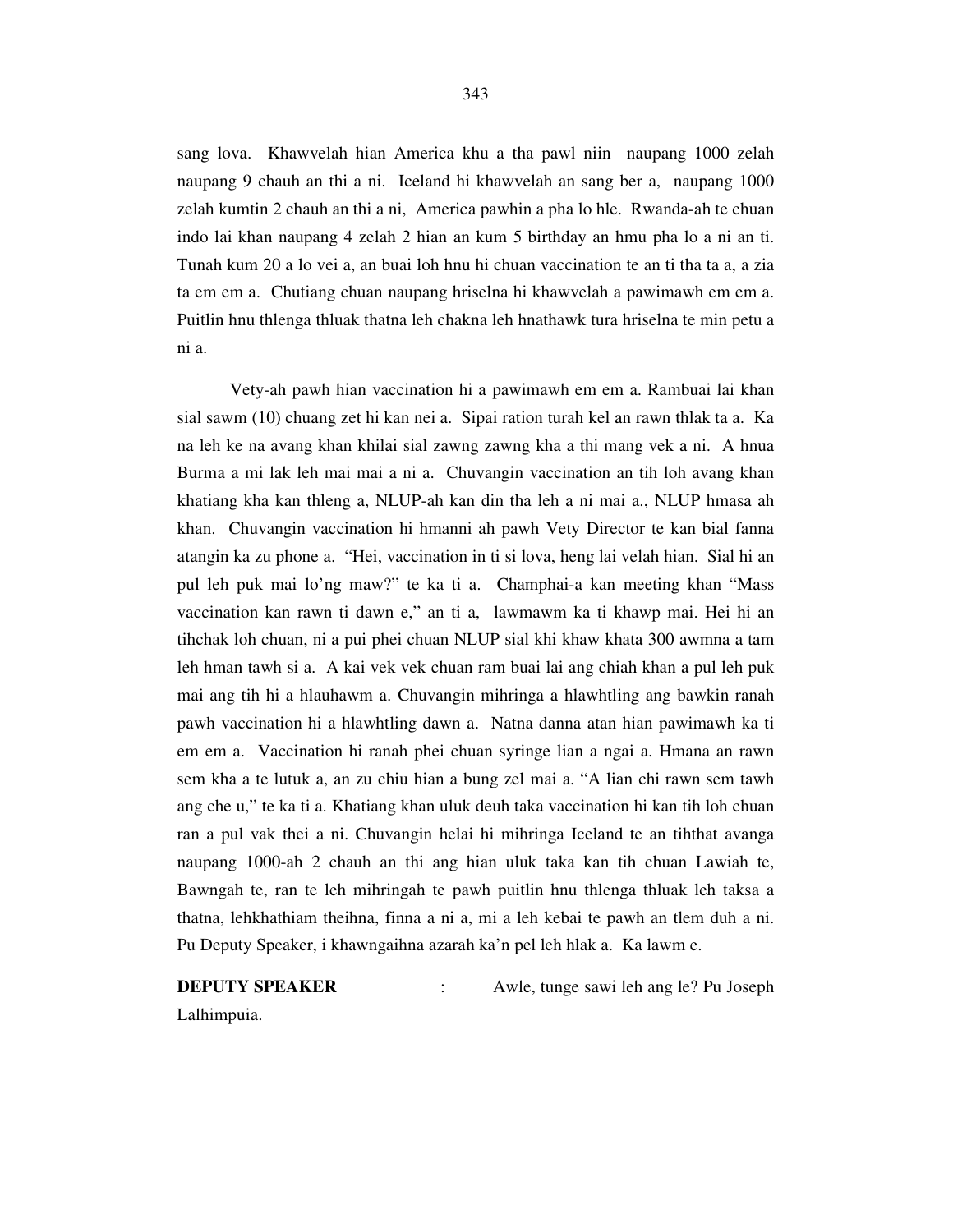sang lova. Khawvelah hian America khu a tha pawl niin naupang 1000 zelah naupang 9 chauh an thi a ni. Iceland hi khawvelah an sang ber a, naupang 1000 zelah kumtin 2 chauh an thi a ni, America pawhin a pha lo hle. Rwanda-ah te chuan indo lai khan naupang 4 zelah 2 hian an kum 5 birthday an hmu pha lo a ni an ti. Tunah kum 20 a lo vei a, an buai loh hnu hi chuan vaccination te an ti tha ta a, a zia ta em em a. Chutiang chuan naupang hriselna hi khawvelah a pawimawh em em a. Puitlin hnu thlenga thluak thatna leh chakna leh hnathawk tura hriselna te min petu a ni a.

Vety-ah pawh hian vaccination hi a pawimawh em em a. Rambuai lai khan sial sawm (10) chuang zet hi kan nei a. Sipai ration turah kel an rawn thlak ta a. Ka na leh ke na avang khan khilai sial zawng zawng kha a thi mang vek a ni. A hnua Burma a mi lak leh mai mai a ni a. Chuvangin vaccination an tih loh avang khan khatiang kha kan thleng a, NLUP-ah kan din tha leh a ni mai a., NLUP hmasa ah khan. Chuvangin vaccination hi hmanni ah pawh Vety Director te kan bial fanna atangin ka zu phone a. "Hei, vaccination in ti si lova, heng lai velah hian. Sial hi an pul leh puk mai lo'ng maw?" te ka ti a. Champhai-a kan meeting khan "Mass vaccination kan rawn ti dawn e," an ti a, lawmawm ka ti khawp mai. Hei hi an tihchak loh chuan, ni a pui phei chuan NLUP sial khi khaw khata 300 awmna a tam leh hman tawh si a. A kai vek vek chuan ram buai lai ang chiah khan a pul leh puk mai ang tih hi a hlauhawm a. Chuvangin mihringa a hlawhtling ang bawkin ranah pawh vaccination hi a hlawhtling dawn a. Natna danna atan hian pawimawh ka ti em em a. Vaccination hi ranah phei chuan syringe lian a ngai a. Hmana an rawn sem kha a te lutuk a, an zu chiu hian a bung zel mai a. "A lian chi rawn sem tawh ang che u," te ka ti a. Khatiang khan uluk deuh taka vaccination hi kan tih loh chuan ran a pul vak thei a ni. Chuvangin helai hi mihringa Iceland te an tihthat avanga naupang 1000-ah 2 chauh an thi ang hian uluk taka kan tih chuan Lawiah te, Bawngah te, ran te leh mihringah te pawh puitlin hnu thlenga thluak leh taksa a thatna, lehkhathiam theihna, finna a ni a, mi a leh kebai te pawh an tlem duh a ni. Pu Deputy Speaker, i khawngaihna azarah ka'n pel leh hlak a. Ka lawm e.

**DEPUTY SPEAKER** : Awle, tunge sawi leh ang le? Pu Joseph Lalhimpuia.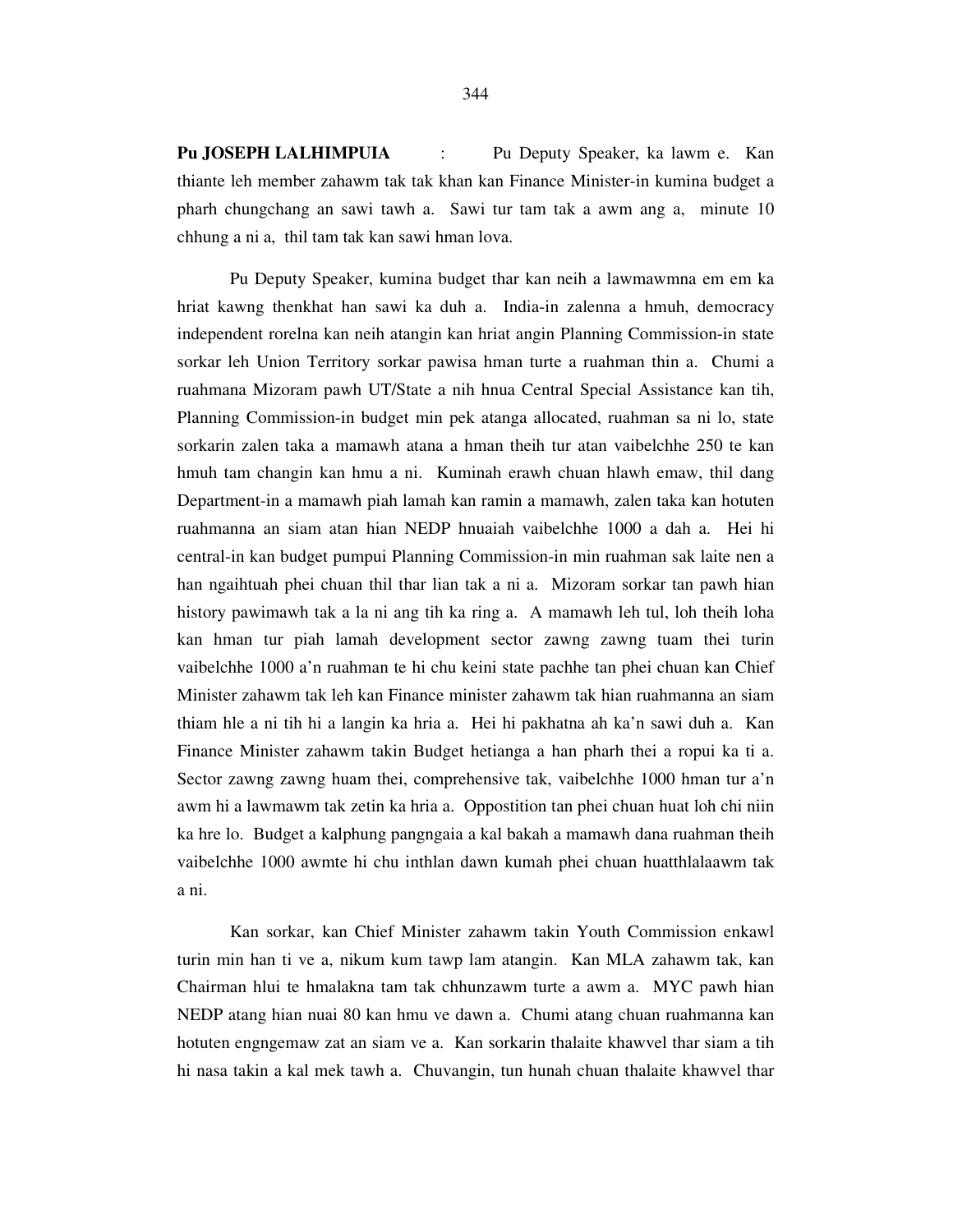**Pu JOSEPH LALHIMPUIA** : Pu Deputy Speaker, ka lawm e. Kan thiante leh member zahawm tak tak khan kan Finance Minister-in kumina budget a pharh chungchang an sawi tawh a. Sawi tur tam tak a awm ang a, minute 10 chhung a ni a, thil tam tak kan sawi hman lova.

Pu Deputy Speaker, kumina budget thar kan neih a lawmawmna em em ka hriat kawng thenkhat han sawi ka duh a. India-in zalenna a hmuh, democracy independent rorelna kan neih atangin kan hriat angin Planning Commission-in state sorkar leh Union Territory sorkar pawisa hman turte a ruahman thin a. Chumi a ruahmana Mizoram pawh UT/State a nih hnua Central Special Assistance kan tih, Planning Commission-in budget min pek atanga allocated, ruahman sa ni lo, state sorkarin zalen taka a mamawh atana a hman theih tur atan vaibelchhe 250 te kan hmuh tam changin kan hmu a ni. Kuminah erawh chuan hlawh emaw, thil dang Department-in a mamawh piah lamah kan ramin a mamawh, zalen taka kan hotuten ruahmanna an siam atan hian NEDP hnuaiah vaibelchhe 1000 a dah a. Hei hi central-in kan budget pumpui Planning Commission-in min ruahman sak laite nen a han ngaihtuah phei chuan thil thar lian tak a ni a. Mizoram sorkar tan pawh hian history pawimawh tak a la ni ang tih ka ring a. A mamawh leh tul, loh theih loha kan hman tur piah lamah development sector zawng zawng tuam thei turin vaibelchhe 1000 a'n ruahman te hi chu keini state pachhe tan phei chuan kan Chief Minister zahawm tak leh kan Finance minister zahawm tak hian ruahmanna an siam thiam hle a ni tih hi a langin ka hria a. Hei hi pakhatna ah ka'n sawi duh a. Kan Finance Minister zahawm takin Budget hetianga a han pharh thei a ropui ka ti a. Sector zawng zawng huam thei, comprehensive tak, vaibelchhe 1000 hman tur a'n awm hi a lawmawm tak zetin ka hria a. Oppostition tan phei chuan huat loh chi niin ka hre lo. Budget a kalphung pangngaia a kal bakah a mamawh dana ruahman theih vaibelchhe 1000 awmte hi chu inthlan dawn kumah phei chuan huatthlalaawm tak a ni.

Kan sorkar, kan Chief Minister zahawm takin Youth Commission enkawl turin min han ti ve a, nikum kum tawp lam atangin. Kan MLA zahawm tak, kan Chairman hlui te hmalakna tam tak chhunzawm turte a awm a. MYC pawh hian NEDP atang hian nuai 80 kan hmu ve dawn a. Chumi atang chuan ruahmanna kan hotuten engngemaw zat an siam ve a. Kan sorkarin thalaite khawvel thar siam a tih hi nasa takin a kal mek tawh a. Chuvangin, tun hunah chuan thalaite khawvel thar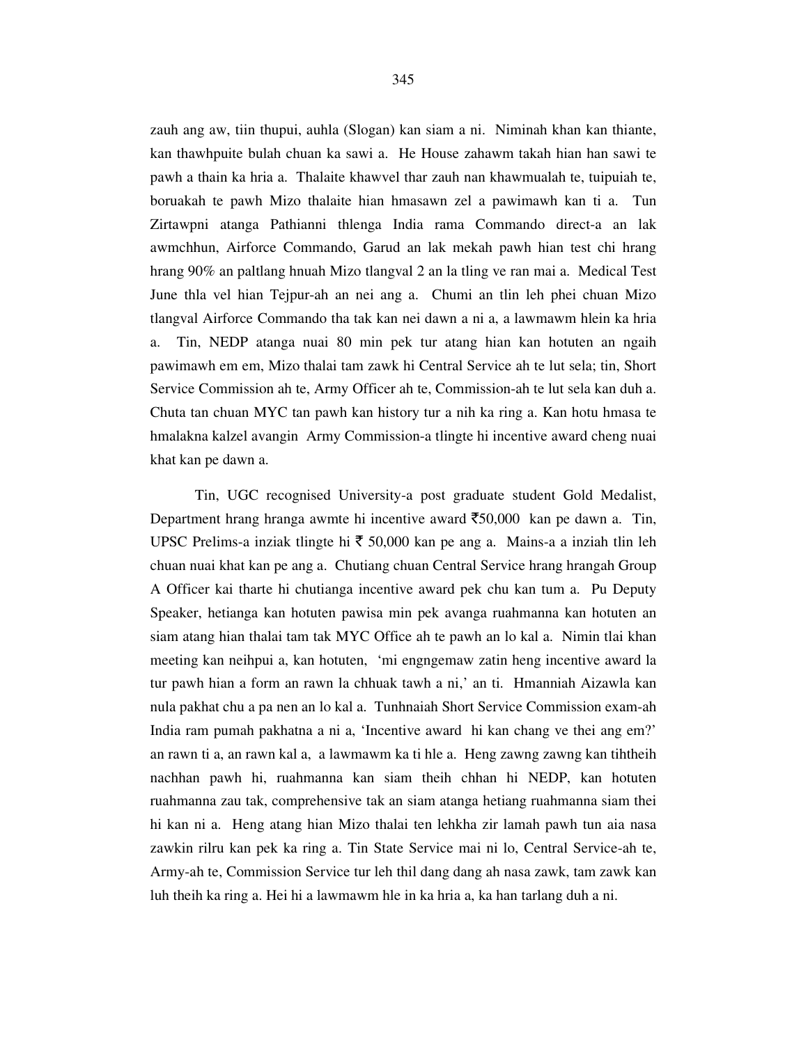zauh ang aw, tiin thupui, auhla (Slogan) kan siam a ni. Niminah khan kan thiante, kan thawhpuite bulah chuan ka sawi a. He House zahawm takah hian han sawi te pawh a thain ka hria a. Thalaite khawvel thar zauh nan khawmualah te, tuipuiah te, boruakah te pawh Mizo thalaite hian hmasawn zel a pawimawh kan ti a. Tun Zirtawpni atanga Pathianni thlenga India rama Commando direct-a an lak awmchhun, Airforce Commando, Garud an lak mekah pawh hian test chi hrang hrang 90% an paltlang hnuah Mizo tlangval 2 an la tling ve ran mai a. Medical Test June thla vel hian Tejpur-ah an nei ang a. Chumi an tlin leh phei chuan Mizo tlangval Airforce Commando tha tak kan nei dawn a ni a, a lawmawm hlein ka hria a. Tin, NEDP atanga nuai 80 min pek tur atang hian kan hotuten an ngaih pawimawh em em, Mizo thalai tam zawk hi Central Service ah te lut sela; tin, Short Service Commission ah te, Army Officer ah te, Commission-ah te lut sela kan duh a. Chuta tan chuan MYC tan pawh kan history tur a nih ka ring a. Kan hotu hmasa te hmalakna kalzel avangin Army Commission-a tlingte hi incentive award cheng nuai khat kan pe dawn a.

Tin, UGC recognised University-a post graduate student Gold Medalist, Department hrang hranga awmte hi incentive award ₹50,000 kan pe dawn a. Tin, UPSC Prelims-a inziak tlingte hi ₹ 50,000 kan pe ang a. Mains-a a inziah tlin leh chuan nuai khat kan pe ang a. Chutiang chuan Central Service hrang hrangah Group A Officer kai tharte hi chutianga incentive award pek chu kan tum a. Pu Deputy Speaker, hetianga kan hotuten pawisa min pek avanga ruahmanna kan hotuten an siam atang hian thalai tam tak MYC Office ah te pawh an lo kal a. Nimin tlai khan meeting kan neihpui a, kan hotuten, 'mi engngemaw zatin heng incentive award la tur pawh hian a form an rawn la chhuak tawh a ni,' an ti. Hmanniah Aizawla kan nula pakhat chu a pa nen an lo kal a. Tunhnaiah Short Service Commission exam-ah India ram pumah pakhatna a ni a, 'Incentive award hi kan chang ve thei ang em?' an rawn ti a, an rawn kal a, a lawmawm ka ti hle a. Heng zawng zawng kan tihtheih nachhan pawh hi, ruahmanna kan siam theih chhan hi NEDP, kan hotuten ruahmanna zau tak, comprehensive tak an siam atanga hetiang ruahmanna siam thei hi kan ni a. Heng atang hian Mizo thalai ten lehkha zir lamah pawh tun aia nasa zawkin rilru kan pek ka ring a. Tin State Service mai ni lo, Central Service-ah te, Army-ah te, Commission Service tur leh thil dang dang ah nasa zawk, tam zawk kan luh theih ka ring a. Hei hi a lawmawm hle in ka hria a, ka han tarlang duh a ni.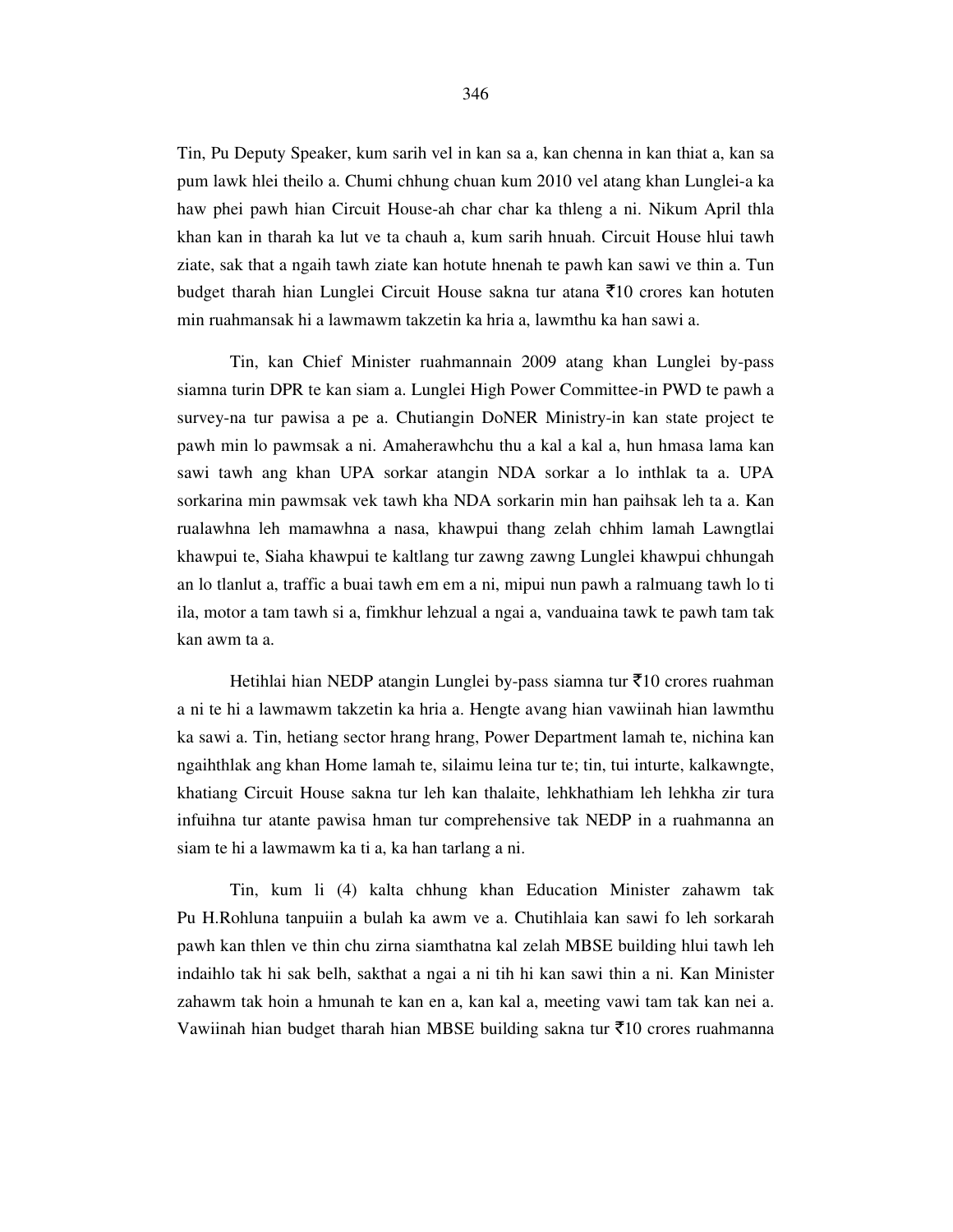Tin, Pu Deputy Speaker, kum sarih vel in kan sa a, kan chenna in kan thiat a, kan sa pum lawk hlei theilo a. Chumi chhung chuan kum 2010 vel atang khan Lunglei-a ka haw phei pawh hian Circuit House-ah char char ka thleng a ni. Nikum April thla khan kan in tharah ka lut ve ta chauh a, kum sarih hnuah. Circuit House hlui tawh ziate, sak that a ngaih tawh ziate kan hotute hnenah te pawh kan sawi ve thin a. Tun budget tharah hian Lunglei Circuit House sakna tur atana ₹10 crores kan hotuten min ruahmansak hi a lawmawm takzetin ka hria a, lawmthu ka han sawi a.

Tin, kan Chief Minister ruahmannain 2009 atang khan Lunglei by-pass siamna turin DPR te kan siam a. Lunglei High Power Committee-in PWD te pawh a survey-na tur pawisa a pe a. Chutiangin DoNER Ministry-in kan state project te pawh min lo pawmsak a ni. Amaherawhchu thu a kal a kal a, hun hmasa lama kan sawi tawh ang khan UPA sorkar atangin NDA sorkar a lo inthlak ta a. UPA sorkarina min pawmsak vek tawh kha NDA sorkarin min han paihsak leh ta a. Kan rualawhna leh mamawhna a nasa, khawpui thang zelah chhim lamah Lawngtlai khawpui te, Siaha khawpui te kaltlang tur zawng zawng Lunglei khawpui chhungah an lo tlanlut a, traffic a buai tawh em em a ni, mipui nun pawh a ralmuang tawh lo ti ila, motor a tam tawh si a, fimkhur lehzual a ngai a, vanduaina tawk te pawh tam tak kan awm ta a.

Hetihlai hian NEDP atangin Lunglei by-pass siamna tur ₹10 crores ruahman a ni te hi a lawmawm takzetin ka hria a. Hengte avang hian vawiinah hian lawmthu ka sawi a. Tin, hetiang sector hrang hrang, Power Department lamah te, nichina kan ngaihthlak ang khan Home lamah te, silaimu leina tur te; tin, tui inturte, kalkawngte, khatiang Circuit House sakna tur leh kan thalaite, lehkhathiam leh lehkha zir tura infuihna tur atante pawisa hman tur comprehensive tak NEDP in a ruahmanna an siam te hi a lawmawm ka ti a, ka han tarlang a ni.

Tin, kum li (4) kalta chhung khan Education Minister zahawm tak Pu H.Rohluna tanpuiin a bulah ka awm ve a. Chutihlaia kan sawi fo leh sorkarah pawh kan thlen ve thin chu zirna siamthatna kal zelah MBSE building hlui tawh leh indaihlo tak hi sak belh, sakthat a ngai a ni tih hi kan sawi thin a ni. Kan Minister zahawm tak hoin a hmunah te kan en a, kan kal a, meeting vawi tam tak kan nei a. Vawiinah hian budget tharah hian MBSE building sakna tur ₹10 crores ruahmanna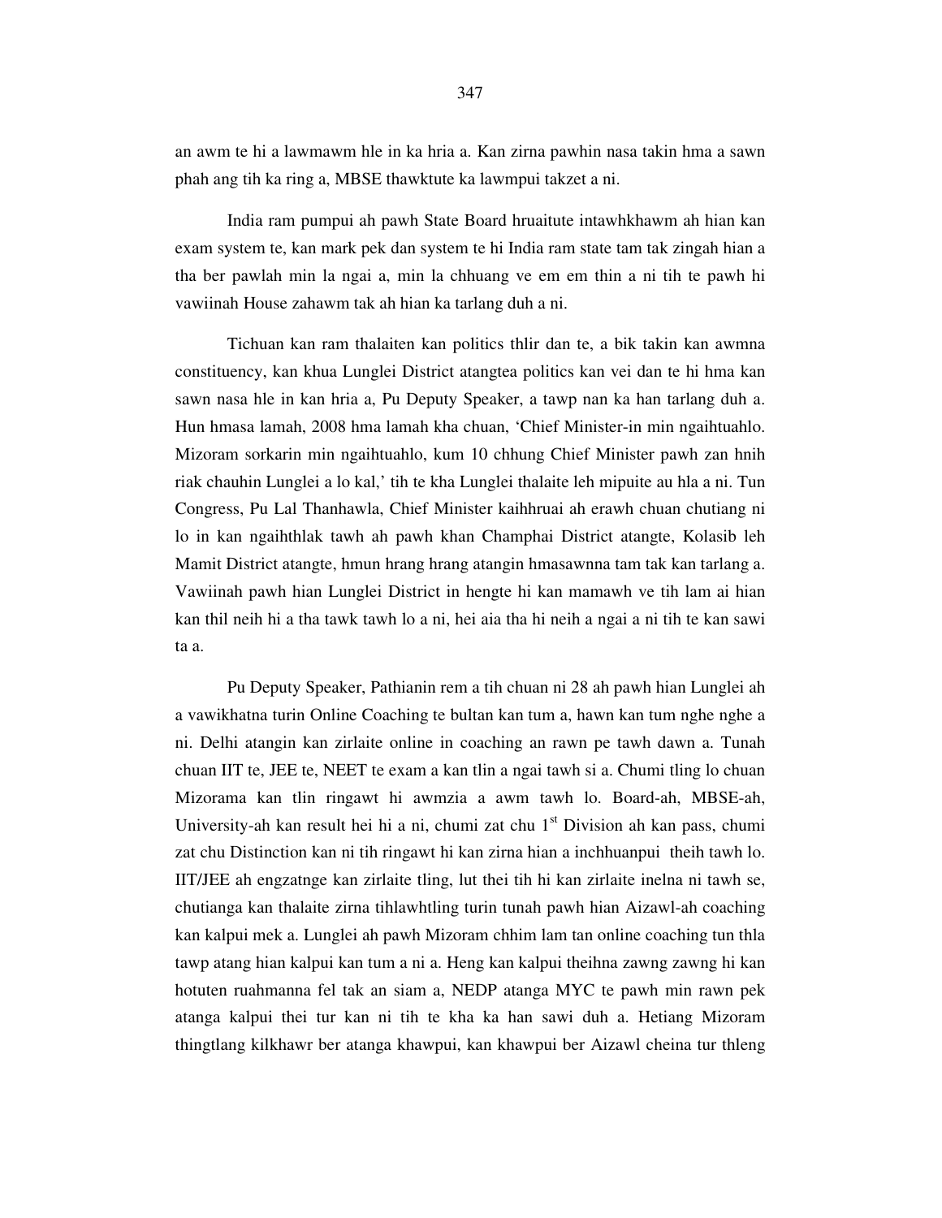an awm te hi a lawmawm hle in ka hria a. Kan zirna pawhin nasa takin hma a sawn phah ang tih ka ring a, MBSE thawktute ka lawmpui takzet a ni.

India ram pumpui ah pawh State Board hruaitute intawhkhawm ah hian kan exam system te, kan mark pek dan system te hi India ram state tam tak zingah hian a tha ber pawlah min la ngai a, min la chhuang ve em em thin a ni tih te pawh hi vawiinah House zahawm tak ah hian ka tarlang duh a ni.

Tichuan kan ram thalaiten kan politics thlir dan te, a bik takin kan awmna constituency, kan khua Lunglei District atangtea politics kan vei dan te hi hma kan sawn nasa hle in kan hria a, Pu Deputy Speaker, a tawp nan ka han tarlang duh a. Hun hmasa lamah, 2008 hma lamah kha chuan, 'Chief Minister-in min ngaihtuahlo. Mizoram sorkarin min ngaihtuahlo, kum 10 chhung Chief Minister pawh zan hnih riak chauhin Lunglei a lo kal,' tih te kha Lunglei thalaite leh mipuite au hla a ni. Tun Congress, Pu Lal Thanhawla, Chief Minister kaihhruai ah erawh chuan chutiang ni lo in kan ngaihthlak tawh ah pawh khan Champhai District atangte, Kolasib leh Mamit District atangte, hmun hrang hrang atangin hmasawnna tam tak kan tarlang a. Vawiinah pawh hian Lunglei District in hengte hi kan mamawh ve tih lam ai hian kan thil neih hi a tha tawk tawh lo a ni, hei aia tha hi neih a ngai a ni tih te kan sawi ta a.

Pu Deputy Speaker, Pathianin rem a tih chuan ni 28 ah pawh hian Lunglei ah a vawikhatna turin Online Coaching te bultan kan tum a, hawn kan tum nghe nghe a ni. Delhi atangin kan zirlaite online in coaching an rawn pe tawh dawn a. Tunah chuan IIT te, JEE te, NEET te exam a kan tlin a ngai tawh si a. Chumi tling lo chuan Mizorama kan tlin ringawt hi awmzia a awm tawh lo. Board-ah, MBSE-ah, University-ah kan result hei hi a ni, chumi zat chu 1st Division ah kan pass, chumi zat chu Distinction kan ni tih ringawt hi kan zirna hian a inchhuanpui theih tawh lo. IIT/JEE ah engzatnge kan zirlaite tling, lut thei tih hi kan zirlaite inelna ni tawh se, chutianga kan thalaite zirna tihlawhtling turin tunah pawh hian Aizawl-ah coaching kan kalpui mek a. Lunglei ah pawh Mizoram chhim lam tan online coaching tun thla tawp atang hian kalpui kan tum a ni a. Heng kan kalpui theihna zawng zawng hi kan hotuten ruahmanna fel tak an siam a, NEDP atanga MYC te pawh min rawn pek atanga kalpui thei tur kan ni tih te kha ka han sawi duh a. Hetiang Mizoram thingtlang kilkhawr ber atanga khawpui, kan khawpui ber Aizawl cheina tur thleng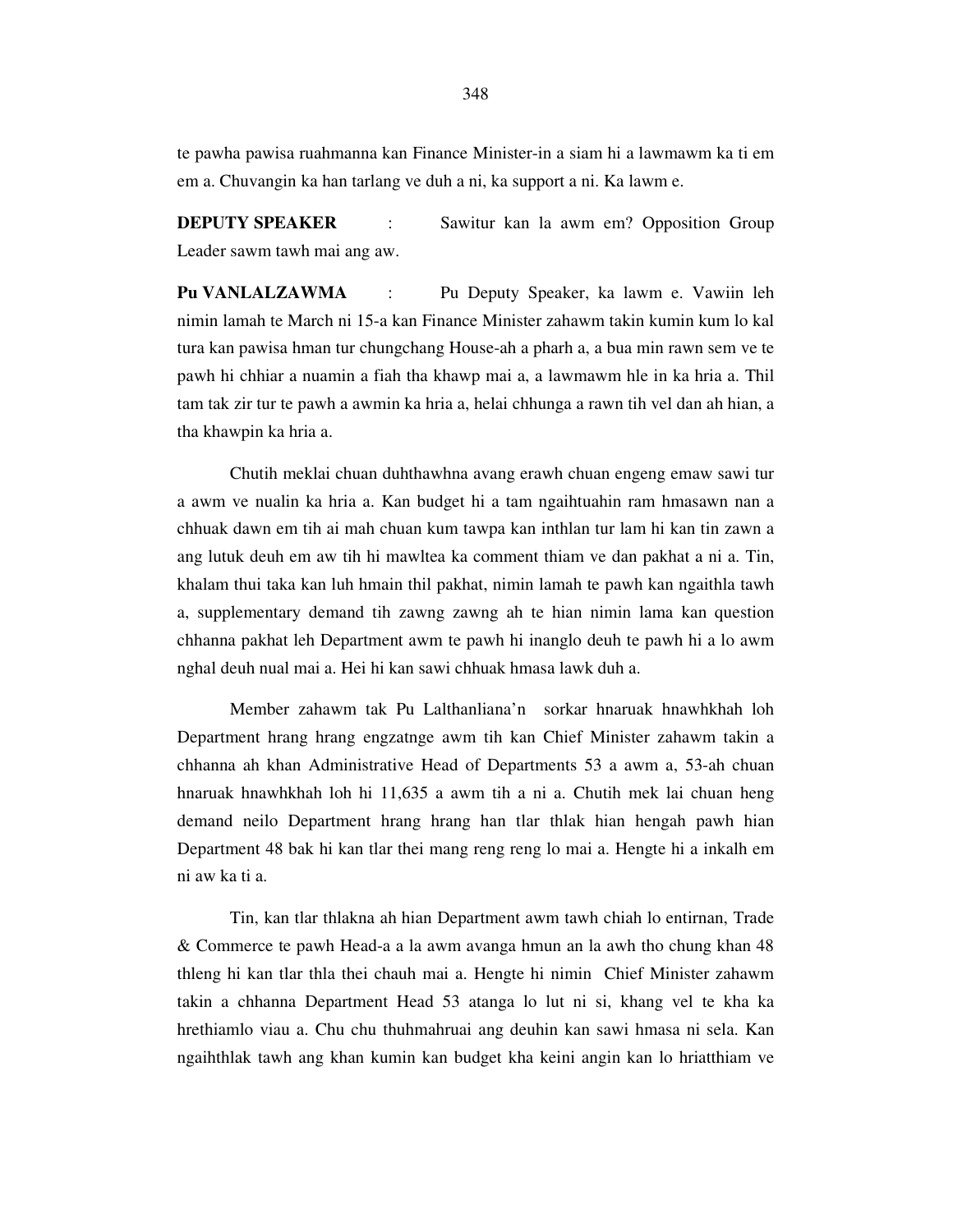te pawha pawisa ruahmanna kan Finance Minister-in a siam hi a lawmawm ka ti em em a. Chuvangin ka han tarlang ve duh a ni, ka support a ni. Ka lawm e.

**DEPUTY SPEAKER** : Sawitur kan la awm em? Opposition Group Leader sawm tawh mai ang aw.

**Pu VANLALZAWMA** : Pu Deputy Speaker, ka lawm e. Vawiin leh nimin lamah te March ni 15-a kan Finance Minister zahawm takin kumin kum lo kal tura kan pawisa hman tur chungchang House-ah a pharh a, a bua min rawn sem ve te pawh hi chhiar a nuamin a fiah tha khawp mai a, a lawmawm hle in ka hria a. Thil tam tak zir tur te pawh a awmin ka hria a, helai chhunga a rawn tih vel dan ah hian, a tha khawpin ka hria a.

Chutih meklai chuan duhthawhna avang erawh chuan engeng emaw sawi tur a awm ve nualin ka hria a. Kan budget hi a tam ngaihtuahin ram hmasawn nan a chhuak dawn em tih ai mah chuan kum tawpa kan inthlan tur lam hi kan tin zawn a ang lutuk deuh em aw tih hi mawltea ka comment thiam ve dan pakhat a ni a. Tin, khalam thui taka kan luh hmain thil pakhat, nimin lamah te pawh kan ngaithla tawh a, supplementary demand tih zawng zawng ah te hian nimin lama kan question chhanna pakhat leh Department awm te pawh hi inanglo deuh te pawh hi a lo awm nghal deuh nual mai a. Hei hi kan sawi chhuak hmasa lawk duh a.

Member zahawm tak Pu Lalthanliana'n sorkar hnaruak hnawhkhah loh Department hrang hrang engzatnge awm tih kan Chief Minister zahawm takin a chhanna ah khan Administrative Head of Departments 53 a awm a, 53-ah chuan hnaruak hnawhkhah loh hi 11,635 a awm tih a ni a. Chutih mek lai chuan heng demand neilo Department hrang hrang han tlar thlak hian hengah pawh hian Department 48 bak hi kan tlar thei mang reng reng lo mai a. Hengte hi a inkalh em ni aw ka ti a.

Tin, kan tlar thlakna ah hian Department awm tawh chiah lo entirnan, Trade & Commerce te pawh Head-a a la awm avanga hmun an la awh tho chung khan 48 thleng hi kan tlar thla thei chauh mai a. Hengte hi nimin Chief Minister zahawm takin a chhanna Department Head 53 atanga lo lut ni si, khang vel te kha ka hrethiamlo viau a. Chu chu thuhmahruai ang deuhin kan sawi hmasa ni sela. Kan ngaihthlak tawh ang khan kumin kan budget kha keini angin kan lo hriatthiam ve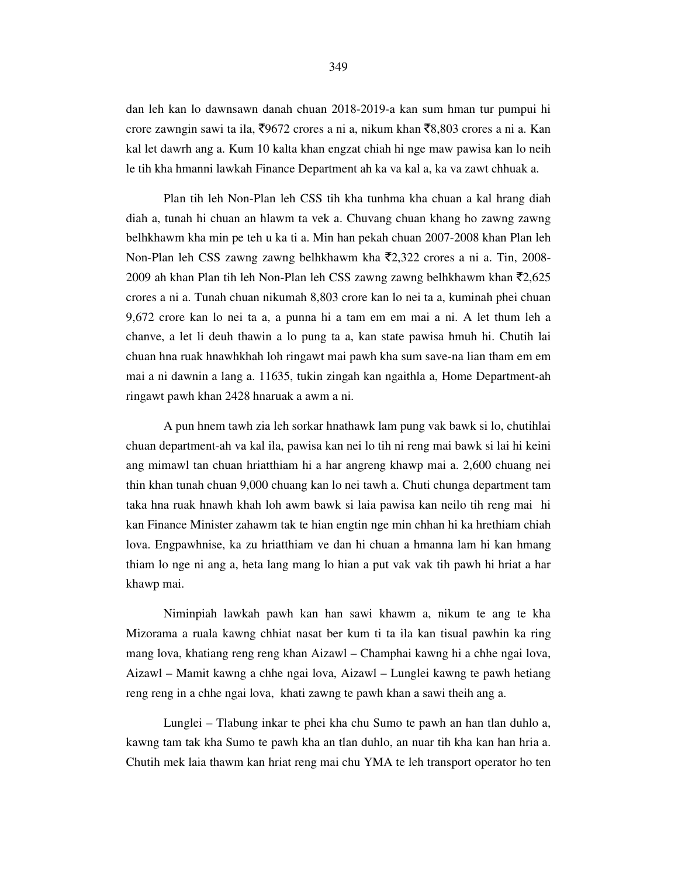dan leh kan lo dawnsawn danah chuan 2018-2019-a kan sum hman tur pumpui hi crore zawngin sawi ta ila, ₹9672 crores a ni a, nikum khan ₹8,803 crores a ni a. Kan kal let dawrh ang a. Kum 10 kalta khan engzat chiah hi nge maw pawisa kan lo neih le tih kha hmanni lawkah Finance Department ah ka va kal a, ka va zawt chhuak a.

Plan tih leh Non-Plan leh CSS tih kha tunhma kha chuan a kal hrang diah diah a, tunah hi chuan an hlawm ta vek a. Chuvang chuan khang ho zawng zawng belhkhawm kha min pe teh u ka ti a. Min han pekah chuan 2007-2008 khan Plan leh Non-Plan leh CSS zawng zawng belhkhawm kha ₹2,322 crores a ni a. Tin, 2008-2009 ah khan Plan tih leh Non-Plan leh CSS zawng zawng belhkhawm khan ₹2,625 crores a ni a. Tunah chuan nikumah 8,803 crore kan lo nei ta a, kuminah phei chuan 9,672 crore kan lo nei ta a, a punna hi a tam em em mai a ni. A let thum leh a chanve, a let li deuh thawin a lo pung ta a, kan state pawisa hmuh hi. Chutih lai chuan hna ruak hnawhkhah loh ringawt mai pawh kha sum save-na lian tham em em mai a ni dawnin a lang a. 11635, tukin zingah kan ngaithla a, Home Department-ah ringawt pawh khan 2428 hnaruak a awm a ni.

A pun hnem tawh zia leh sorkar hnathawk lam pung vak bawk si lo, chutihlai chuan department-ah va kal ila, pawisa kan nei lo tih ni reng mai bawk si lai hi keini ang mimawl tan chuan hriatthiam hi a har angreng khawp mai a. 2,600 chuang nei thin khan tunah chuan 9,000 chuang kan lo nei tawh a. Chuti chunga department tam taka hna ruak hnawh khah loh awm bawk si laia pawisa kan neilo tih reng mai hi kan Finance Minister zahawm tak te hian engtin nge min chhan hi ka hrethiam chiah lova. Engpawhnise, ka zu hriatthiam ve dan hi chuan a hmanna lam hi kan hmang thiam lo nge ni ang a, heta lang mang lo hian a put vak vak tih pawh hi hriat a har khawp mai.

Niminpiah lawkah pawh kan han sawi khawm a, nikum te ang te kha Mizorama a ruala kawng chhiat nasat ber kum ti ta ila kan tisual pawhin ka ring mang lova, khatiang reng reng khan Aizawl – Champhai kawng hi a chhe ngai lova, Aizawl – Mamit kawng a chhe ngai lova, Aizawl – Lunglei kawng te pawh hetiang reng reng in a chhe ngai lova, khati zawng te pawh khan a sawi theih ang a.

Lunglei – Tlabung inkar te phei kha chu Sumo te pawh an han tlan duhlo a, kawng tam tak kha Sumo te pawh kha an tlan duhlo, an nuar tih kha kan han hria a. Chutih mek laia thawm kan hriat reng mai chu YMA te leh transport operator ho ten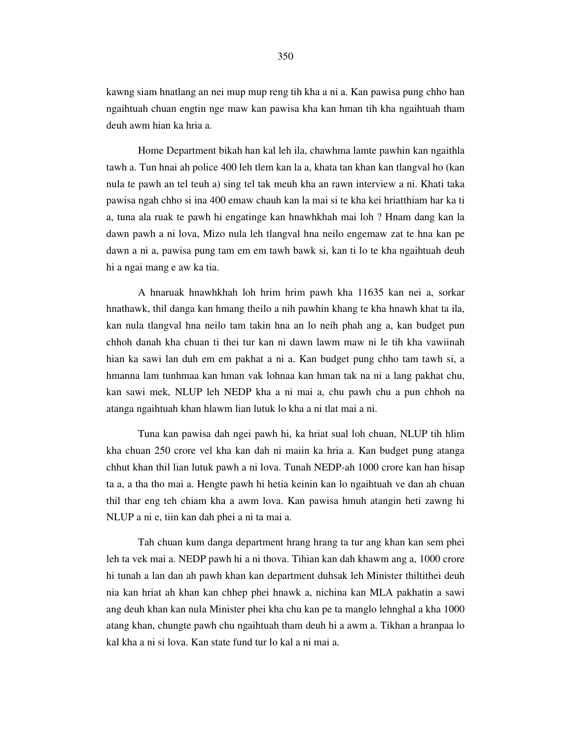kawng siam hnatlang an nei mup mup reng tih kha a ni a. Kan pawisa pung chho han ngaihtuah chuan engtin nge maw kan pawisa kha kan hman tih kha ngaihtuah tham deuh awm hian ka hria a.

Home Department bikah han kal leh ila, chawhma lamte pawhin kan ngaithla tawh a. Tun hnai ah police 400 leh tlem kan la a, khata tan khan kan tlangval ho (kan nula te pawh an tel teuh a) sing tel tak meuh kha an rawn interview a ni. Khati taka pawisa ngah chho si ina 400 emaw chauh kan la mai si te kha kei hriatthiam har ka ti a, tuna ala ruak te pawh hi engatinge kan hnawhkhah mai loh ? Hnam dang kan la dawn pawh a ni lova, Mizo nula leh tlangval hna neilo engemaw zat te hna kan pe dawn a ni a, pawisa pung tam em em tawh bawk si, kan ti lo te kha ngaihtuah deuh hi a ngai mang e aw ka tia.

A hnaruak hnawhkhah loh hrim hrim pawh kha 11635 kan nei a, sorkar hnathawk, thil danga kan hmang theilo a nih pawhin khang te kha hnawh khat ta ila, kan nula tlangval hna neilo tam takin hna an lo neih phah ang a, kan budget pun chhoh danah kha chuan ti thei tur kan ni dawn lawm maw ni le tih kha vawiinah hian ka sawi lan duh em em pakhat a ni a. Kan budget pung chho tam tawh si, a hmanna lam tunhmaa kan hman vak lohnaa kan hman tak na ni a lang pakhat chu, kan sawi mek, NLUP leh NEDP kha a ni mai a, chu pawh chu a pun chhoh na atanga ngaihtuah khan hlawm lian lutuk lo kha a ni tlat mai a ni.

Tuna kan pawisa dah ngei pawh hi, ka hriat sual loh chuan, NLUP tih hlim kha chuan 250 crore vel kha kan dah ni maiin ka hria a. Kan budget pung atanga chhut khan thil lian lutuk pawh a ni lova. Tunah NEDP-ah 1000 crore kan han hisap ta a, a tha tho mai a. Hengte pawh hi hetia keinin kan lo ngaihtuah ve dan ah chuan thil thar eng teh chiam kha a awm lova. Kan pawisa hmuh atangin heti zawng hi NLUP a ni e, tiin kan dah phei a ni ta mai a.

Tah chuan kum danga department hrang hrang ta tur ang khan kan sem phei leh ta vek mai a. NEDP pawh hi a ni thova. Tihian kan dah khawm ang a, 1000 crore hi tunah a lan dan ah pawh khan kan department duhsak leh Minister thiltithei deuh nia kan hriat ah khan kan chhep phei hnawk a, nichina kan MLA pakhatin a sawi ang deuh khan kan nula Minister phei kha chu kan pe ta manglo lehnghal a kha 1000 atang khan, chungte pawh chu ngaihtuah tham deuh hi a awm a. Tikhan a hranpaa lo kal kha a ni si lova. Kan state fund tur lo kal a ni mai a.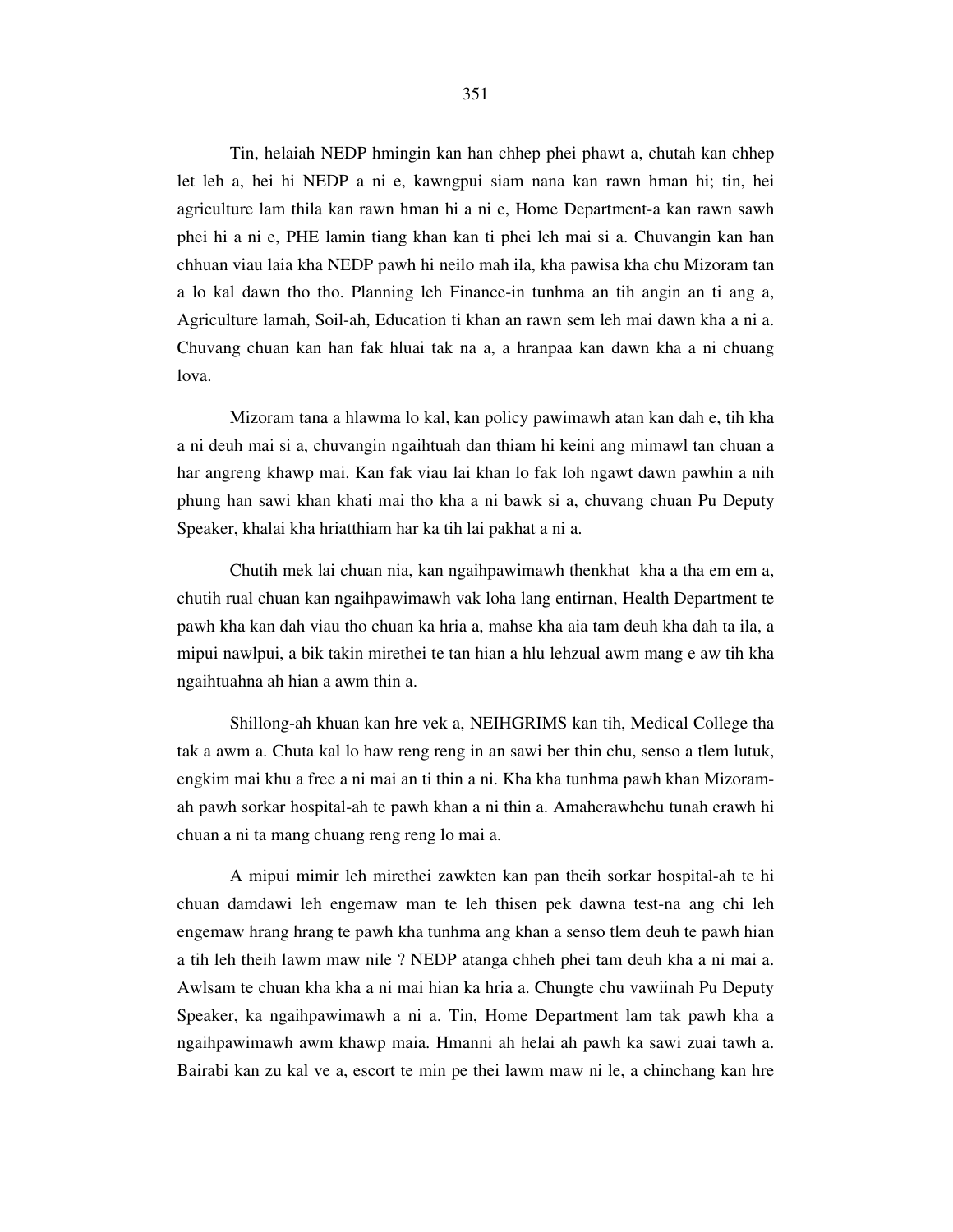Tin, helaiah NEDP hmingin kan han chhep phei phawt a, chutah kan chhep let leh a, hei hi NEDP a ni e, kawngpui siam nana kan rawn hman hi; tin, hei agriculture lam thila kan rawn hman hi a ni e, Home Department-a kan rawn sawh phei hi a ni e, PHE lamin tiang khan kan ti phei leh mai si a. Chuvangin kan han chhuan viau laia kha NEDP pawh hi neilo mah ila, kha pawisa kha chu Mizoram tan a lo kal dawn tho tho. Planning leh Finance-in tunhma an tih angin an ti ang a, Agriculture lamah, Soil-ah, Education ti khan an rawn sem leh mai dawn kha a ni a. Chuvang chuan kan han fak hluai tak na a, a hranpaa kan dawn kha a ni chuang lova.

Mizoram tana a hlawma lo kal, kan policy pawimawh atan kan dah e, tih kha a ni deuh mai si a, chuvangin ngaihtuah dan thiam hi keini ang mimawl tan chuan a har angreng khawp mai. Kan fak viau lai khan lo fak loh ngawt dawn pawhin a nih phung han sawi khan khati mai tho kha a ni bawk si a, chuvang chuan Pu Deputy Speaker, khalai kha hriatthiam har ka tih lai pakhat a ni a.

Chutih mek lai chuan nia, kan ngaihpawimawh thenkhat kha a tha em em a, chutih rual chuan kan ngaihpawimawh vak loha lang entirnan, Health Department te pawh kha kan dah viau tho chuan ka hria a, mahse kha aia tam deuh kha dah ta ila, a mipui nawlpui, a bik takin mirethei te tan hian a hlu lehzual awm mang e aw tih kha ngaihtuahna ah hian a awm thin a.

Shillong-ah khuan kan hre vek a, NEIHGRIMS kan tih, Medical College tha tak a awm a. Chuta kal lo haw reng reng in an sawi ber thin chu, senso a tlem lutuk, engkim mai khu a free a ni mai an ti thin a ni. Kha kha tunhma pawh khan Mizoram-ah pawh sorkar hospital-ah te pawh khan a ni thin a. Amaherawhchu tunah erawh hi chuan a ni ta mang chuang reng reng lo mai a.

A mipui mimir leh mirethei zawkten kan pan theih sorkar hospital-ah te hi chuan damdawi leh engemaw man te leh thisen pek dawna test-na ang chi leh engemaw hrang hrang te pawh kha tunhma ang khan a senso tlem deuh te pawh hian a tih leh theih lawm maw nile ? NEDP atanga chhеh phei tam deuh kha a ni mai a. Awlsam te chuan kha kha a ni mai hian ka hria a. Chungte chu vawiinah Pu Deputy Speaker, ka ngaihpawimawh a ni a. Tin, Home Department lam tak pawh kha a ngaihpawimawh awm khawp maia. Hmanni ah helai ah pawh ka sawi zuai tawh a. Bairabi kan zu kal ve a, escort te min pe thei lawm maw ni le, a chinchang kan hre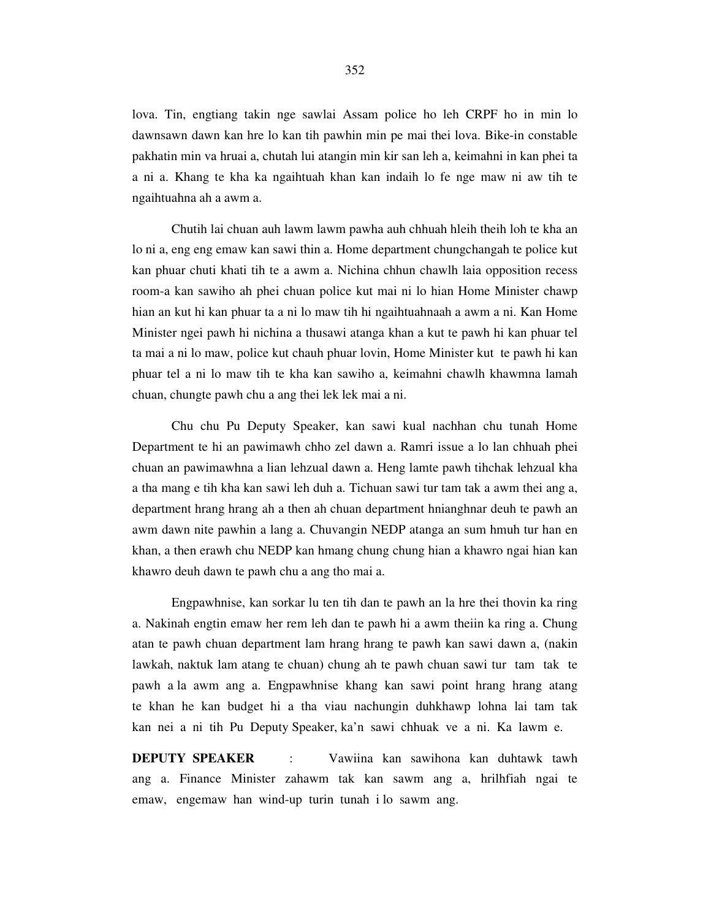lova. Tin, engtiang takin nge sawlai Assam police ho leh CRPF ho in min lo dawnsawn dawn kan hre lo kan tih pawhin min pe mai thei lova. Bike-in constable pakhatin min va hruai a, chutah lui atangin min kir san leh a, keimahni in kan phei ta a ni a. Khang te kha ka ngaihtuah khan kan indaih lo fe nge maw ni aw tih te ngaihtuahna ah a awm a.

Chutih lai chuan auh lawm lawm pawha auh chhuah hleih theih loh te kha an lo ni a, eng eng emaw kan sawi thin a. Home department chungchangah te police kut kan phuar chuti khati tih te a awm a. Nichina chhun chawlh laia opposition recess room-a kan sawiho ah phei chuan police kut mai ni lo hian Home Minister chawp hian an kut hi kan phuar ta a ni lo maw tih hi ngaihtuahnaah a awm a ni. Kan Home Minister ngei pawh hi nichina a thusawi atanga khan a kut te pawh hi kan phuar tel ta mai a ni lo maw, police kut chauh phuar lovin, Home Minister kut te pawh hi kan phuar tel a ni lo maw tih te kha kan sawiho a, keimahni chawlh khawmna lamah chuan, chungte pawh chu a ang thei lek lek mai a ni.

Chu chu Pu Deputy Speaker, kan sawi kual nachhan chu tunah Home Department te hi an pawimawh chho zel dawn a. Ramri issue a lo lan chhuah phei chuan an pawimawhna a lian lehzual dawn a. Heng lamte pawh tihchak lehzual kha a tha mang e tih kha kan sawi leh duh a. Tichuan sawi tur tam tak a awm thei ang a, department hrang hrang ah a then ah chuan department hnianghnar deuh te pawh an awm dawn nite pawhin a lang a. Chuvangin NEDP atanga an sum hmuh tur han en khan, a then erawh chu NEDP kan hmang chung chung hian a khawro ngai hian kan khawro deuh dawn te pawh chu a ang tho mai a.

Engpawhnise, kan sorkar lu ten tih dan te pawh an la hre thei thovin ka ring a. Nakinah engtin emaw her rem leh dan te pawh hi a awm theiin ka ring a. Chung atan te pawh chuan department lam hrang hrang te pawh kan sawi dawn a, (nakin lawkah, naktuk lam atang te chuan) chung ah te pawh chuan sawi tur tam tak te pawh a la awm ang a. Engpawhnise khang kan sawi point hrang hrang atang te khan he kan budget hi a tha viau nachungin duhkhawp lohna lai tam tak kan nei a ni tih Pu Deputy Speaker, ka'n sawi chhuak ve a ni. Ka lawm e.

**DEPUTY SPEAKER** : Vawiina kan sawihona kan duhtawk tawh ang a. Finance Minister zahawm tak kan sawm ang a, hrilhfiah ngai te emaw, engemaw han wind-up turin tunah i lo sawm ang.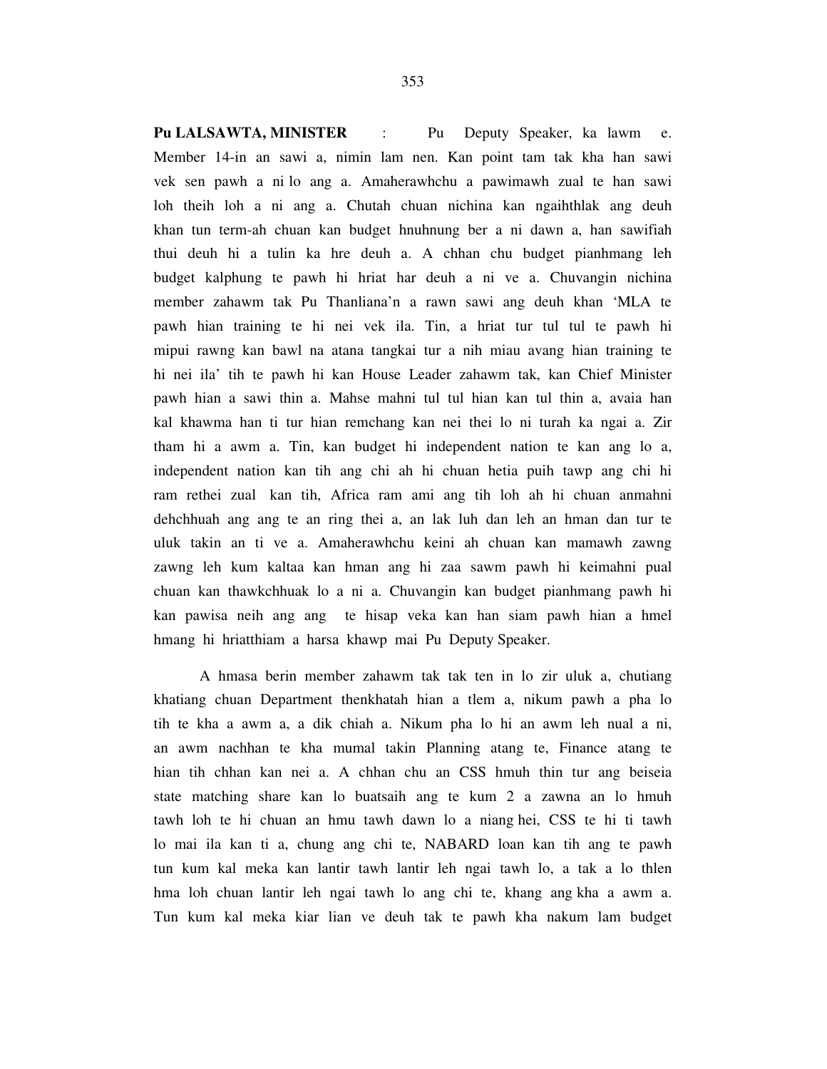**Pu LALSAWTA, MINISTER** : Pu Deputy Speaker, ka lawm e. Member 14-in an sawi a, nimin lam nen. Kan point tam tak kha han sawi vek sen pawh a ni lo ang a. Amaherawhchu a pawimawh zual te han sawi loh theih loh a ni ang a. Chutah chuan nichina kan ngaihthlak ang deuh khan tun term-ah chuan kan budget hnuhnung ber a ni dawn a, han sawifiah thui deuh hi a tulin ka hre deuh a. A chhan chu budget pianhmang leh budget kalphung te pawh hi hriat har deuh a ni ve a. Chuvangin nichina member zahawm tak Pu Thanliana'n a rawn sawi ang deuh khan 'MLA te pawh hian training te hi nei vek ila. Tin, a hriat tur tul tul te pawh hi mipui rawng kan bawl na atana tangkai tur a nih miau avang hian training te hi nei ila' tih te pawh hi kan House Leader zahawm tak, kan Chief Minister pawh hian a sawi thin a. Mahse mahni tul tul hian kan tul thin a, avaia han kal khawma han ti tur hian remchang kan nei thei lo ni turah ka ngai a. Zir tham hi a awm a. Tin, kan budget hi independent nation te kan ang lo a, independent nation kan tih ang chi ah hi chuan hetia puih tawp ang chi hi ram rethei zual kan tih, Africa ram ami ang tih loh ah hi chuan anmahni dehchhuah ang ang te an ring thei a, an lak luh dan leh an hman dan tur te uluk takin an ti ve a. Amaherawhchu keini ah chuan kan mamawh zawng zawng leh kum kaltaa kan hman ang hi zaa sawm pawh hi keimahni pual chuan kan thawkchhuak lo a ni a. Chuvangin kan budget pianhmang pawh hi kan pawisa neih ang ang te hisap veka kan han siam pawh hian a hmel hmang hi hriatthiam a harsa khawp mai Pu Deputy Speaker.

A hmasa berin member zahawm tak tak ten in lo zir uluk a, chutiang khatiang chuan Department thenkhatah hian a tlem a, nikum pawh a pha lo tih te kha a awm a, a dik chiah a. Nikum pha lo hi an awm leh nual a ni, an awm nachhan te kha mumal takin Planning atang te, Finance atang te hian tih chhan kan nei a. A chhan chu an CSS hmuh thin tur ang beiseia state matching share kan lo buatsaih ang te kum 2 a zawna an lo hmuh tawh loh te hi chuan an hmu tawh dawn lo a niang hei, CSS te hi ti tawh lo mai ila kan ti a, chung ang chi te, NABARD loan kan tih ang te pawh tun kum kal meka kan lantir tawh lantir leh ngai tawh lo, a tak a lo thlen hma loh chuan lantir leh ngai tawh lo ang chi te, khang ang kha a awm a. Tun kum kal meka kiar lian ve deuh tak te pawh kha nakum lam budget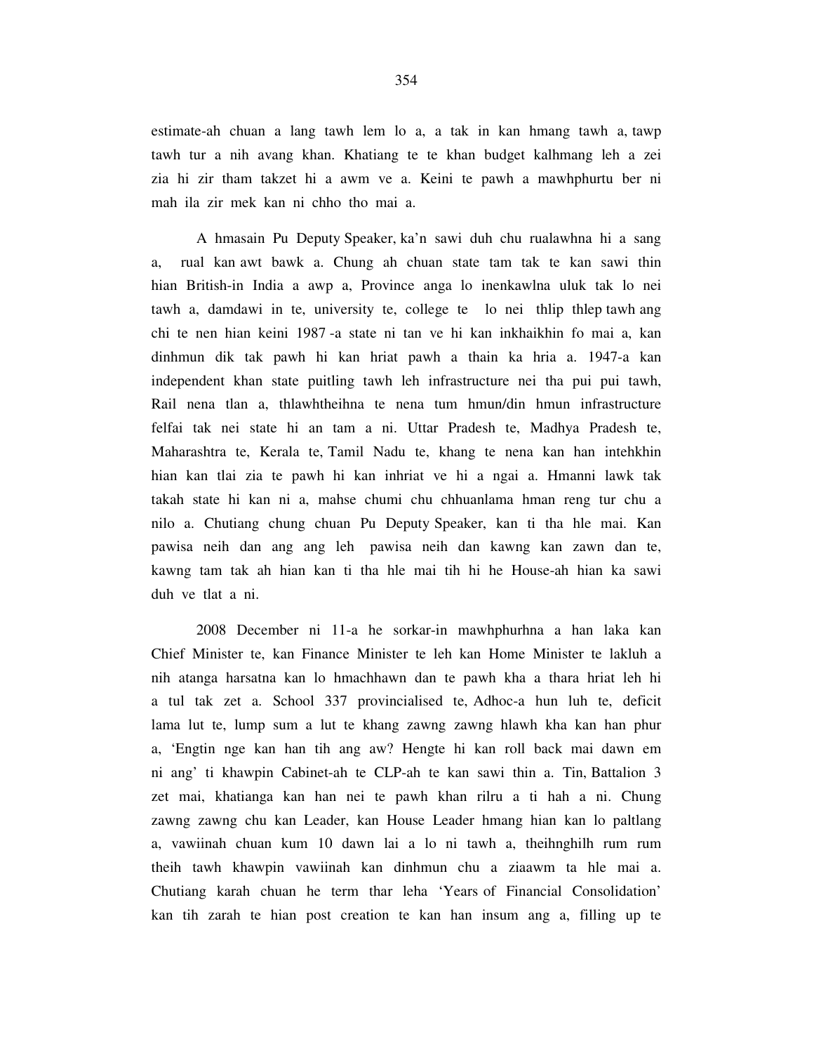estimate-ah chuan a lang tawh lem lo a, a tak in kan hmang tawh a, tawp tawh tur a nih avang khan. Khatiang te te khan budget kalhmang leh a zei zia hi zir tham takzet hi a awm ve a. Keini te pawh a mawhphurtu ber ni mah ila zir mek kan ni chho tho mai a.

A hmasain Pu Deputy Speaker, ka'n sawi duh chu rualawhna hi a sang a, rual kan awt bawk a. Chung ah chuan state tam tak te kan sawi thin hian British-in India a awp a, Province anga lo inenkawlna uluk tak lo nei tawh a, damdawi in te, university te, college te lo nei thlip thlep tawh ang chi te nen hian keini 1987 -a state ni tan ve hi kan inkhaikhin fo mai a, kan dinhmun dik tak pawh hi kan hriat pawh a thain ka hria a. 1947-a kan independent khan state puitling tawh leh infrastructure nei tha pui pui tawh, Rail nena tlan a, thlawhtheihna te nena tum hmun/din hmun infrastructure felfai tak nei state hi an tam a ni. Uttar Pradesh te, Madhya Pradesh te, Maharashtra te, Kerala te, Tamil Nadu te, khang te nena kan han intehkhin hian kan tlai zia te pawh hi kan inhriat ve hi a ngai a. Hmanni lawk tak takah state hi kan ni a, mahse chumi chu chhuanlama hman reng tur chu a nilo a. Chutiang chung chuan Pu Deputy Speaker, kan ti tha hle mai. Kan pawisa neih dan ang ang leh pawisa neih dan kawng kan zawn dan te, kawng tam tak ah hian kan ti tha hle mai tih hi he House-ah hian ka sawi duh ve tlat a ni.

2008 December ni 11-a he sorkar-in mawhphurhna a han laka kan Chief Minister te, kan Finance Minister te leh kan Home Minister te lakluh a nih atanga harsatna kan lo hmachhawn dan te pawh kha a thara hriat leh hi a tul tak zet a. School 337 provincialised te, Adhoc-a hun luh te, deficit lama lut te, lump sum a lut te khang zawng zawng hlawh kha kan han phur a, 'Engtin nge kan han tih ang aw? Hengte hi kan roll back mai dawn em ni ang' ti khawpin Cabinet-ah te CLP-ah te kan sawi thin a. Tin, Battalion 3 zet mai, khatianga kan han nei te pawh khan rilru a ti hah a ni. Chung zawng zawng chu kan Leader, kan House Leader hmang hian kan lo paltlang a, vawiinah chuan kum 10 dawn lai a lo ni tawh a, theihnghilh rum rum theih tawh khawpin vawiinah kan dinhmun chu a ziaawm ta hle mai a. Chutiang karah chuan he term thar leha 'Years of Financial Consolidation' kan tih zarah te hian post creation te kan han insum ang a, filling up te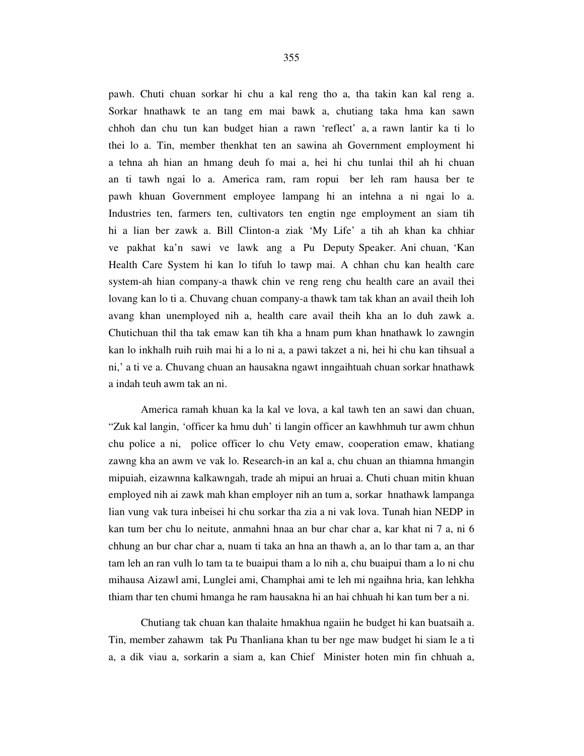pawh. Chuti chuan sorkar hi chu a kal reng tho a, tha takin kan kal reng a. Sorkar hnathawk te an tang em mai bawk a, chutiang taka hma kan sawn chhoh dan chu tun kan budget hian a rawn 'reflect' a, a rawn lantir ka ti lo thei lo a. Tin, member thenkhat ten an sawina ah Government employment hi a tehna ah hian an hmang deuh fo mai a, hei hi chu tunlai thil ah hi chuan an ti tawh ngai lo a. America ram, ram ropui ber leh ram hausa ber te pawh khuan Government employee lampang hi an intehna a ni ngai lo a. Industries ten, farmers ten, cultivators ten engtin nge employment an siam tih hi a lian ber zawk a. Bill Clinton-a ziak 'My Life' a tih ah khan ka chhiar ve pakhat ka'n sawi ve lawk ang a Pu Deputy Speaker. Ani chuan, 'Kan Health Care System hi kan lo tifuh lo tawp mai. A chhan chu kan health care system-ah hian company-a thawk chin ve reng reng chu health care an avail thei lovang kan lo ti a. Chuvang chuan company-a thawk tam tak khan an avail theih loh avang khan unemployed nih a, health care avail theih kha an lo duh zawk a. Chutichuan thil tha tak emaw kan tih kha a hnam pum khan hnathawk lo zawngin kan lo inkhalh ruih ruih mai hi a lo ni a, a pawi takzet a ni, hei hi chu kan tihsual a ni,' a ti ve a. Chuvang chuan an hausakna ngawt inngaihtuah chuan sorkar hnathawk a indah teuh awm tak an ni.

America ramah khuan ka la kal ve lova, a kal tawh ten an sawi dan chuan, "Zuk kal langin, 'officer ka hmu duh' ti langin officer an kawhhmuh tur awm chhun chu police a ni, police officer lo chu Vety emaw, cooperation emaw, khatiang zawng kha an awm ve vak lo. Research-in an kal a, chu chuan an thiamna hmangin mipuiah, eizawnna kalkawngah, trade ah mipui an hruai a. Chuti chuan mitin khuan employed nih ai zawk mah khan employer nih an tum a, sorkar hnathawk lampanga lian vung vak tura inbeisei hi chu sorkar tha zia a ni vak lova. Tunah hian NEDP in kan tum ber chu lo neitute, anmahni hnaa an bur char char a, kar khat ni 7 a, ni 6 chhung an bur char char a, nuam ti taka an hna an thawh a, an lo thar tam a, an thar tam leh an ran vulh lo tam ta te buaipui tham a lo nih a, chu buaipui tham a lo ni chu mihausa Aizawl ami, Lunglei ami, Champhai ami te leh mi ngaihna hria, kan lehkha thiam thar ten chumi hmanga he ram hausakna hi an hai chhuah hi kan tum ber a ni.

Chutiang tak chuan kan thalaite hmakhua ngaiin he budget hi kan buatsaih a. Tin, member zahawm tak Pu Thanliana khan tu ber nge maw budget hi siam le a ti a, a dik viau a, sorkarin a siam a, kan Chief Minister hoten min fin chhuah a,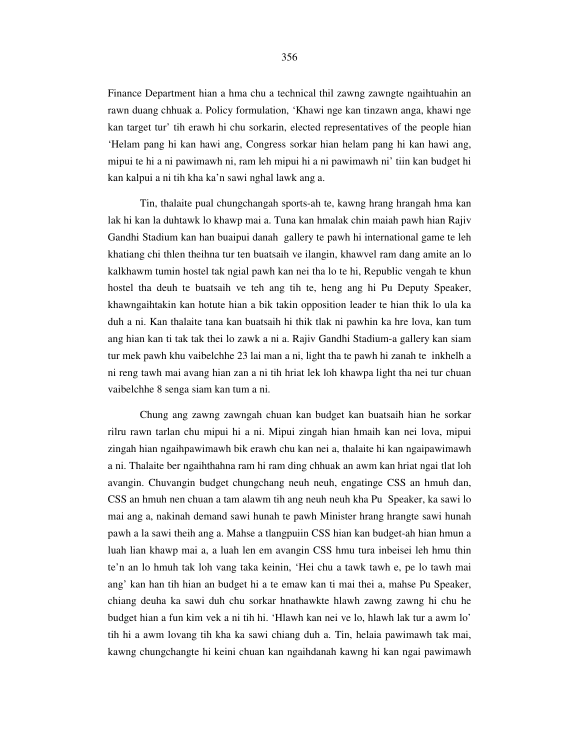Finance Department hian a hma chu a technical thil zawng zawngte ngaihtuahin an rawn duang chhuak a. Policy formulation, 'Khawi nge kan tinzawn anga, khawi nge kan target tur' tih erawh hi chu sorkarin, elected representatives of the people hian 'Helam pang hi kan hawi ang, Congress sorkar hian helam pang hi kan hawi ang, mipui te hi a ni pawimawh ni, ram leh mipui hi a ni pawimawh ni' tiin kan budget hi kan kalpui a ni tih kha ka'n sawi nghal lawk ang a.

Tin, thalaite pual chungchangah sports-ah te, kawng hrang hrangah hma kan lak hi kan la duhtawk lo khawp mai a. Tuna kan hmalak chin maiah pawh hian Rajiv Gandhi Stadium kan han buaipui danah gallery te pawh hi international game te leh khatiang chi thlen theihna tur ten buatsaih ve ilangin, khawvel ram dang amite an lo kalkhawm tumin hostel tak ngial pawh kan nei tha lo te hi, Republic vengah te khun hostel tha deuh te buatsaih ve teh ang tih te, heng ang hi Pu Deputy Speaker, khawngaihtakin kan hotute hian a bik takin opposition leader te hian thik lo ula ka duh a ni. Kan thalaite tana kan buatsaih hi thik tlak ni pawhin ka hre lova, kan tum ang hian kan ti tak tak thei lo zawk a ni a. Rajiv Gandhi Stadium-a gallery kan siam tur mek pawh khu vaibelchhe 23 lai man a ni, light tha te pawh hi zanah te inkhelh a ni reng tawh mai avang hian zan a ni tih hriat lek loh khawpa light tha nei tur chuan vaibelchhe 8 senga siam kan tum a ni.

Chung ang zawng zawngah chuan kan budget kan buatsaih hian he sorkar rilru rawn tarlan chu mipui hi a ni. Mipui zingah hian hmaih kan nei lova, mipui zingah hian ngaihpawimawh bik erawh chu kan nei a, thalaite hi kan ngaipawimawh a ni. Thalaite ber ngaihthahna ram hi ram ding chhuak an awm kan hriat ngai tlat loh avangin. Chuvangin budget chungchang neuh neuh, engatinge CSS an hmuh dan, CSS an hmuh nen chuan a tam alawm tih ang neuh neuh kha Pu Speaker, ka sawi lo mai ang a, nakinah demand sawi hunah te pawh Minister hrang hrangte sawi hunah pawh a la sawi theih ang a. Mahse a tlangpuiin CSS hian kan budget-ah hian hmun a luah lian khawp mai a, a luah len em avangin CSS hmu tura inbeisei leh hmu thin te'n an lo hmuh tak loh vang taka keinin, 'Hei chu a tawk tawh e, pe lo tawh mai ang' kan han tih hian an budget hi a te emaw kan ti mai thei a, mahse Pu Speaker, chiang deuha ka sawi duh chu sorkar hnathawkte hlawh zawng zawng hi chu he budget hian a fun kim vek a ni tih hi. 'Hlawh kan nei ve lo, hlawh lak tur a awm lo' tih hi a awm lovang tih kha ka sawi chiang duh a. Tin, helaia pawimawh tak mai, kawng chungchangte hi keini chuan kan ngaihdanah kawng hi kan ngai pawimawh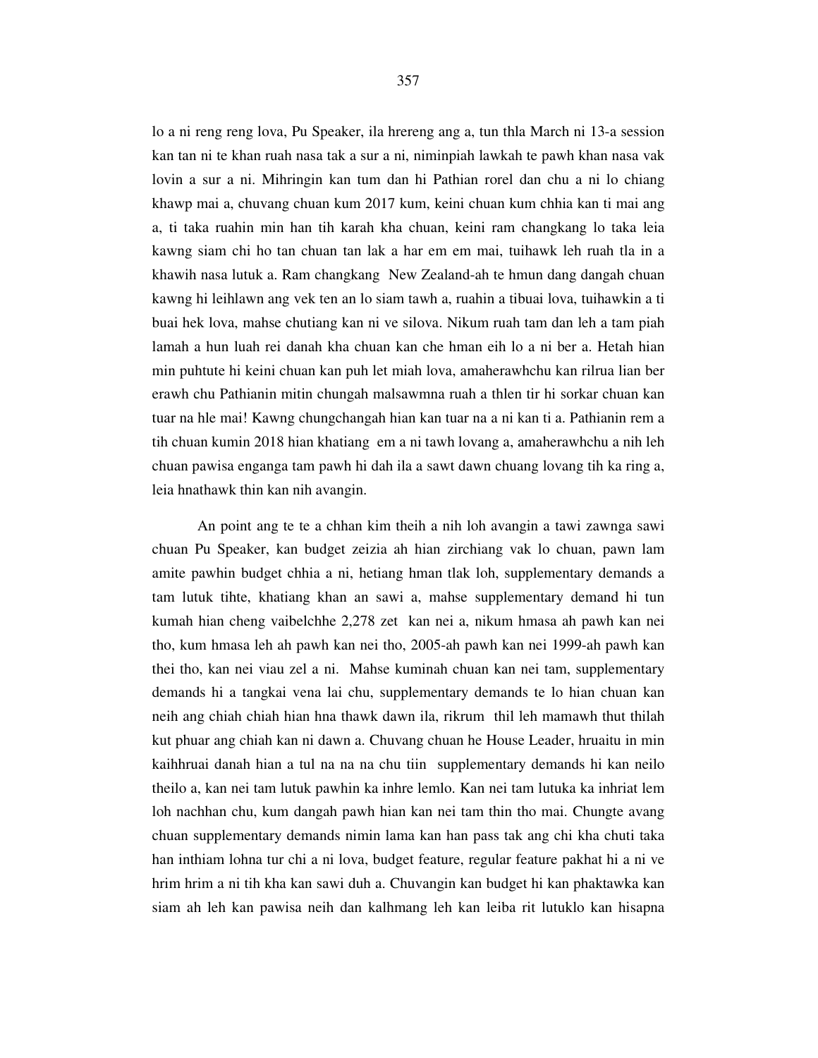lo a ni reng reng lova, Pu Speaker, ila hrereng ang a, tun thla March ni 13-a session kan tan ni te khan ruah nasa tak a sur a ni, niminpiah lawkah te pawh khan nasa vak lovin a sur a ni. Mihringin kan tum dan hi Pathian rorel dan chu a ni lo chiang khawp mai a, chuvang chuan kum 2017 kum, keini chuan kum chhia kan ti mai ang a, ti taka ruahin min han tih karah kha chuan, keini ram changkang lo taka leia kawng siam chi ho tan chuan tan lak a har em em mai, tuihawk leh ruah tla in a khawih nasa lutuk a. Ram changkang New Zealand-ah te hmun dang dangah chuan kawng hi leihlawn ang vek ten an lo siam tawh a, ruahin a tibuai lova, tuihawkin a ti buai hek lova, mahse chutiang kan ni ve silova. Nikum ruah tam dan leh a tam piah lamah a hun luah rei danah kha chuan kan che hman eih lo a ni ber a. Hetah hian min puhtute hi keini chuan kan puh let miah lova, amaherawhchu kan rilrua lian ber erawh chu Pathianin mitin chungah malsawmna ruah a thlen tir hi sorkar chuan kan tuar na hle mai! Kawng chungchangah hian kan tuar na a ni kan ti a. Pathianin rem a tih chuan kumin 2018 hian khatiang em a ni tawh lovang a, amaherawhchu a nih leh chuan pawisa enganga tam pawh hi dah ila a sawt dawn chuang lovang tih ka ring a, leia hnathawk thin kan nih avangin.

An point ang te te a chhan kim theih a nih loh avangin a tawi zawnga sawi chuan Pu Speaker, kan budget zeizia ah hian zirchiang vak lo chuan, pawn lam amite pawhin budget chhia a ni, hetiang hman tlak loh, supplementary demands a tam lutuk tihte, khatiang khan an sawi a, mahse supplementary demand hi tun kumah hian cheng vaibelchhe 2,278 zet kan nei a, nikum hmasa ah pawh kan nei tho, kum hmasa leh ah pawh kan nei tho, 2005-ah pawh kan nei 1999-ah pawh kan thei tho, kan nei viau zel a ni. Mahse kuminah chuan kan nei tam, supplementary demands hi a tangkai vena lai chu, supplementary demands te lo hian chuan kan neih ang chiah chiah hian hna thawk dawn ila, rikrum thil leh mamawh thut thilah kut phuar ang chiah kan ni dawn a. Chuvang chuan he House Leader, hruaitu in min kaihhruai danah hian a tul na na na chu tiin supplementary demands hi kan neilo theilo a, kan nei tam lutuk pawhin ka inhre lemlo. Kan nei tam lutuka ka inhriat lem loh nachhan chu, kum dangah pawh hian kan nei tam thin tho mai. Chungte avang chuan supplementary demands nimin lama kan han pass tak ang chi kha chuti taka han inthiam lohna tur chi a ni lova, budget feature, regular feature pakhat hi a ni ve hrim hrim a ni tih kha kan sawi duh a. Chuvangin kan budget hi kan phaktawka kan siam ah leh kan pawisa neih dan kalhmang leh kan leiba rit lutuklo kan hisapna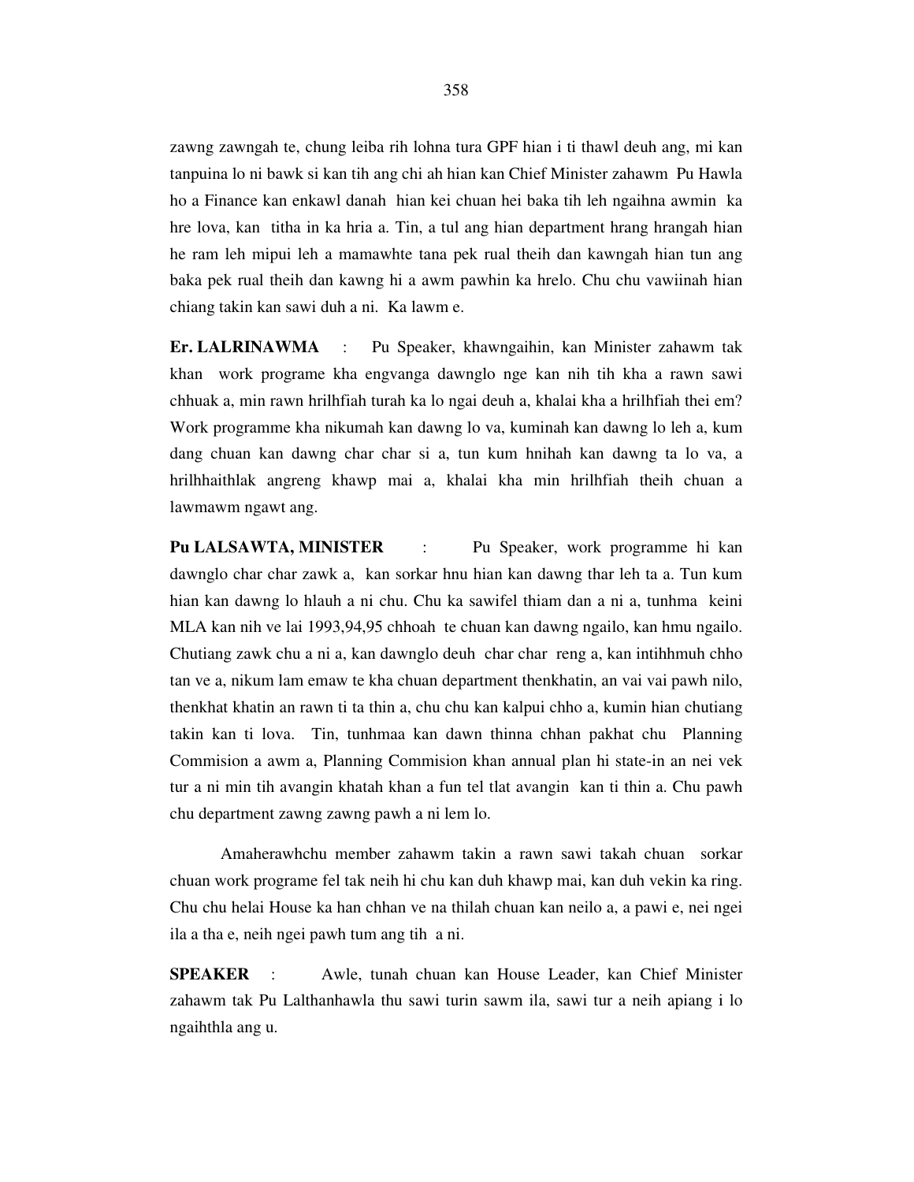zawng zawngah te, chung leiba rih lohna tura GPF hian i ti thawl deuh ang, mi kan tanpuina lo ni bawk si kan tih ang chi ah hian kan Chief Minister zahawm Pu Hawla ho a Finance kan enkawl danah hian kei chuan hei baka tih leh ngaihna awmin ka hre lova, kan titha in ka hria a. Tin, a tul ang hian department hrang hrangah hian he ram leh mipui leh a mamawhte tana pek rual theih dan kawngah hian tun ang baka pek rual theih dan kawng hi a awm pawhin ka hrelo. Chu chu vawiinah hian chiang takin kan sawi duh a ni. Ka lawm e.

**Er. LALRINAWMA** : Pu Speaker, khawngaihin, kan Minister zahawm tak khan work programe kha engvanga dawnglo nge kan nih tih kha a rawn sawi chhuak a, min rawn hrilhfiah turah ka lo ngai deuh a, khalai kha a hrilhfiah thei em? Work programme kha nikumah kan dawng lo va, kuminah kan dawng lo leh a, kum dang chuan kan dawng char char si a, tun kum hnihah kan dawng ta lo va, a hrilhhaithlak angreng khawp mai a, khalai kha min hrilhfiah theih chuan a lawmawm ngawt ang.

**Pu LALSAWTA, MINISTER** : Pu Speaker, work programme hi kan dawnglo char char zawk a, kan sorkar hnu hian kan dawng thar leh ta a. Tun kum hian kan dawng lo hlauh a ni chu. Chu ka sawifel thiam dan a ni a, tunhma keini MLA kan nih ve lai 1993,94,95 chhoah te chuan kan dawng ngailo, kan hmu ngailo. Chutiang zawk chu a ni a, kan dawnglo deuh char char reng a, kan intihhmuh chho tan ve a, nikum lam emaw te kha chuan department thenkhatin, an vai vai pawh nilo, thenkhat khatin an rawn ti ta thin a, chu chu kan kalpui chho a, kumin hian chutiang takin kan ti lova. Tin, tunhmaa kan dawn thinna chhan pakhat chu Planning Commision a awm a, Planning Commision khan annual plan hi state-in an nei vek tur a ni min tih avangin khatah khan a fun tel tlat avangin kan ti thin a. Chu pawh chu department zawng zawng pawh a ni lem lo.

Amaherawhchu member zahawm takin a rawn sawi takah chuan sorkar chuan work programe fel tak neih hi chu kan duh khawp mai, kan duh vekin ka ring. Chu chu helai House ka han chhan ve na thilah chuan kan neilo a, a pawi e, nei ngei ila a tha e, neih ngei pawh tum ang tih a ni.

**SPEAKER** : Awle, tunah chuan kan House Leader, kan Chief Minister zahawm tak Pu Lalthanhawla thu sawi turin sawm ila, sawi tur a neih apiang i lo ngaihthla ang u.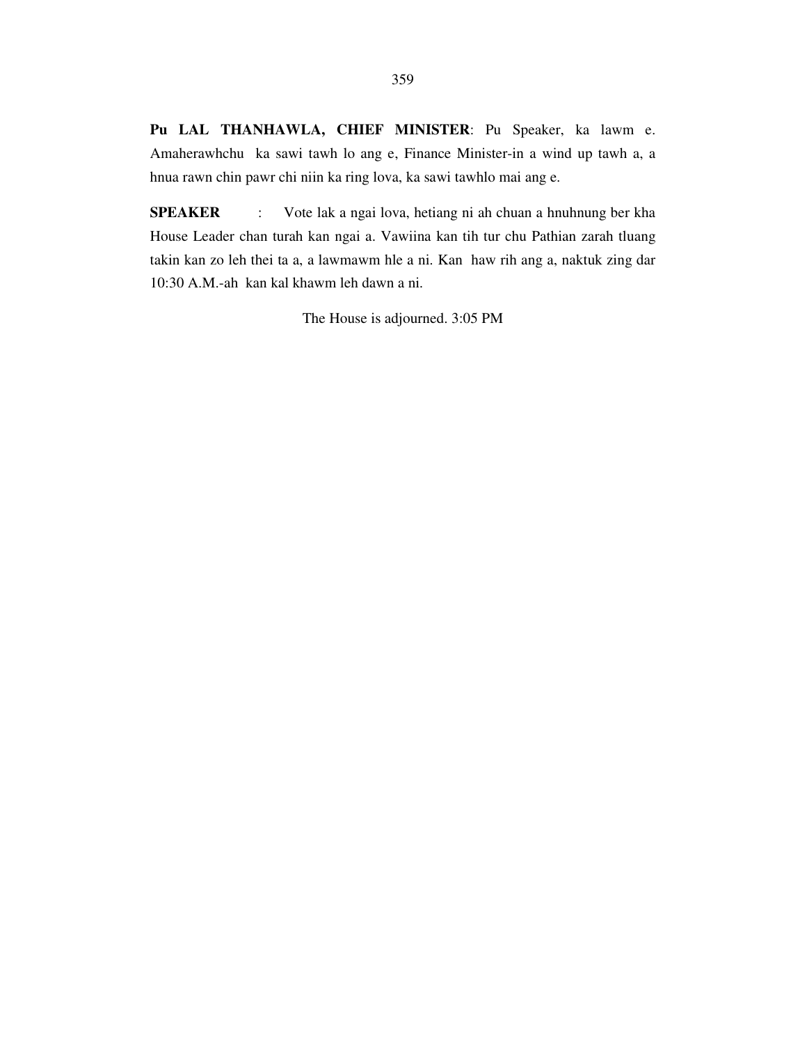**Pu LAL THANHAWLA, CHIEF MINISTER**: Pu Speaker, ka lawm e. Amaherawhchu ka sawi tawh lo ang e, Finance Minister-in a wind up tawh a, a hnua rawn chin pawr chi niin ka ring lova, ka sawi tawhlo mai ang e.

**SPEAKER** : Vote lak a ngai lova, hetiang ni ah chuan a hnuhnung ber kha House Leader chan turah kan ngai a. Vawiina kan tih tur chu Pathian zarah tluang takin kan zo leh thei ta a, a lawmawm hle a ni. Kan haw rih ang a, naktuk zing dar 10:30 A.M.-ah kan kal khawm leh dawn a ni.

The House is adjourned. 3:05 PM